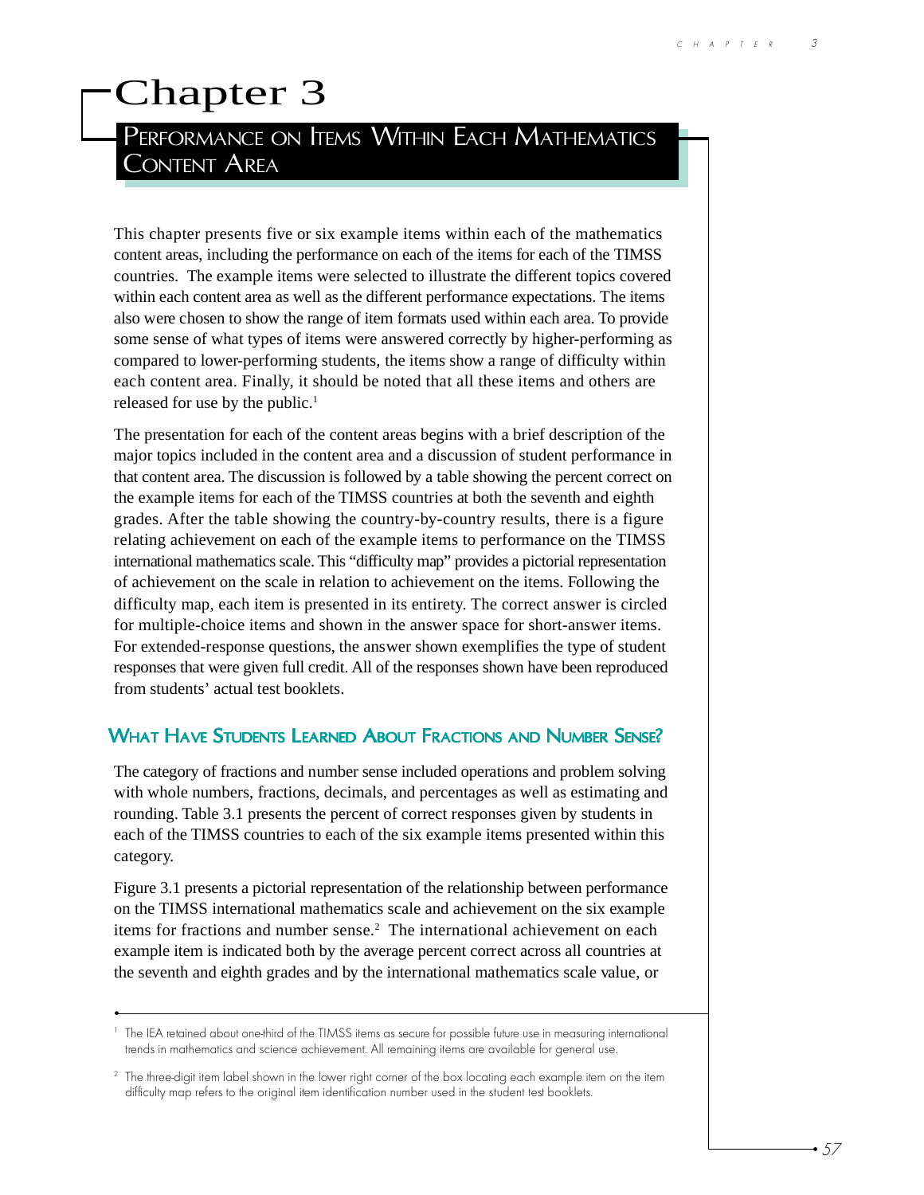# Chapter 3

## Performance on Items Within Each Mathematics Content Area

This chapter presents five or six example items within each of the mathematics content areas, including the performance on each of the items for each of the TIMSS countries. The example items were selected to illustrate the different topics covered within each content area as well as the different performance expectations. The items also were chosen to show the range of item formats used within each area. To provide some sense of what types of items were answered correctly by higher-performing as compared to lower-performing students, the items show a range of difficulty within each content area. Finally, it should be noted that all these items and others are released for use by the public.[1]

The presentation for each of the content areas begins with a brief description of the major topics included in the content area and a discussion of student performance in that content area. The discussion is followed by a table showing the percent correct on the example items for each of the TIMSS countries at both the seventh and eighth grades. After the table showing the country-by-country results, there is a figure relating achievement on each of the example items to performance on the TIMSS international mathematics scale. This "difficulty map" provides a pictorial representation of achievement on the scale in relation to achievement on the items. Following the difficulty map, each item is presented in its entirety. The correct answer is circled for multiple-choice items and shown in the answer space for short-answer items. For extended-response questions, the answer shown exemplifies the type of student responses that were given full credit. All of the responses shown have been reproduced from students' actual test booklets.

### What Have Students Learned About Fractions and Number Sense?

The category of fractions and number sense included operations and problem solving with whole numbers, fractions, decimals, and percentages as well as estimating and rounding. Table 3.1 presents the percent of correct responses given by students in each of the TIMSS countries to each of the six example items presented within this category.

Figure 3.1 presents a pictorial representation of the relationship between performance on the TIMSS international mathematics scale and achievement on the six example items for fractions and number sense.[2] The international achievement on each example item is indicated both by the average percent correct across all countries at the seventh and eighth grades and by the international mathematics scale value, or

---

[1] The IEA retained about one-third of the TIMSS items as secure for possible future use in measuring international trends in mathematics and science achievement. All remaining items are available for general use.

[2] The three-digit item label shown in the lower right corner of the box locating each example item on the item difficulty map refers to the original item identification number used in the student test booklets.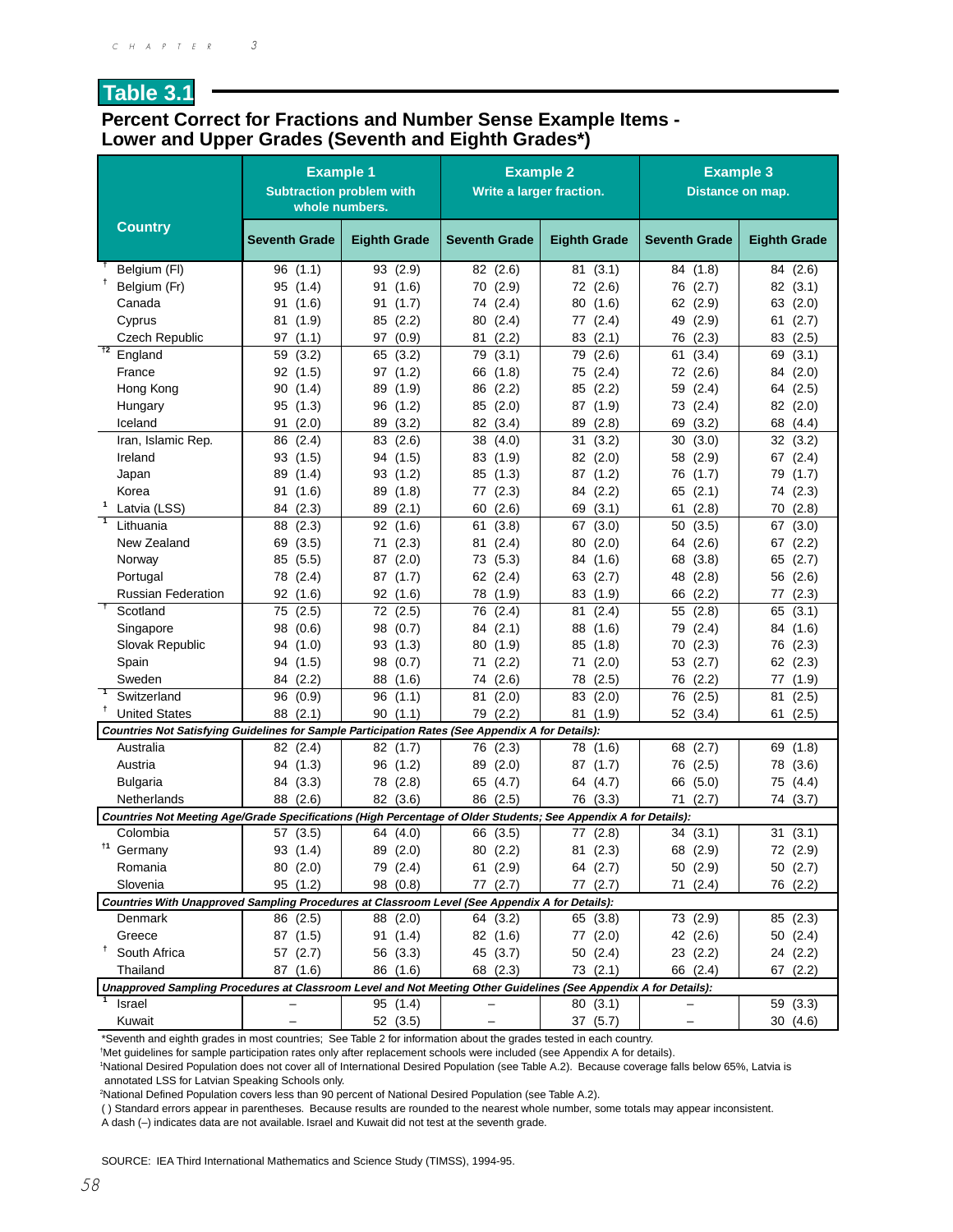## Table 3.1

### Percent Correct for Fractions and Number Sense Example Items - Lower and Upper Grades (Seventh and Eighth Grades*)

| Country | Example 1 Subtraction problem with whole numbers. | | Example 2 Write a larger fraction. | | Example 3 Distance on map. | |
|---|---|---|---|---|---|---|
| | Seventh Grade | Eighth Grade | Seventh Grade | Eighth Grade | Seventh Grade | Eighth Grade |
| † Belgium (Fl) | 96 (1.1) | 93 (2.9) | 82 (2.6) | 81 (3.1) | 84 (1.8) | 84 (2.6) |
| † Belgium (Fr) | 95 (1.4) | 91 (1.6) | 70 (2.9) | 72 (2.6) | 76 (2.7) | 82 (3.1) |
| Canada | 91 (1.6) | 91 (1.7) | 74 (2.4) | 80 (1.6) | 62 (2.9) | 63 (2.0) |
| Cyprus | 81 (1.9) | 85 (2.2) | 80 (2.4) | 77 (2.4) | 49 (2.9) | 61 (2.7) |
| Czech Republic | 97 (1.1) | 97 (0.9) | 81 (2.2) | 83 (2.1) | 76 (2.3) | 83 (2.5) |
| †2 England | 59 (3.2) | 65 (3.2) | 79 (3.1) | 79 (2.6) | 61 (3.4) | 69 (3.1) |
| France | 92 (1.5) | 97 (1.2) | 66 (1.8) | 75 (2.4) | 72 (2.6) | 84 (2.0) |
| Hong Kong | 90 (1.4) | 89 (1.9) | 86 (2.2) | 85 (2.2) | 59 (2.4) | 64 (2.5) |
| Hungary | 95 (1.3) | 96 (1.2) | 85 (2.0) | 87 (1.9) | 73 (2.4) | 82 (2.0) |
| Iceland | 91 (2.0) | 89 (3.2) | 82 (3.4) | 89 (2.8) | 69 (3.2) | 68 (4.4) |
| Iran, Islamic Rep. | 86 (2.4) | 83 (2.6) | 38 (4.0) | 31 (3.2) | 30 (3.0) | 32 (3.2) |
| Ireland | 93 (1.5) | 94 (1.5) | 83 (1.9) | 82 (2.0) | 58 (2.9) | 67 (2.4) |
| Japan | 89 (1.4) | 93 (1.2) | 85 (1.3) | 87 (1.2) | 76 (1.7) | 79 (1.7) |
| Korea | 91 (1.6) | 89 (1.8) | 77 (2.3) | 84 (2.2) | 65 (2.1) | 74 (2.3) |
| 1 Latvia (LSS) | 84 (2.3) | 89 (2.1) | 60 (2.6) | 69 (3.1) | 61 (2.8) | 70 (2.8) |
| 1 Lithuania | 88 (2.3) | 92 (1.6) | 61 (3.8) | 67 (3.0) | 50 (3.5) | 67 (3.0) |
| New Zealand | 69 (3.5) | 71 (2.3) | 81 (2.4) | 80 (2.0) | 64 (2.6) | 67 (2.2) |
| Norway | 85 (5.5) | 87 (2.0) | 73 (5.3) | 84 (1.6) | 68 (3.8) | 65 (2.7) |
| Portugal | 78 (2.4) | 87 (1.7) | 62 (2.4) | 63 (2.7) | 48 (2.8) | 56 (2.6) |
| Russian Federation | 92 (1.6) | 92 (1.6) | 78 (1.9) | 83 (1.9) | 66 (2.2) | 77 (2.3) |
| † Scotland | 75 (2.5) | 72 (2.5) | 76 (2.4) | 81 (2.4) | 55 (2.8) | 65 (3.1) |
| Singapore | 98 (0.6) | 98 (0.7) | 84 (2.1) | 88 (1.6) | 79 (2.4) | 84 (1.6) |
| Slovak Republic | 94 (1.0) | 93 (1.3) | 80 (1.9) | 85 (1.8) | 70 (2.3) | 76 (2.3) |
| Spain | 94 (1.5) | 98 (0.7) | 71 (2.2) | 71 (2.0) | 53 (2.7) | 62 (2.3) |
| Sweden | 84 (2.2) | 88 (1.6) | 74 (2.6) | 78 (2.5) | 76 (2.2) | 77 (1.9) |
| 1 Switzerland | 96 (0.9) | 96 (1.1) | 81 (2.0) | 83 (2.0) | 76 (2.5) | 81 (2.5) |
| † United States | 88 (2.1) | 90 (1.1) | 79 (2.2) | 81 (1.9) | 52 (3.4) | 61 (2.5) |
| ***Countries Not Satisfying Guidelines for Sample Participation Rates (See Appendix A for Details):*** | | | | | | |
| Australia | 82 (2.4) | 82 (1.7) | 76 (2.3) | 78 (1.6) | 68 (2.7) | 69 (1.8) |
| Austria | 94 (1.3) | 96 (1.2) | 89 (2.0) | 87 (1.7) | 76 (2.5) | 78 (3.6) |
| Bulgaria | 84 (3.3) | 78 (2.8) | 65 (4.7) | 64 (4.7) | 66 (5.0) | 75 (4.4) |
| Netherlands | 88 (2.6) | 82 (3.6) | 86 (2.5) | 76 (3.3) | 71 (2.7) | 74 (3.7) |
| ***Countries Not Meeting Age/Grade Specifications (High Percentage of Older Students; See Appendix A for Details):*** | | | | | | |
| Colombia | 57 (3.5) | 64 (4.0) | 66 (3.5) | 77 (2.8) | 34 (3.1) | 31 (3.1) |
| †1 Germany | 93 (1.4) | 89 (2.0) | 80 (2.2) | 81 (2.3) | 68 (2.9) | 72 (2.9) |
| Romania | 80 (2.0) | 79 (2.4) | 61 (2.9) | 64 (2.7) | 50 (2.9) | 50 (2.7) |
| Slovenia | 95 (1.2) | 98 (0.8) | 77 (2.7) | 77 (2.7) | 71 (2.4) | 76 (2.2) |
| ***Countries With Unapproved Sampling Procedures at Classroom Level (See Appendix A for Details):*** | | | | | | |
| Denmark | 86 (2.5) | 88 (2.0) | 64 (3.2) | 65 (3.8) | 73 (2.9) | 85 (2.3) |
| Greece | 87 (1.5) | 91 (1.4) | 82 (1.6) | 77 (2.0) | 42 (2.6) | 50 (2.4) |
| † South Africa | 57 (2.7) | 56 (3.3) | 45 (3.7) | 50 (2.4) | 23 (2.2) | 24 (2.2) |
| Thailand | 87 (1.6) | 86 (1.6) | 68 (2.3) | 73 (2.1) | 66 (2.4) | 67 (2.2) |
| ***Unapproved Sampling Procedures at Classroom Level and Not Meeting Other Guidelines (See Appendix A for Details):*** | | | | | | |
| 1 Israel | – | 95 (1.4) | – | 80 (3.1) | – | 59 (3.3) |
| Kuwait | – | 52 (3.5) | – | 37 (5.7) | – | 30 (4.6) |

*Seventh and eighth grades in most countries; See Table 2 for information about the grades tested in each country.

†Met guidelines for sample participation rates only after replacement schools were included (see Appendix A for details).

¹National Desired Population does not cover all of International Desired Population (see Table A.2). Because coverage falls below 65%, Latvia is annotated LSS for Latvian Speaking Schools only.

²National Defined Population covers less than 90 percent of National Desired Population (see Table A.2).

( ) Standard errors appear in parentheses. Because results are rounded to the nearest whole number, some totals may appear inconsistent.

A dash (–) indicates data are not available. Israel and Kuwait did not test at the seventh grade.

SOURCE: IEA Third International Mathematics and Science Study (TIMSS), 1994-95.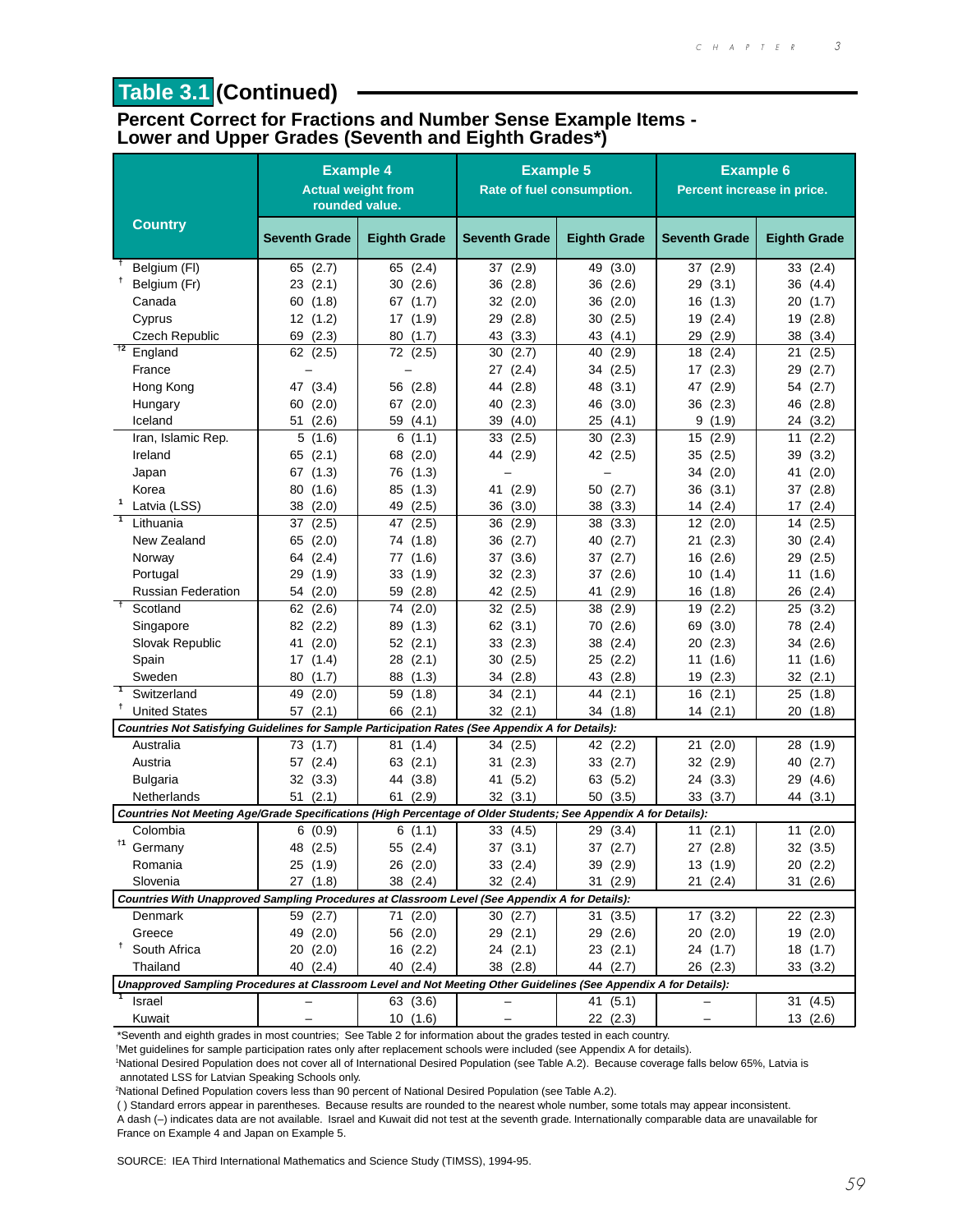# Table 3.1 (Continued)

## Percent Correct for Fractions and Number Sense Example Items - Lower and Upper Grades (Seventh and Eighth Grades*)

| Country | Example 4 Actual weight from rounded value. | | Example 5 Rate of fuel consumption. | | Example 6 Percent increase in price. | |
|---|---|---|---|---|---|---|
| | Seventh Grade | Eighth Grade | Seventh Grade | Eighth Grade | Seventh Grade | Eighth Grade |
| † Belgium (Fl) | 65 (2.7) | 65 (2.4) | 37 (2.9) | 49 (3.0) | 37 (2.9) | 33 (2.4) |
| † Belgium (Fr) | 23 (2.1) | 30 (2.6) | 36 (2.8) | 36 (2.6) | 29 (3.1) | 36 (4.4) |
| Canada | 60 (1.8) | 67 (1.7) | 32 (2.0) | 36 (2.0) | 16 (1.3) | 20 (1.7) |
| Cyprus | 12 (1.2) | 17 (1.9) | 29 (2.8) | 30 (2.5) | 19 (2.4) | 19 (2.8) |
| Czech Republic | 69 (2.3) | 80 (1.7) | 43 (3.3) | 43 (4.1) | 29 (2.9) | 38 (3.4) |
| †2 England | 62 (2.5) | 72 (2.5) | 30 (2.7) | 40 (2.9) | 18 (2.4) | 21 (2.5) |
| France | – | – | 27 (2.4) | 34 (2.5) | 17 (2.3) | 29 (2.7) |
| Hong Kong | 47 (3.4) | 56 (2.8) | 44 (2.8) | 48 (3.1) | 47 (2.9) | 54 (2.7) |
| Hungary | 60 (2.0) | 67 (2.0) | 40 (2.3) | 46 (3.0) | 36 (2.3) | 46 (2.8) |
| Iceland | 51 (2.6) | 59 (4.1) | 39 (4.0) | 25 (4.1) | 9 (1.9) | 24 (3.2) |
| Iran, Islamic Rep. | 5 (1.6) | 6 (1.1) | 33 (2.5) | 30 (2.3) | 15 (2.9) | 11 (2.2) |
| Ireland | 65 (2.1) | 68 (2.0) | 44 (2.9) | 42 (2.5) | 35 (2.5) | 39 (3.2) |
| Japan | 67 (1.3) | 76 (1.3) | – | – | 34 (2.0) | 41 (2.0) |
| Korea | 80 (1.6) | 85 (1.3) | 41 (2.9) | 50 (2.7) | 36 (3.1) | 37 (2.8) |
| 1 Latvia (LSS) | 38 (2.0) | 49 (2.5) | 36 (3.0) | 38 (3.3) | 14 (2.4) | 17 (2.4) |
| 1 Lithuania | 37 (2.5) | 47 (2.5) | 36 (2.9) | 38 (3.3) | 12 (2.0) | 14 (2.5) |
| New Zealand | 65 (2.0) | 74 (1.8) | 36 (2.7) | 40 (2.7) | 21 (2.3) | 30 (2.4) |
| Norway | 64 (2.4) | 77 (1.6) | 37 (3.6) | 37 (2.7) | 16 (2.6) | 29 (2.5) |
| Portugal | 29 (1.9) | 33 (1.9) | 32 (2.3) | 37 (2.6) | 10 (1.4) | 11 (1.6) |
| Russian Federation | 54 (2.0) | 59 (2.8) | 42 (2.5) | 41 (2.9) | 16 (1.8) | 26 (2.4) |
| † Scotland | 62 (2.6) | 74 (2.0) | 32 (2.5) | 38 (2.9) | 19 (2.2) | 25 (3.2) |
| Singapore | 82 (2.2) | 89 (1.3) | 62 (3.1) | 70 (2.6) | 69 (3.0) | 78 (2.4) |
| Slovak Republic | 41 (2.0) | 52 (2.1) | 33 (2.3) | 38 (2.4) | 20 (2.3) | 34 (2.6) |
| Spain | 17 (1.4) | 28 (2.1) | 30 (2.5) | 25 (2.2) | 11 (1.6) | 11 (1.6) |
| Sweden | 80 (1.7) | 88 (1.3) | 34 (2.8) | 43 (2.8) | 19 (2.3) | 32 (2.1) |
| 1 Switzerland | 49 (2.0) | 59 (1.8) | 34 (2.1) | 44 (2.1) | 16 (2.1) | 25 (1.8) |
| † United States | 57 (2.1) | 66 (2.1) | 32 (2.1) | 34 (1.8) | 14 (2.1) | 20 (1.8) |
| *Countries Not Satisfying Guidelines for Sample Participation Rates (See Appendix A for Details):* | | | | | | |
| Australia | 73 (1.7) | 81 (1.4) | 34 (2.5) | 42 (2.2) | 21 (2.0) | 28 (1.9) |
| Austria | 57 (2.4) | 63 (2.1) | 31 (2.3) | 33 (2.7) | 32 (2.9) | 40 (2.7) |
| Bulgaria | 32 (3.3) | 44 (3.8) | 41 (5.2) | 63 (5.2) | 24 (3.3) | 29 (4.6) |
| Netherlands | 51 (2.1) | 61 (2.9) | 32 (3.1) | 50 (3.5) | 33 (3.7) | 44 (3.1) |
| *Countries Not Meeting Age/Grade Specifications (High Percentage of Older Students; See Appendix A for Details):* | | | | | | |
| Colombia | 6 (0.9) | 6 (1.1) | 33 (4.5) | 29 (3.4) | 11 (2.1) | 11 (2.0) |
| †1 Germany | 48 (2.5) | 55 (2.4) | 37 (3.1) | 37 (2.7) | 27 (2.8) | 32 (3.5) |
| Romania | 25 (1.9) | 26 (2.0) | 33 (2.4) | 39 (2.9) | 13 (1.9) | 20 (2.2) |
| Slovenia | 27 (1.8) | 38 (2.4) | 32 (2.4) | 31 (2.9) | 21 (2.4) | 31 (2.6) |
| *Countries With Unapproved Sampling Procedures at Classroom Level (See Appendix A for Details):* | | | | | | |
| Denmark | 59 (2.7) | 71 (2.0) | 30 (2.7) | 31 (3.5) | 17 (3.2) | 22 (2.3) |
| Greece | 49 (2.0) | 56 (2.0) | 29 (2.1) | 29 (2.6) | 20 (2.0) | 19 (2.0) |
| † South Africa | 20 (2.0) | 16 (2.2) | 24 (2.1) | 23 (2.1) | 24 (1.7) | 18 (1.7) |
| Thailand | 40 (2.4) | 40 (2.4) | 38 (2.8) | 44 (2.7) | 26 (2.3) | 33 (3.2) |
| *Unapproved Sampling Procedures at Classroom Level and Not Meeting Other Guidelines (See Appendix A for Details):* | | | | | | |
| 1 Israel | – | 63 (3.6) | – | 41 (5.1) | – | 31 (4.5) |
| Kuwait | – | 10 (1.6) | – | 22 (2.3) | – | 13 (2.6) |

*Seventh and eighth grades in most countries; See Table 2 for information about the grades tested in each country.

†Met guidelines for sample participation rates only after replacement schools were included (see Appendix A for details).

¹National Desired Population does not cover all of International Desired Population (see Table A.2). Because coverage falls below 65%, Latvia is annotated LSS for Latvian Speaking Schools only.

²National Defined Population covers less than 90 percent of National Desired Population (see Table A.2).

( ) Standard errors appear in parentheses. Because results are rounded to the nearest whole number, some totals may appear inconsistent.

A dash (–) indicates data are not available. Israel and Kuwait did not test at the seventh grade. Internationally comparable data are unavailable for France on Example 4 and Japan on Example 5.

SOURCE: IEA Third International Mathematics and Science Study (TIMSS), 1994-95.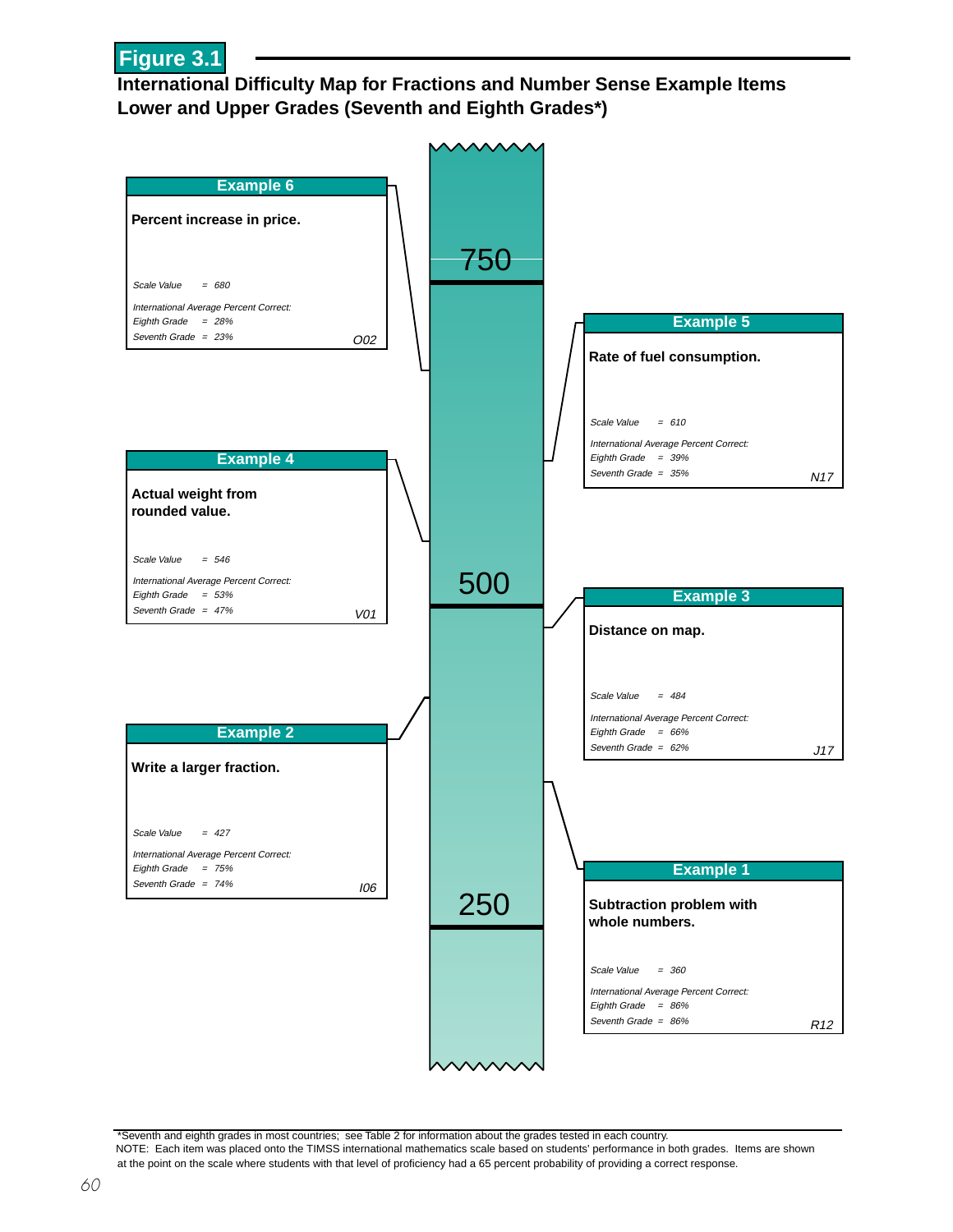# Figure 3.1

## International Difficulty Map for Fractions and Number Sense Example Items Lower and Upper Grades (Seventh and Eighth Grades*)

750

500

250

**Example 6**

**Percent increase in price.**

*Scale Value = 680*

*International Average Percent Correct:*
*Eighth Grade = 28%*
*Seventh Grade = 23%*

*O02*

**Example 5**

**Rate of fuel consumption.**

*Scale Value = 610*

*International Average Percent Correct:*
*Eighth Grade = 39%*
*Seventh Grade = 35%*

*N17*

**Example 4**

**Actual weight from rounded value.**

*Scale Value = 546*

*International Average Percent Correct:*
*Eighth Grade = 53%*
*Seventh Grade = 47%*

*V01*

**Example 3**

**Distance on map.**

*Scale Value = 484*

*International Average Percent Correct:*
*Eighth Grade = 66%*
*Seventh Grade = 62%*

*J17*

**Example 2**

**Write a larger fraction.**

*Scale Value = 427*

*International Average Percent Correct:*
*Eighth Grade = 75%*
*Seventh Grade = 74%*

*I06*

**Example 1**

**Subtraction problem with whole numbers.**

*Scale Value = 360*

*International Average Percent Correct:*
*Eighth Grade = 86%*
*Seventh Grade = 86%*

*R12*

*Seventh and eighth grades in most countries; see Table 2 for information about the grades tested in each country.
NOTE: Each item was placed onto the TIMSS international mathematics scale based on students' performance in both grades. Items are shown at the point on the scale where students with that level of proficiency had a 65 percent probability of providing a correct response.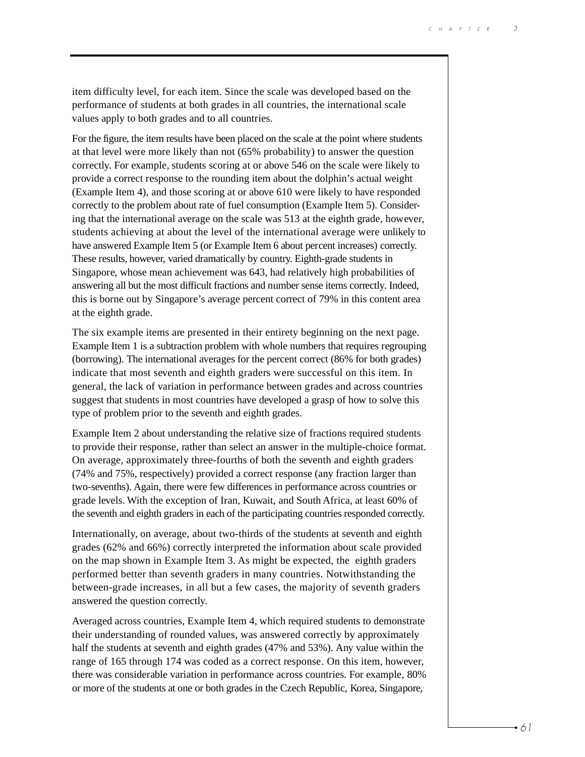item difficulty level, for each item. Since the scale was developed based on the performance of students at both grades in all countries, the international scale values apply to both grades and to all countries.

For the figure, the item results have been placed on the scale at the point where students at that level were more likely than not (65% probability) to answer the question correctly. For example, students scoring at or above 546 on the scale were likely to provide a correct response to the rounding item about the dolphin's actual weight (Example Item 4), and those scoring at or above 610 were likely to have responded correctly to the problem about rate of fuel consumption (Example Item 5). Considering that the international average on the scale was 513 at the eighth grade, however, students achieving at about the level of the international average were unlikely to have answered Example Item 5 (or Example Item 6 about percent increases) correctly. These results, however, varied dramatically by country. Eighth-grade students in Singapore, whose mean achievement was 643, had relatively high probabilities of answering all but the most difficult fractions and number sense items correctly. Indeed, this is borne out by Singapore's average percent correct of 79% in this content area at the eighth grade.

The six example items are presented in their entirety beginning on the next page. Example Item 1 is a subtraction problem with whole numbers that requires regrouping (borrowing). The international averages for the percent correct (86% for both grades) indicate that most seventh and eighth graders were successful on this item. In general, the lack of variation in performance between grades and across countries suggest that students in most countries have developed a grasp of how to solve this type of problem prior to the seventh and eighth grades.

Example Item 2 about understanding the relative size of fractions required students to provide their response, rather than select an answer in the multiple-choice format. On average, approximately three-fourths of both the seventh and eighth graders (74% and 75%, respectively) provided a correct response (any fraction larger than two-sevenths). Again, there were few differences in performance across countries or grade levels. With the exception of Iran, Kuwait, and South Africa, at least 60% of the seventh and eighth graders in each of the participating countries responded correctly.

Internationally, on average, about two-thirds of the students at seventh and eighth grades (62% and 66%) correctly interpreted the information about scale provided on the map shown in Example Item 3. As might be expected, the eighth graders performed better than seventh graders in many countries. Notwithstanding the between-grade increases, in all but a few cases, the majority of seventh graders answered the question correctly.

Averaged across countries, Example Item 4, which required students to demonstrate their understanding of rounded values, was answered correctly by approximately half the students at seventh and eighth grades (47% and 53%). Any value within the range of 165 through 174 was coded as a correct response. On this item, however, there was considerable variation in performance across countries. For example, 80% or more of the students at one or both grades in the Czech Republic, Korea, Singapore,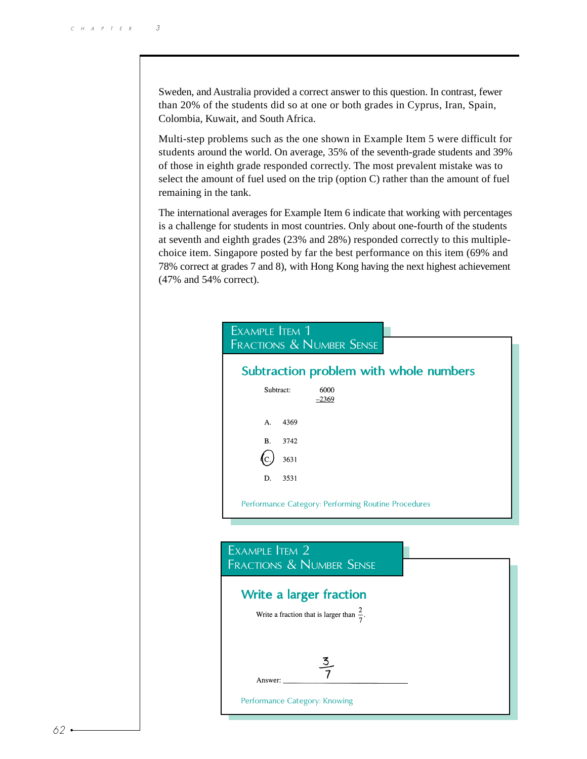Sweden, and Australia provided a correct answer to this question. In contrast, fewer than 20% of the students did so at one or both grades in Cyprus, Iran, Spain, Colombia, Kuwait, and South Africa.

Multi-step problems such as the one shown in Example Item 5 were difficult for students around the world. On average, 35% of the seventh-grade students and 39% of those in eighth grade responded correctly. The most prevalent mistake was to select the amount of fuel used on the trip (option C) rather than the amount of fuel remaining in the tank.

The international averages for Example Item 6 indicate that working with percentages is a challenge for students in most countries. Only about one-fourth of the students at seventh and eighth grades (23% and 28%) responded correctly to this multiple-choice item. Singapore posted by far the best performance on this item (69% and 78% correct at grades 7 and 8), with Hong Kong having the next highest achievement (47% and 54% correct).

## Example Item 1
## Fractions & Number Sense

### Subtraction problem with whole numbers

Subtract:

$$\begin{array}{r} 6000 \\ \underline{-2369} \end{array}$$

A. 4369

B. 3742

(C.) 3631

D. 3531

Performance Category: Performing Routine Procedures

## Example Item 2
## Fractions & Number Sense

### Write a larger fraction

Write a fraction that is larger than $\frac{2}{7}$.

Answer: $\frac{3}{7}$

Performance Category: Knowing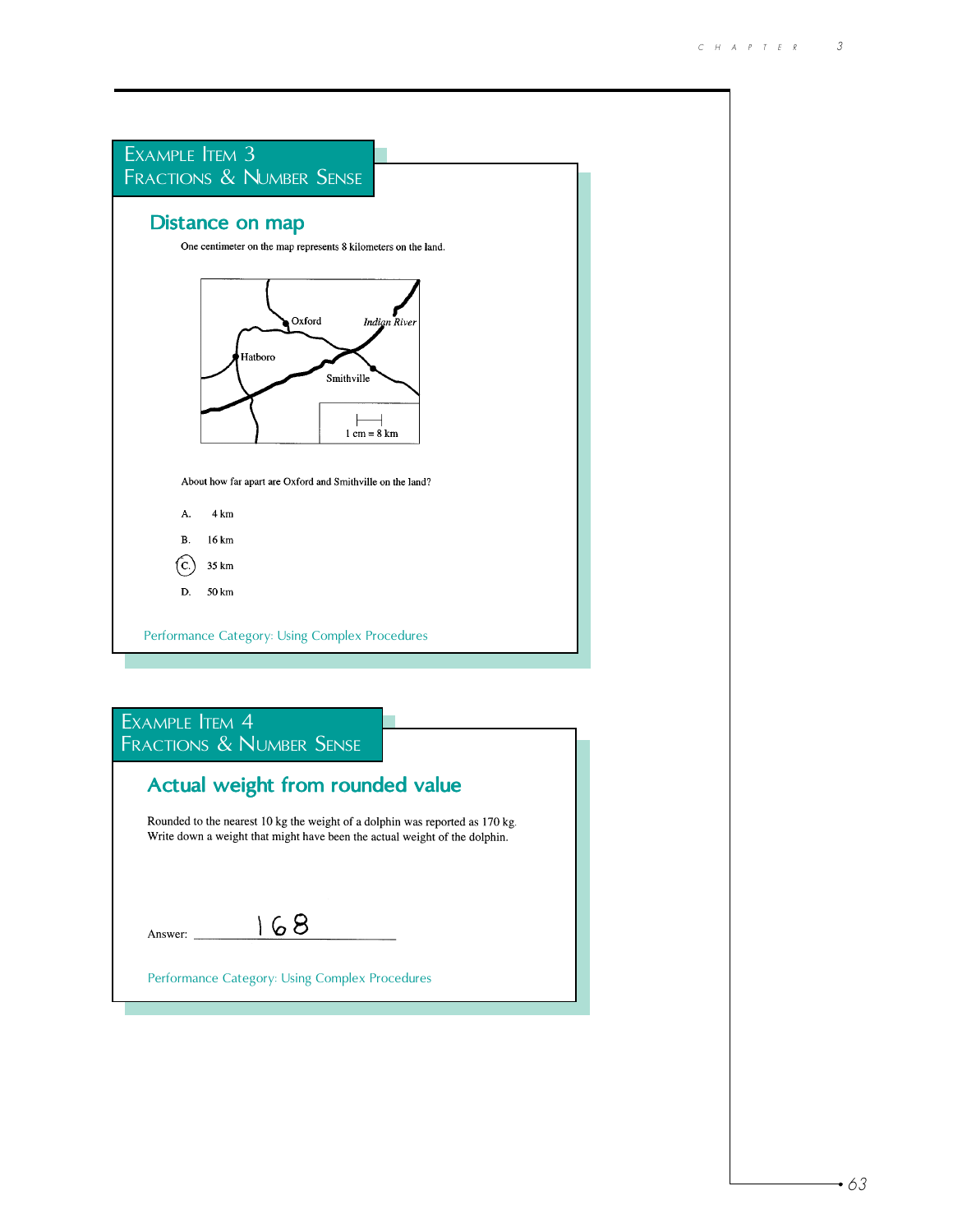## Example Item 3
## Fractions & Number Sense

### Distance on map

One centimeter on the map represents 8 kilometers on the land.

Oxford
Indian River
Hatboro
Smithville
1 cm = 8 km

About how far apart are Oxford and Smithville on the land?

A. 4 km

B. 16 km

(C.) 35 km

D. 50 km

Performance Category: Using Complex Procedures

## Example Item 4
## Fractions & Number Sense

### Actual weight from rounded value

Rounded to the nearest 10 kg the weight of a dolphin was reported as 170 kg. Write down a weight that might have been the actual weight of the dolphin.

Answer: 168

Performance Category: Using Complex Procedures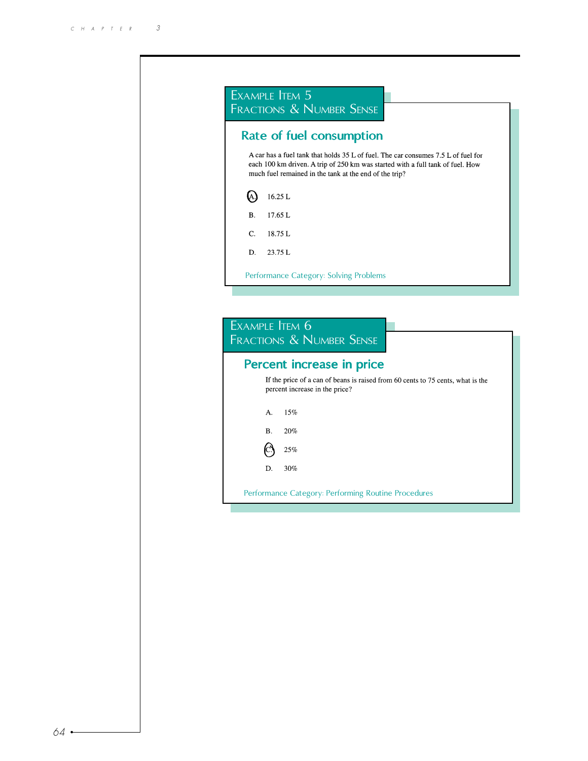## Example Item 5
## Fractions & Number Sense

### Rate of fuel consumption

A car has a fuel tank that holds 35 L of fuel. The car consumes 7.5 L of fuel for each 100 km driven. A trip of 250 km was started with a full tank of fuel. How much fuel remained in the tank at the end of the trip?

- (A.) 16.25 L
- B. 17.65 L
- C. 18.75 L
- D. 23.75 L

Performance Category: Solving Problems

## Example Item 6
## Fractions & Number Sense

### Percent increase in price

If the price of a can of beans is raised from 60 cents to 75 cents, what is the percent increase in the price?

- A. 15%
- B. 20%
- (C.) 25%
- D. 30%

Performance Category: Performing Routine Procedures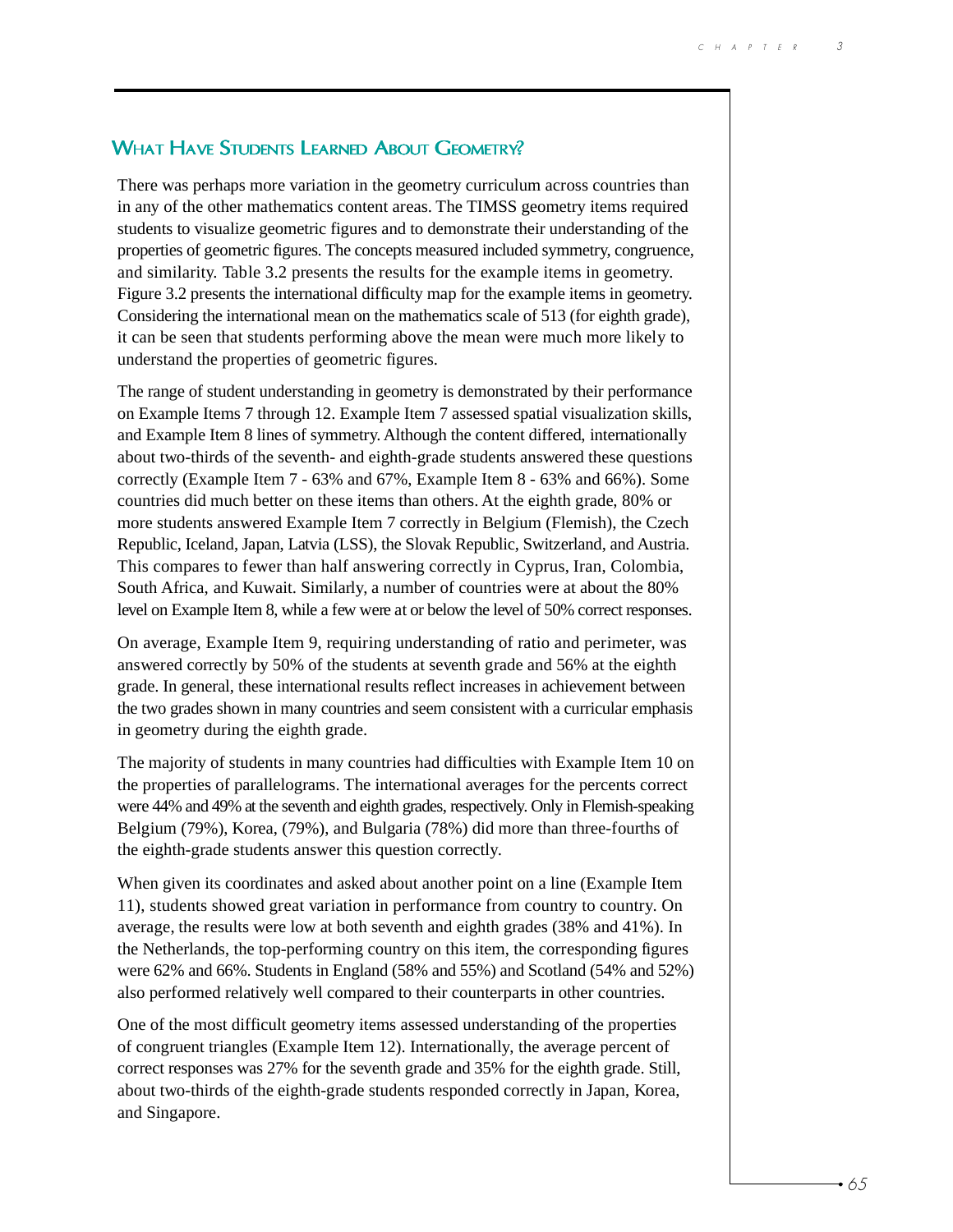## What Have Students Learned About Geometry?

There was perhaps more variation in the geometry curriculum across countries than in any of the other mathematics content areas. The TIMSS geometry items required students to visualize geometric figures and to demonstrate their understanding of the properties of geometric figures. The concepts measured included symmetry, congruence, and similarity. Table 3.2 presents the results for the example items in geometry. Figure 3.2 presents the international difficulty map for the example items in geometry. Considering the international mean on the mathematics scale of 513 (for eighth grade), it can be seen that students performing above the mean were much more likely to understand the properties of geometric figures.

The range of student understanding in geometry is demonstrated by their performance on Example Items 7 through 12. Example Item 7 assessed spatial visualization skills, and Example Item 8 lines of symmetry. Although the content differed, internationally about two-thirds of the seventh- and eighth-grade students answered these questions correctly (Example Item 7 - 63% and 67%, Example Item 8 - 63% and 66%). Some countries did much better on these items than others. At the eighth grade, 80% or more students answered Example Item 7 correctly in Belgium (Flemish), the Czech Republic, Iceland, Japan, Latvia (LSS), the Slovak Republic, Switzerland, and Austria. This compares to fewer than half answering correctly in Cyprus, Iran, Colombia, South Africa, and Kuwait. Similarly, a number of countries were at about the 80% level on Example Item 8, while a few were at or below the level of 50% correct responses.

On average, Example Item 9, requiring understanding of ratio and perimeter, was answered correctly by 50% of the students at seventh grade and 56% at the eighth grade. In general, these international results reflect increases in achievement between the two grades shown in many countries and seem consistent with a curricular emphasis in geometry during the eighth grade.

The majority of students in many countries had difficulties with Example Item 10 on the properties of parallelograms. The international averages for the percents correct were 44% and 49% at the seventh and eighth grades, respectively. Only in Flemish-speaking Belgium (79%), Korea, (79%), and Bulgaria (78%) did more than three-fourths of the eighth-grade students answer this question correctly.

When given its coordinates and asked about another point on a line (Example Item 11), students showed great variation in performance from country to country. On average, the results were low at both seventh and eighth grades (38% and 41%). In the Netherlands, the top-performing country on this item, the corresponding figures were 62% and 66%. Students in England (58% and 55%) and Scotland (54% and 52%) also performed relatively well compared to their counterparts in other countries.

One of the most difficult geometry items assessed understanding of the properties of congruent triangles (Example Item 12). Internationally, the average percent of correct responses was 27% for the seventh grade and 35% for the eighth grade. Still, about two-thirds of the eighth-grade students responded correctly in Japan, Korea, and Singapore.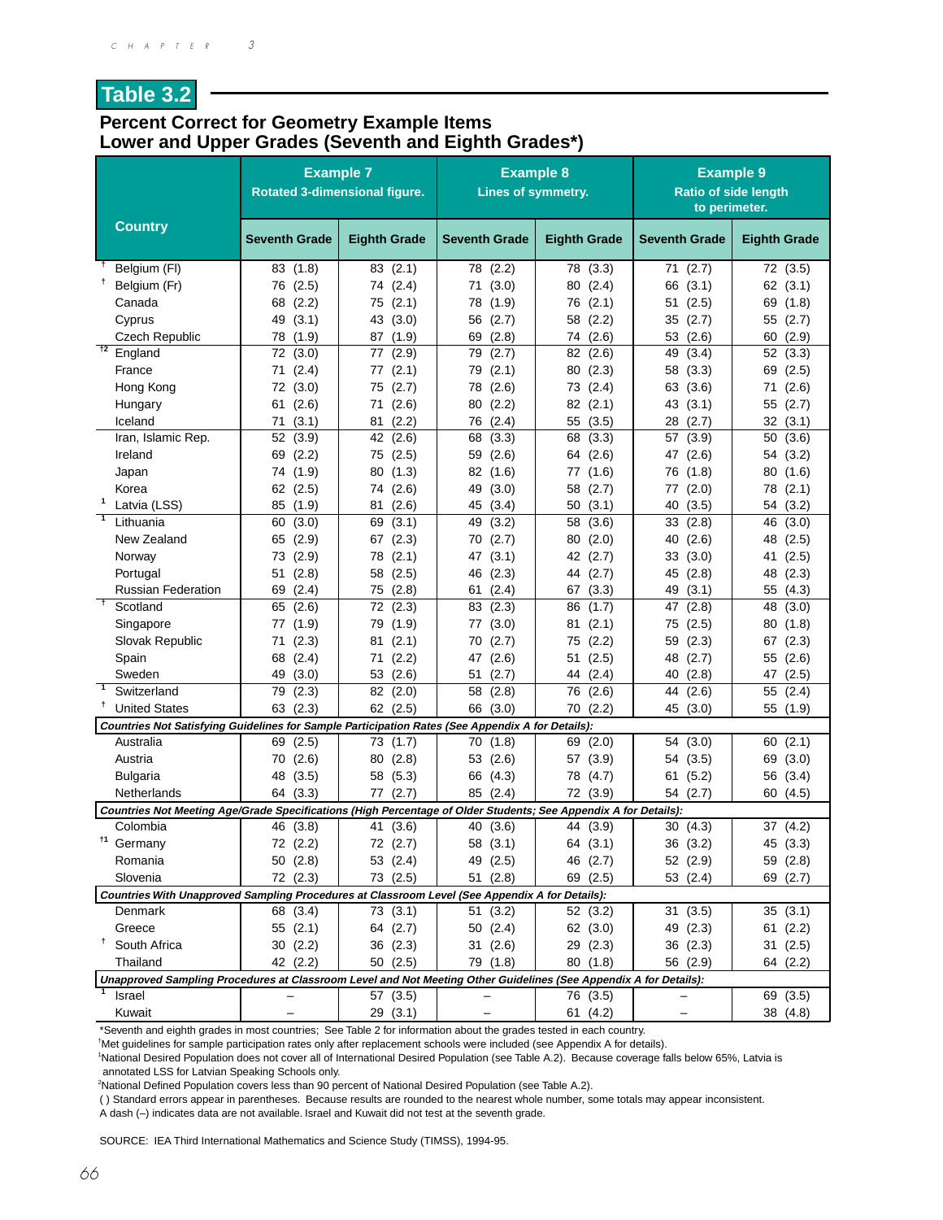## Table 3.2

### Percent Correct for Geometry Example Items
### Lower and Upper Grades (Seventh and Eighth Grades*)

| Country | Example 7 Rotated 3-dimensional figure. | | Example 8 Lines of symmetry. | | Example 9 Ratio of side length to perimeter. | |
|---|---|---|---|---|---|---|
| | Seventh Grade | Eighth Grade | Seventh Grade | Eighth Grade | Seventh Grade | Eighth Grade |
| † Belgium (Fl) | 83 (1.8) | 83 (2.1) | 78 (2.2) | 78 (3.3) | 71 (2.7) | 72 (3.5) |
| † Belgium (Fr) | 76 (2.5) | 74 (2.4) | 71 (3.0) | 80 (2.4) | 66 (3.1) | 62 (3.1) |
| Canada | 68 (2.2) | 75 (2.1) | 78 (1.9) | 76 (2.1) | 51 (2.5) | 69 (1.8) |
| Cyprus | 49 (3.1) | 43 (3.0) | 56 (2.7) | 58 (2.2) | 35 (2.7) | 55 (2.7) |
| Czech Republic | 78 (1.9) | 87 (1.9) | 69 (2.8) | 74 (2.6) | 53 (2.6) | 60 (2.9) |
| †2 England | 72 (3.0) | 77 (2.9) | 79 (2.7) | 82 (2.6) | 49 (3.4) | 52 (3.3) |
| France | 71 (2.4) | 77 (2.1) | 79 (2.1) | 80 (2.3) | 58 (3.3) | 69 (2.5) |
| Hong Kong | 72 (3.0) | 75 (2.7) | 78 (2.6) | 73 (2.4) | 63 (3.6) | 71 (2.6) |
| Hungary | 61 (2.6) | 71 (2.6) | 80 (2.2) | 82 (2.1) | 43 (3.1) | 55 (2.7) |
| Iceland | 71 (3.1) | 81 (2.2) | 76 (2.4) | 55 (3.5) | 28 (2.7) | 32 (3.1) |
| Iran, Islamic Rep. | 52 (3.9) | 42 (2.6) | 68 (3.3) | 68 (3.3) | 57 (3.9) | 50 (3.6) |
| Ireland | 69 (2.2) | 75 (2.5) | 59 (2.6) | 64 (2.6) | 47 (2.6) | 54 (3.2) |
| Japan | 74 (1.9) | 80 (1.3) | 82 (1.6) | 77 (1.6) | 76 (1.8) | 80 (1.6) |
| Korea | 62 (2.5) | 74 (2.6) | 49 (3.0) | 58 (2.7) | 77 (2.0) | 78 (2.1) |
| 1 Latvia (LSS) | 85 (1.9) | 81 (2.6) | 45 (3.4) | 50 (3.1) | 40 (3.5) | 54 (3.2) |
| 1 Lithuania | 60 (3.0) | 69 (3.1) | 49 (3.2) | 58 (3.6) | 33 (2.8) | 46 (3.0) |
| New Zealand | 65 (2.9) | 67 (2.3) | 70 (2.7) | 80 (2.0) | 40 (2.6) | 48 (2.5) |
| Norway | 73 (2.9) | 78 (2.1) | 47 (3.1) | 42 (2.7) | 33 (3.0) | 41 (2.5) |
| Portugal | 51 (2.8) | 58 (2.5) | 46 (2.3) | 44 (2.7) | 45 (2.8) | 48 (2.3) |
| Russian Federation | 69 (2.4) | 75 (2.8) | 61 (2.4) | 67 (3.3) | 49 (3.1) | 55 (4.3) |
| † Scotland | 65 (2.6) | 72 (2.3) | 83 (2.3) | 86 (1.7) | 47 (2.8) | 48 (3.0) |
| Singapore | 77 (1.9) | 79 (1.9) | 77 (3.0) | 81 (2.1) | 75 (2.5) | 80 (1.8) |
| Slovak Republic | 71 (2.3) | 81 (2.1) | 70 (2.7) | 75 (2.2) | 59 (2.3) | 67 (2.3) |
| Spain | 68 (2.4) | 71 (2.2) | 47 (2.6) | 51 (2.5) | 48 (2.7) | 55 (2.6) |
| Sweden | 49 (3.0) | 53 (2.6) | 51 (2.7) | 44 (2.4) | 40 (2.8) | 47 (2.5) |
| 1 Switzerland | 79 (2.3) | 82 (2.0) | 58 (2.8) | 76 (2.6) | 44 (2.6) | 55 (2.4) |
| † United States | 63 (2.3) | 62 (2.5) | 66 (3.0) | 70 (2.2) | 45 (3.0) | 55 (1.9) |
| ***Countries Not Satisfying Guidelines for Sample Participation Rates (See Appendix A for Details):*** | | | | | | |
| Australia | 69 (2.5) | 73 (1.7) | 70 (1.8) | 69 (2.0) | 54 (3.0) | 60 (2.1) |
| Austria | 70 (2.6) | 80 (2.8) | 53 (2.6) | 57 (3.9) | 54 (3.5) | 69 (3.0) |
| Bulgaria | 48 (3.5) | 58 (5.3) | 66 (4.3) | 78 (4.7) | 61 (5.2) | 56 (3.4) |
| Netherlands | 64 (3.3) | 77 (2.7) | 85 (2.4) | 72 (3.9) | 54 (2.7) | 60 (4.5) |
| ***Countries Not Meeting Age/Grade Specifications (High Percentage of Older Students; See Appendix A for Details):*** | | | | | | |
| Colombia | 46 (3.8) | 41 (3.6) | 40 (3.6) | 44 (3.9) | 30 (4.3) | 37 (4.2) |
| †1 Germany | 72 (2.2) | 72 (2.7) | 58 (3.1) | 64 (3.1) | 36 (3.2) | 45 (3.3) |
| Romania | 50 (2.8) | 53 (2.4) | 49 (2.5) | 46 (2.7) | 52 (2.9) | 59 (2.8) |
| Slovenia | 72 (2.3) | 73 (2.5) | 51 (2.8) | 69 (2.5) | 53 (2.4) | 69 (2.7) |
| ***Countries With Unapproved Sampling Procedures at Classroom Level (See Appendix A for Details):*** | | | | | | |
| Denmark | 68 (3.4) | 73 (3.1) | 51 (3.2) | 52 (3.2) | 31 (3.5) | 35 (3.1) |
| Greece | 55 (2.1) | 64 (2.7) | 50 (2.4) | 62 (3.0) | 49 (2.3) | 61 (2.2) |
| † South Africa | 30 (2.2) | 36 (2.3) | 31 (2.6) | 29 (2.3) | 36 (2.3) | 31 (2.5) |
| Thailand | 42 (2.2) | 50 (2.5) | 79 (1.8) | 80 (1.8) | 56 (2.9) | 64 (2.2) |
| ***Unapproved Sampling Procedures at Classroom Level and Not Meeting Other Guidelines (See Appendix A for Details):*** | | | | | | |
| 1 Israel | – | 57 (3.5) | – | 76 (3.5) | – | 69 (3.5) |
| Kuwait | – | 29 (3.1) | – | 61 (4.2) | – | 38 (4.8) |

*Seventh and eighth grades in most countries; See Table 2 for information about the grades tested in each country.

†Met guidelines for sample participation rates only after replacement schools were included (see Appendix A for details).

1National Desired Population does not cover all of International Desired Population (see Table A.2). Because coverage falls below 65%, Latvia is annotated LSS for Latvian Speaking Schools only.

2National Defined Population covers less than 90 percent of National Desired Population (see Table A.2).

( ) Standard errors appear in parentheses. Because results are rounded to the nearest whole number, some totals may appear inconsistent.

A dash (–) indicates data are not available. Israel and Kuwait did not test at the seventh grade.

SOURCE: IEA Third International Mathematics and Science Study (TIMSS), 1994-95.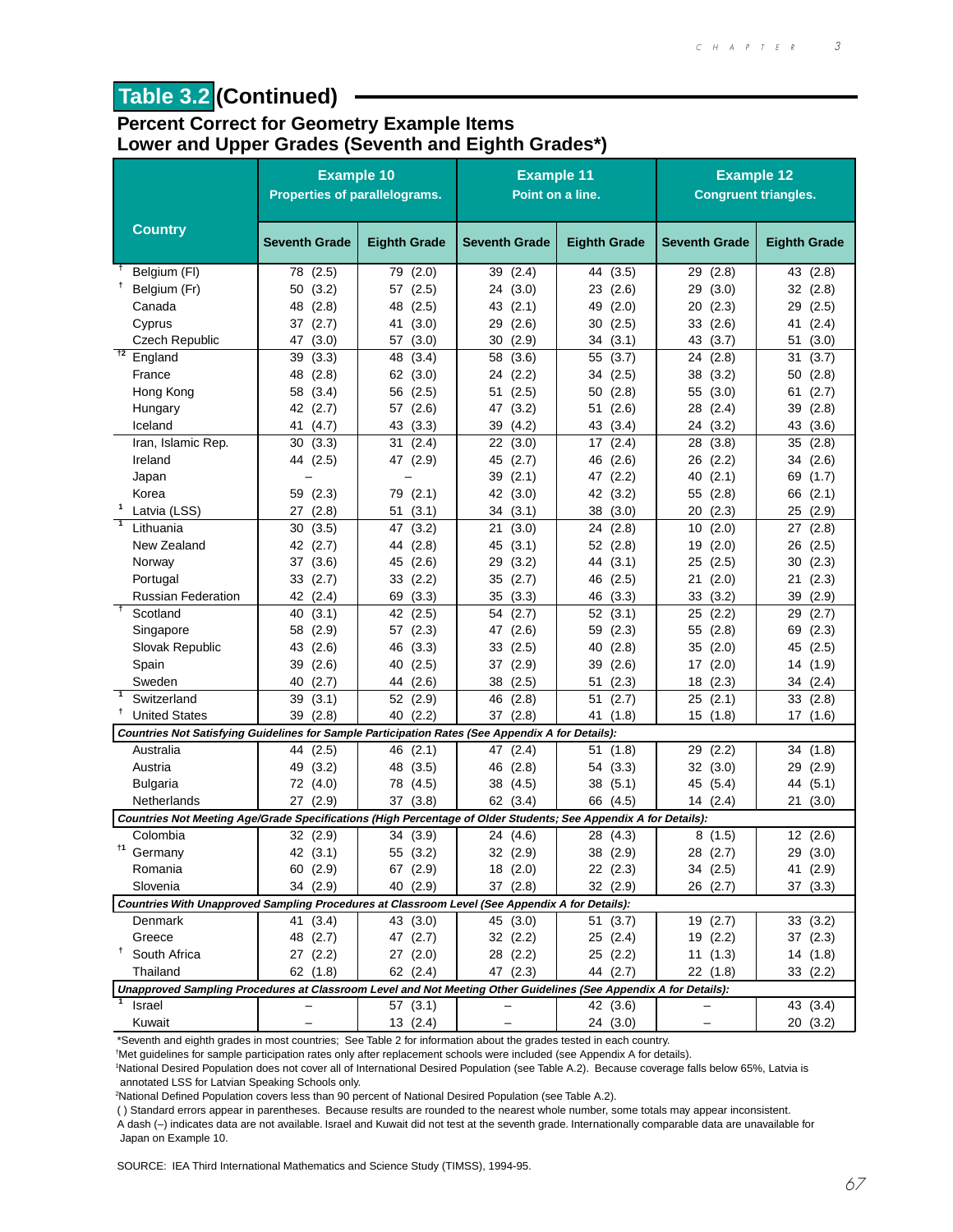## Table 3.2 (Continued)

### Percent Correct for Geometry Example Items
### Lower and Upper Grades (Seventh and Eighth Grades*)

| Country | Example 10 Properties of parallelograms. | | Example 11 Point on a line. | | Example 12 Congruent triangles. | |
|---|---|---|---|---|---|---|
| | Seventh Grade | Eighth Grade | Seventh Grade | Eighth Grade | Seventh Grade | Eighth Grade |
| † Belgium (Fl) | 78 (2.5) | 79 (2.0) | 39 (2.4) | 44 (3.5) | 29 (2.8) | 43 (2.8) |
| † Belgium (Fr) | 50 (3.2) | 57 (2.5) | 24 (3.0) | 23 (2.6) | 29 (3.0) | 32 (2.8) |
| Canada | 48 (2.8) | 48 (2.5) | 43 (2.1) | 49 (2.0) | 20 (2.3) | 29 (2.5) |
| Cyprus | 37 (2.7) | 41 (3.0) | 29 (2.6) | 30 (2.5) | 33 (2.6) | 41 (2.4) |
| Czech Republic | 47 (3.0) | 57 (3.0) | 30 (2.9) | 34 (3.1) | 43 (3.7) | 51 (3.0) |
| †2 England | 39 (3.3) | 48 (3.4) | 58 (3.6) | 55 (3.7) | 24 (2.8) | 31 (3.7) |
| France | 48 (2.8) | 62 (3.0) | 24 (2.2) | 34 (2.5) | 38 (3.2) | 50 (2.8) |
| Hong Kong | 58 (3.4) | 56 (2.5) | 51 (2.5) | 50 (2.8) | 55 (3.0) | 61 (2.7) |
| Hungary | 42 (2.7) | 57 (2.6) | 47 (3.2) | 51 (2.6) | 28 (2.4) | 39 (2.8) |
| Iceland | 41 (4.7) | 43 (3.3) | 39 (4.2) | 43 (3.4) | 24 (3.2) | 43 (3.6) |
| Iran, Islamic Rep. | 30 (3.3) | 31 (2.4) | 22 (3.0) | 17 (2.4) | 28 (3.8) | 35 (2.8) |
| Ireland | 44 (2.5) | 47 (2.9) | 45 (2.7) | 46 (2.6) | 26 (2.2) | 34 (2.6) |
| Japan | – | – | 39 (2.1) | 47 (2.2) | 40 (2.1) | 69 (1.7) |
| Korea | 59 (2.3) | 79 (2.1) | 42 (3.0) | 42 (3.2) | 55 (2.8) | 66 (2.1) |
| 1 Latvia (LSS) | 27 (2.8) | 51 (3.1) | 34 (3.1) | 38 (3.0) | 20 (2.3) | 25 (2.9) |
| 1 Lithuania | 30 (3.5) | 47 (3.2) | 21 (3.0) | 24 (2.8) | 10 (2.0) | 27 (2.8) |
| New Zealand | 42 (2.7) | 44 (2.8) | 45 (3.1) | 52 (2.8) | 19 (2.0) | 26 (2.5) |
| Norway | 37 (3.6) | 45 (2.6) | 29 (3.2) | 44 (3.1) | 25 (2.5) | 30 (2.3) |
| Portugal | 33 (2.7) | 33 (2.2) | 35 (2.7) | 46 (2.5) | 21 (2.0) | 21 (2.3) |
| Russian Federation | 42 (2.4) | 69 (3.3) | 35 (3.3) | 46 (3.3) | 33 (3.2) | 39 (2.9) |
| † Scotland | 40 (3.1) | 42 (2.5) | 54 (2.7) | 52 (3.1) | 25 (2.2) | 29 (2.7) |
| Singapore | 58 (2.9) | 57 (2.3) | 47 (2.6) | 59 (2.3) | 55 (2.8) | 69 (2.3) |
| Slovak Republic | 43 (2.6) | 46 (3.3) | 33 (2.5) | 40 (2.8) | 35 (2.0) | 45 (2.5) |
| Spain | 39 (2.6) | 40 (2.5) | 37 (2.9) | 39 (2.6) | 17 (2.0) | 14 (1.9) |
| Sweden | 40 (2.7) | 44 (2.6) | 38 (2.5) | 51 (2.3) | 18 (2.3) | 34 (2.4) |
| 1 Switzerland | 39 (3.1) | 52 (2.9) | 46 (2.8) | 51 (2.7) | 25 (2.1) | 33 (2.8) |
| † United States | 39 (2.8) | 40 (2.2) | 37 (2.8) | 41 (1.8) | 15 (1.8) | 17 (1.6) |
| ***Countries Not Satisfying Guidelines for Sample Participation Rates (See Appendix A for Details):*** | | | | | | |
| Australia | 44 (2.5) | 46 (2.1) | 47 (2.4) | 51 (1.8) | 29 (2.2) | 34 (1.8) |
| Austria | 49 (3.2) | 48 (3.5) | 46 (2.8) | 54 (3.3) | 32 (3.0) | 29 (2.9) |
| Bulgaria | 72 (4.0) | 78 (4.5) | 38 (4.5) | 38 (5.1) | 45 (5.4) | 44 (5.1) |
| Netherlands | 27 (2.9) | 37 (3.8) | 62 (3.4) | 66 (4.5) | 14 (2.4) | 21 (3.0) |
| ***Countries Not Meeting Age/Grade Specifications (High Percentage of Older Students; See Appendix A for Details):*** | | | | | | |
| Colombia | 32 (2.9) | 34 (3.9) | 24 (4.6) | 28 (4.3) | 8 (1.5) | 12 (2.6) |
| †1 Germany | 42 (3.1) | 55 (3.2) | 32 (2.9) | 38 (2.9) | 28 (2.7) | 29 (3.0) |
| Romania | 60 (2.9) | 67 (2.9) | 18 (2.0) | 22 (2.3) | 34 (2.5) | 41 (2.9) |
| Slovenia | 34 (2.9) | 40 (2.9) | 37 (2.8) | 32 (2.9) | 26 (2.7) | 37 (3.3) |
| ***Countries With Unapproved Sampling Procedures at Classroom Level (See Appendix A for Details):*** | | | | | | |
| Denmark | 41 (3.4) | 43 (3.0) | 45 (3.0) | 51 (3.7) | 19 (2.7) | 33 (3.2) |
| Greece | 48 (2.7) | 47 (2.7) | 32 (2.2) | 25 (2.4) | 19 (2.2) | 37 (2.3) |
| † South Africa | 27 (2.2) | 27 (2.0) | 28 (2.2) | 25 (2.2) | 11 (1.3) | 14 (1.8) |
| Thailand | 62 (1.8) | 62 (2.4) | 47 (2.3) | 44 (2.7) | 22 (1.8) | 33 (2.2) |
| ***Unapproved Sampling Procedures at Classroom Level and Not Meeting Other Guidelines (See Appendix A for Details):*** | | | | | | |
| 1 Israel | – | 57 (3.1) | – | 42 (3.6) | – | 43 (3.4) |
| Kuwait | – | 13 (2.4) | – | 24 (3.0) | – | 20 (3.2) |

*Seventh and eighth grades in most countries; See Table 2 for information about the grades tested in each country.
†Met guidelines for sample participation rates only after replacement schools were included (see Appendix A for details).
¹National Desired Population does not cover all of International Desired Population (see Table A.2). Because coverage falls below 65%, Latvia is annotated LSS for Latvian Speaking Schools only.
²National Defined Population covers less than 90 percent of National Desired Population (see Table A.2).
( ) Standard errors appear in parentheses. Because results are rounded to the nearest whole number, some totals may appear inconsistent.
A dash (–) indicates data are not available. Israel and Kuwait did not test at the seventh grade. Internationally comparable data are unavailable for Japan on Example 10.

SOURCE: IEA Third International Mathematics and Science Study (TIMSS), 1994-95.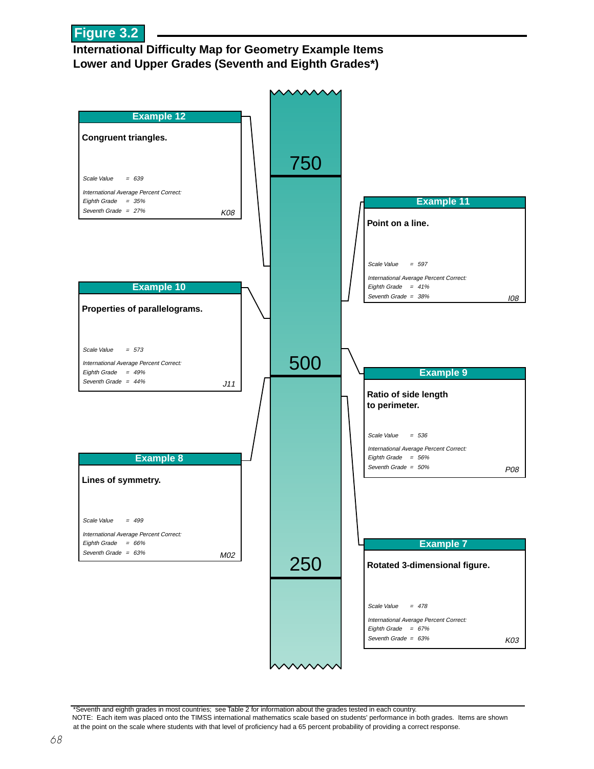**Figure 3.2**

## International Difficulty Map for Geometry Example Items
## Lower and Upper Grades (Seventh and Eighth Grades*)

Scale markers: 750, 500, 250

**Example 12**

**Congruent triangles.**

*Scale Value = 639*

*International Average Percent Correct:*
*Eighth Grade = 35%*
*Seventh Grade = 27%*

*K08*

**Example 11**

**Point on a line.**

*Scale Value = 597*

*International Average Percent Correct:*
*Eighth Grade = 41%*
*Seventh Grade = 38%*

*I08*

**Example 10**

**Properties of parallelograms.**

*Scale Value = 573*

*International Average Percent Correct:*
*Eighth Grade = 49%*
*Seventh Grade = 44%*

*J11*

**Example 9**

**Ratio of side length to perimeter.**

*Scale Value = 536*

*International Average Percent Correct:*
*Eighth Grade = 56%*
*Seventh Grade = 50%*

*P08*

**Example 8**

**Lines of symmetry.**

*Scale Value = 499*

*International Average Percent Correct:*
*Eighth Grade = 66%*
*Seventh Grade = 63%*

*M02*

**Example 7**

**Rotated 3-dimensional figure.**

*Scale Value = 478*

*International Average Percent Correct:*
*Eighth Grade = 67%*
*Seventh Grade = 63%*

*K03*

*Seventh and eighth grades in most countries; see Table 2 for information about the grades tested in each country.
NOTE: Each item was placed onto the TIMSS international mathematics scale based on students' performance in both grades. Items are shown at the point on the scale where students with that level of proficiency had a 65 percent probability of providing a correct response.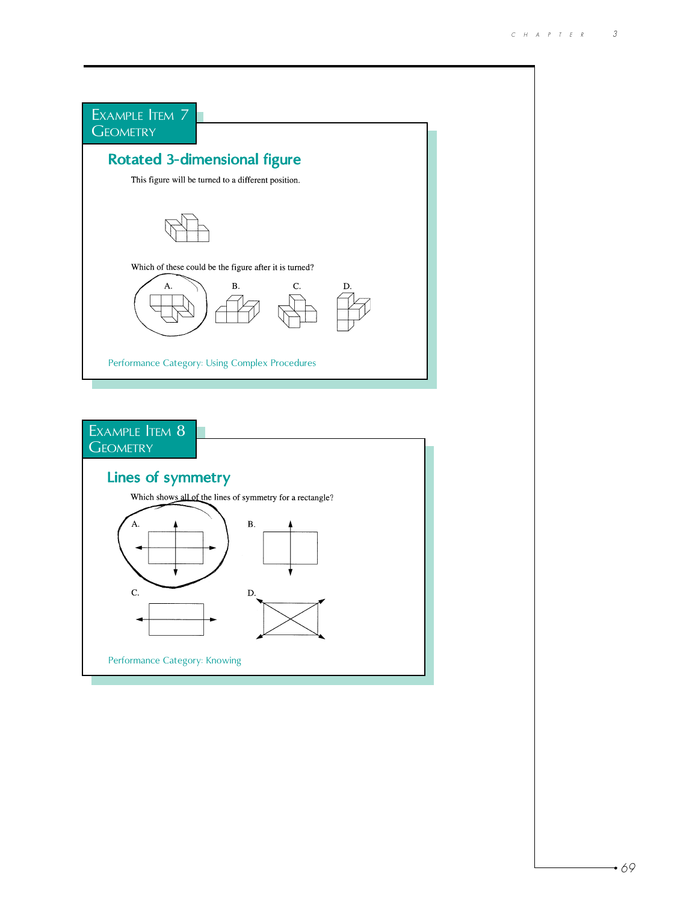## Example Item 7
## Geometry

### Rotated 3-dimensional figure

This figure will be turned to a different position.

Which of these could be the figure after it is turned?

A. B. C. D.

Performance Category: Using Complex Procedures

## Example Item 8
## Geometry

### Lines of symmetry

Which shows all of the lines of symmetry for a rectangle?

A. B.

C. D.

Performance Category: Knowing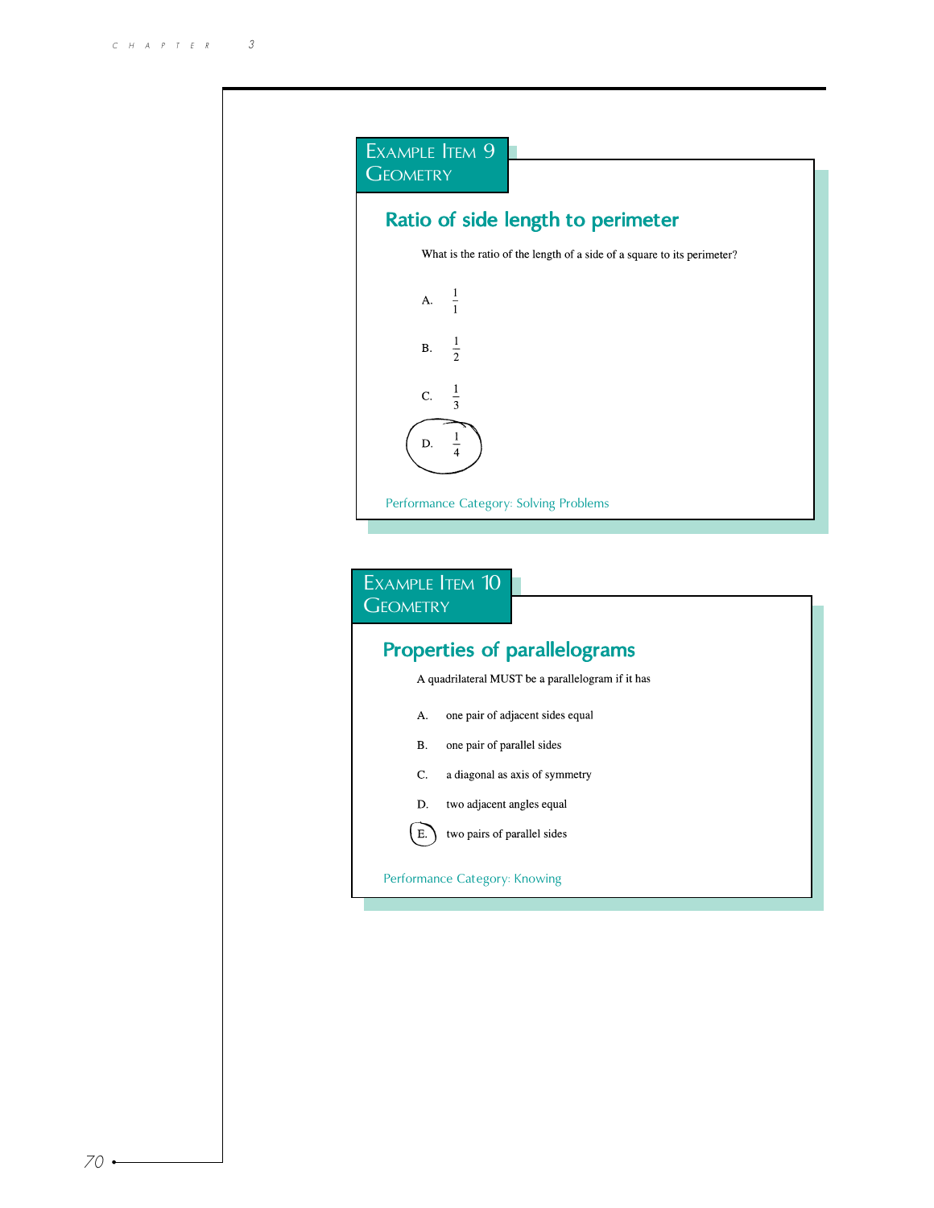## Example Item 9
### Geometry

### Ratio of side length to perimeter

What is the ratio of the length of a side of a square to its perimeter?

A. $\frac{1}{1}$

B. $\frac{1}{2}$

C. $\frac{1}{3}$

D. $\frac{1}{4}$

Performance Category: Solving Problems

## Example Item 10
### Geometry

### Properties of parallelograms

A quadrilateral MUST be a parallelogram if it has

A. one pair of adjacent sides equal

B. one pair of parallel sides

C. a diagonal as axis of symmetry

D. two adjacent angles equal

E. two pairs of parallel sides

Performance Category: Knowing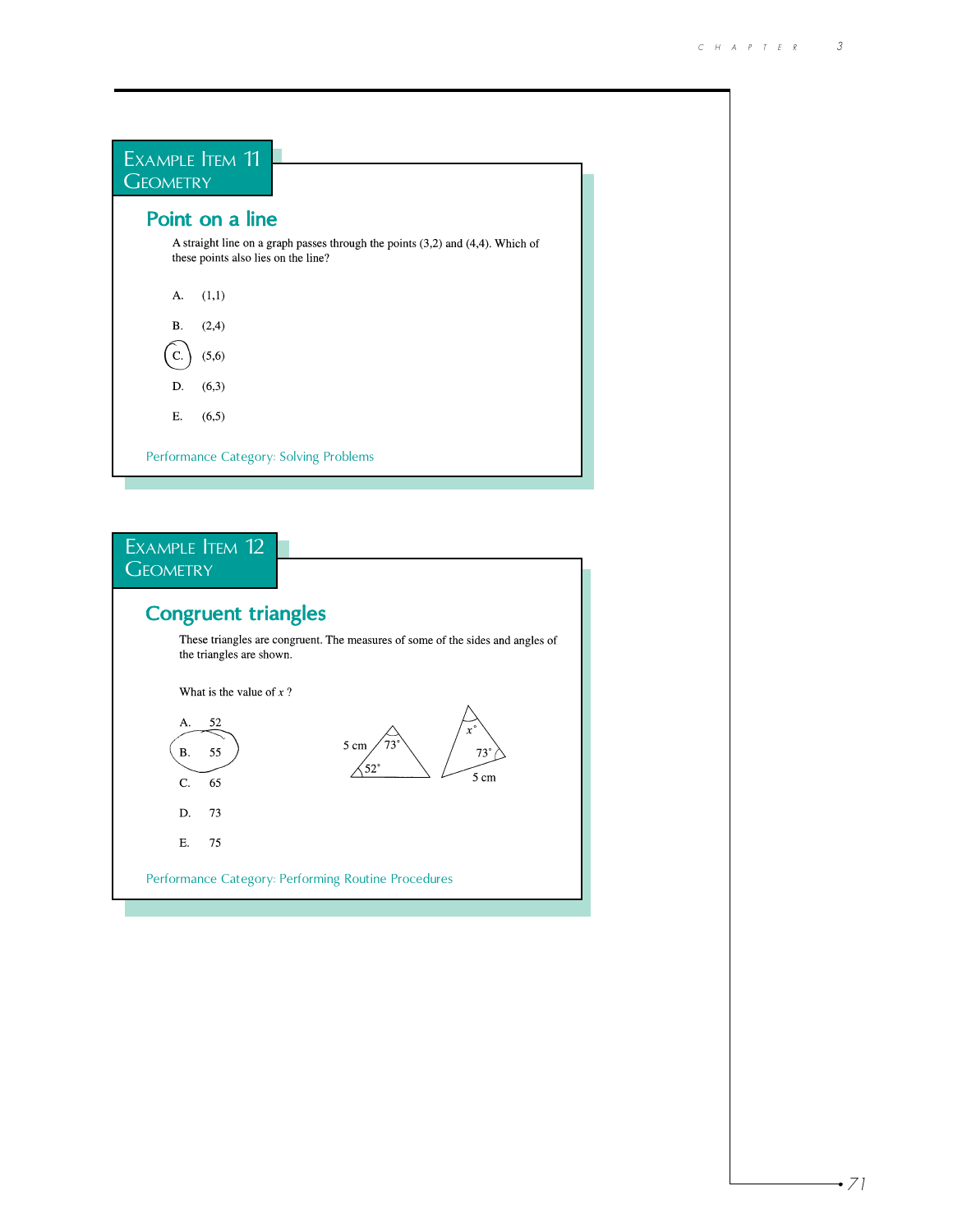## Example Item 11
## Geometry

### Point on a line

A straight line on a graph passes through the points (3,2) and (4,4). Which of these points also lies on the line?

A. (1,1)

B. (2,4)

C. (5,6)

D. (6,3)

E. (6,5)

Performance Category: Solving Problems

## Example Item 12
## Geometry

### Congruent triangles

These triangles are congruent. The measures of some of the sides and angles of the triangles are shown.

What is the value of $x$ ?

A. 52

B. 55

C. 65

D. 73

E. 75

5 cm, $73^\circ$, $52^\circ$, $x^\circ$, $73^\circ$, 5 cm

Performance Category: Performing Routine Procedures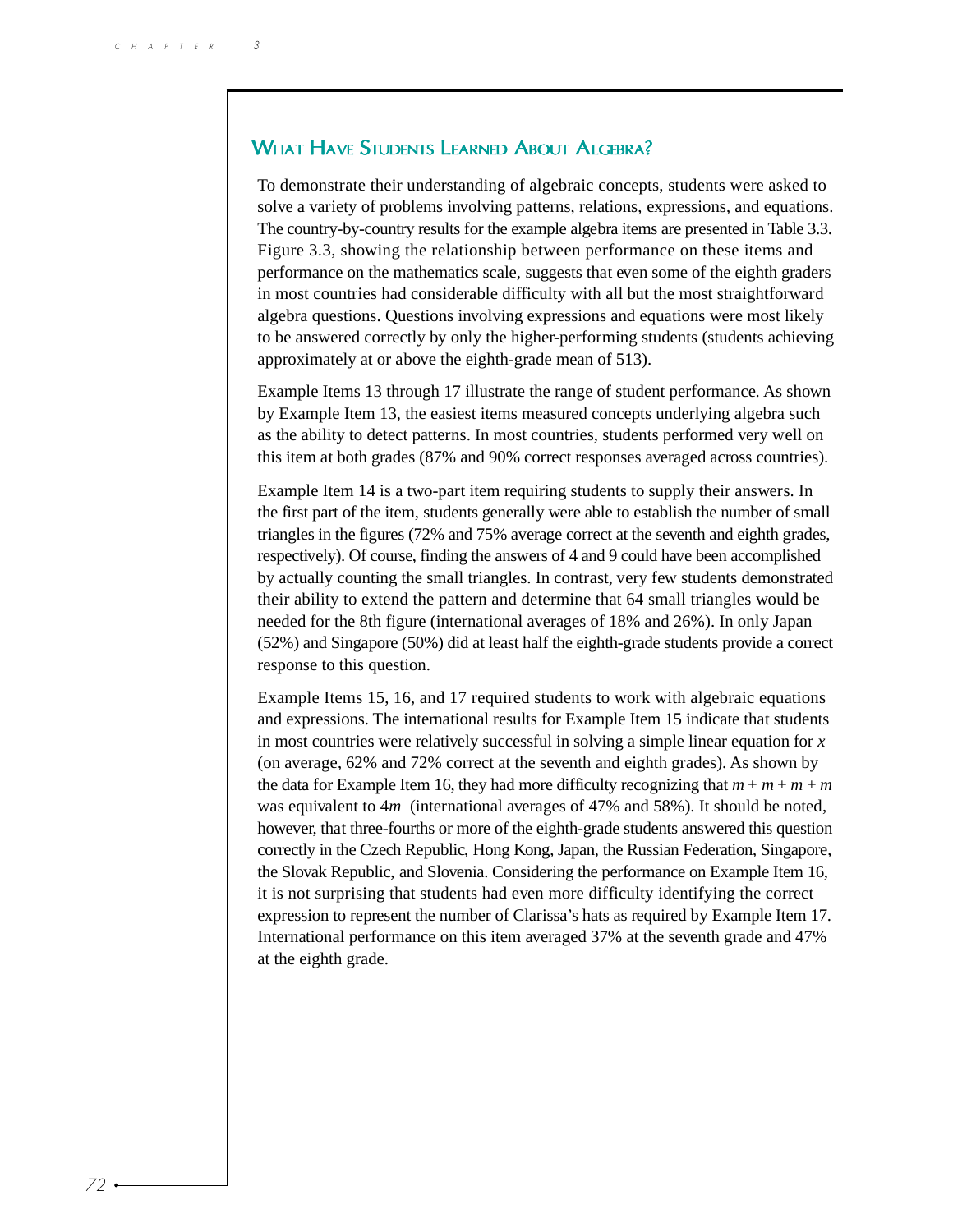## What Have Students Learned About Algebra?

To demonstrate their understanding of algebraic concepts, students were asked to solve a variety of problems involving patterns, relations, expressions, and equations. The country-by-country results for the example algebra items are presented in Table 3.3. Figure 3.3, showing the relationship between performance on these items and performance on the mathematics scale, suggests that even some of the eighth graders in most countries had considerable difficulty with all but the most straightforward algebra questions. Questions involving expressions and equations were most likely to be answered correctly by only the higher-performing students (students achieving approximately at or above the eighth-grade mean of 513).

Example Items 13 through 17 illustrate the range of student performance. As shown by Example Item 13, the easiest items measured concepts underlying algebra such as the ability to detect patterns. In most countries, students performed very well on this item at both grades (87% and 90% correct responses averaged across countries).

Example Item 14 is a two-part item requiring students to supply their answers. In the first part of the item, students generally were able to establish the number of small triangles in the figures (72% and 75% average correct at the seventh and eighth grades, respectively). Of course, finding the answers of 4 and 9 could have been accomplished by actually counting the small triangles. In contrast, very few students demonstrated their ability to extend the pattern and determine that 64 small triangles would be needed for the 8th figure (international averages of 18% and 26%). In only Japan (52%) and Singapore (50%) did at least half the eighth-grade students provide a correct response to this question.

Example Items 15, 16, and 17 required students to work with algebraic equations and expressions. The international results for Example Item 15 indicate that students in most countries were relatively successful in solving a simple linear equation for $x$ (on average, 62% and 72% correct at the seventh and eighth grades). As shown by the data for Example Item 16, they had more difficulty recognizing that $m + m + m + m$ was equivalent to $4m$ (international averages of 47% and 58%). It should be noted, however, that three-fourths or more of the eighth-grade students answered this question correctly in the Czech Republic, Hong Kong, Japan, the Russian Federation, Singapore, the Slovak Republic, and Slovenia. Considering the performance on Example Item 16, it is not surprising that students had even more difficulty identifying the correct expression to represent the number of Clarissa's hats as required by Example Item 17. International performance on this item averaged 37% at the seventh grade and 47% at the eighth grade.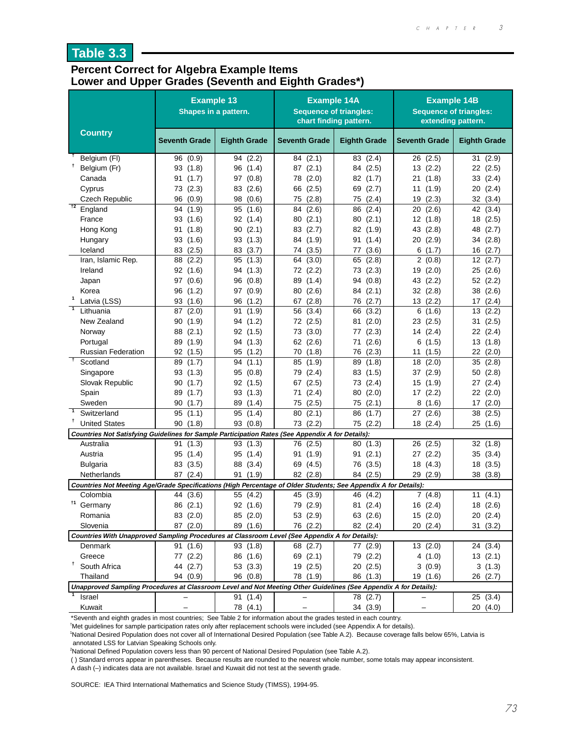## Table 3.3

### Percent Correct for Algebra Example Items
### Lower and Upper Grades (Seventh and Eighth Grades*)

| Country | Example 13 Shapes in a pattern. | | Example 14A Sequence of triangles: chart finding pattern. | | Example 14B Sequence of triangles: extending pattern. | |
|---|---|---|---|---|---|---|
| | Seventh Grade | Eighth Grade | Seventh Grade | Eighth Grade | Seventh Grade | Eighth Grade |
| † Belgium (Fl) | 96 (0.9) | 94 (2.2) | 84 (2.1) | 83 (2.4) | 26 (2.5) | 31 (2.9) |
| † Belgium (Fr) | 93 (1.8) | 96 (1.4) | 87 (2.1) | 84 (2.5) | 13 (2.2) | 22 (2.5) |
| Canada | 91 (1.7) | 97 (0.8) | 78 (2.0) | 82 (1.7) | 21 (1.8) | 33 (2.4) |
| Cyprus | 73 (2.3) | 83 (2.6) | 66 (2.5) | 69 (2.7) | 11 (1.9) | 20 (2.4) |
| Czech Republic | 96 (0.9) | 98 (0.6) | 75 (2.8) | 75 (2.4) | 19 (2.3) | 32 (3.4) |
| †2 England | 94 (1.9) | 95 (1.6) | 84 (2.6) | 86 (2.4) | 20 (2.6) | 42 (3.4) |
| France | 93 (1.6) | 92 (1.4) | 80 (2.1) | 80 (2.1) | 12 (1.8) | 18 (2.5) |
| Hong Kong | 91 (1.8) | 90 (2.1) | 83 (2.7) | 82 (1.9) | 43 (2.8) | 48 (2.7) |
| Hungary | 93 (1.6) | 93 (1.3) | 84 (1.9) | 91 (1.4) | 20 (2.9) | 34 (2.8) |
| Iceland | 83 (2.5) | 83 (3.7) | 74 (3.5) | 77 (3.6) | 6 (1.7) | 16 (2.7) |
| Iran, Islamic Rep. | 88 (2.2) | 95 (1.3) | 64 (3.0) | 65 (2.8) | 2 (0.8) | 12 (2.7) |
| Ireland | 92 (1.6) | 94 (1.3) | 72 (2.2) | 73 (2.3) | 19 (2.0) | 25 (2.6) |
| Japan | 97 (0.6) | 96 (0.8) | 89 (1.4) | 94 (0.8) | 43 (2.2) | 52 (2.2) |
| Korea | 96 (1.2) | 97 (0.9) | 80 (2.6) | 84 (2.1) | 32 (2.8) | 38 (2.6) |
| 1 Latvia (LSS) | 93 (1.6) | 96 (1.2) | 67 (2.8) | 76 (2.7) | 13 (2.2) | 17 (2.4) |
| 1 Lithuania | 87 (2.0) | 91 (1.9) | 56 (3.4) | 66 (3.2) | 6 (1.6) | 13 (2.2) |
| New Zealand | 90 (1.9) | 94 (1.2) | 72 (2.5) | 81 (2.0) | 23 (2.5) | 31 (2.5) |
| Norway | 88 (2.1) | 92 (1.5) | 73 (3.0) | 77 (2.3) | 14 (2.4) | 22 (2.4) |
| Portugal | 89 (1.9) | 94 (1.3) | 62 (2.6) | 71 (2.6) | 6 (1.5) | 13 (1.8) |
| Russian Federation | 92 (1.5) | 95 (1.2) | 70 (1.8) | 76 (2.3) | 11 (1.5) | 22 (2.0) |
| † Scotland | 89 (1.7) | 94 (1.1) | 85 (1.9) | 89 (1.8) | 18 (2.0) | 35 (2.8) |
| Singapore | 93 (1.3) | 95 (0.8) | 79 (2.4) | 83 (1.5) | 37 (2.9) | 50 (2.8) |
| Slovak Republic | 90 (1.7) | 92 (1.5) | 67 (2.5) | 73 (2.4) | 15 (1.9) | 27 (2.4) |
| Spain | 89 (1.7) | 93 (1.3) | 71 (2.4) | 80 (2.0) | 17 (2.2) | 22 (2.0) |
| Sweden | 90 (1.7) | 89 (1.4) | 75 (2.5) | 75 (2.1) | 8 (1.6) | 17 (2.0) |
| 1 Switzerland | 95 (1.1) | 95 (1.4) | 80 (2.1) | 86 (1.7) | 27 (2.6) | 38 (2.5) |
| † United States | 90 (1.8) | 93 (0.8) | 73 (2.2) | 75 (2.2) | 18 (2.4) | 25 (1.6) |
| ***Countries Not Satisfying Guidelines for Sample Participation Rates (See Appendix A for Details):*** | | | | | | |
| Australia | 91 (1.3) | 93 (1.3) | 76 (2.5) | 80 (1.3) | 26 (2.5) | 32 (1.8) |
| Austria | 95 (1.4) | 95 (1.4) | 91 (1.9) | 91 (2.1) | 27 (2.2) | 35 (3.4) |
| Bulgaria | 83 (3.5) | 88 (3.4) | 69 (4.5) | 76 (3.5) | 18 (4.3) | 18 (3.5) |
| Netherlands | 87 (2.4) | 91 (1.9) | 82 (2.8) | 84 (2.5) | 29 (2.9) | 38 (3.8) |
| ***Countries Not Meeting Age/Grade Specifications (High Percentage of Older Students; See Appendix A for Details):*** | | | | | | |
| Colombia | 44 (3.6) | 55 (4.2) | 45 (3.9) | 46 (4.2) | 7 (4.8) | 11 (4.1) |
| †1 Germany | 86 (2.1) | 92 (1.6) | 79 (2.9) | 81 (2.4) | 16 (2.4) | 18 (2.6) |
| Romania | 83 (2.0) | 85 (2.0) | 53 (2.9) | 63 (2.6) | 15 (2.0) | 20 (2.4) |
| Slovenia | 87 (2.0) | 89 (1.6) | 76 (2.2) | 82 (2.4) | 20 (2.4) | 31 (3.2) |
| ***Countries With Unapproved Sampling Procedures at Classroom Level (See Appendix A for Details):*** | | | | | | |
| Denmark | 91 (1.6) | 93 (1.8) | 68 (2.7) | 77 (2.9) | 13 (2.0) | 24 (3.4) |
| Greece | 77 (2.2) | 86 (1.6) | 69 (2.1) | 79 (2.2) | 4 (1.0) | 13 (2.1) |
| † South Africa | 44 (2.7) | 53 (3.3) | 19 (2.5) | 20 (2.5) | 3 (0.9) | 3 (1.3) |
| Thailand | 94 (0.9) | 96 (0.8) | 78 (1.9) | 86 (1.3) | 19 (1.6) | 26 (2.7) |
| ***Unapproved Sampling Procedures at Classroom Level and Not Meeting Other Guidelines (See Appendix A for Details):*** | | | | | | |
| 1 Israel | – | 91 (1.4) | – | 78 (2.7) | – | 25 (3.4) |
| Kuwait | – | 78 (4.1) | – | 34 (3.9) | – | 20 (4.0) |

*Seventh and eighth grades in most countries; See Table 2 for information about the grades tested in each country.

†Met guidelines for sample participation rates only after replacement schools were included (see Appendix A for details).

[1]National Desired Population does not cover all of International Desired Population (see Table A.2). Because coverage falls below 65%, Latvia is annotated LSS for Latvian Speaking Schools only.

[2]National Defined Population covers less than 90 percent of National Desired Population (see Table A.2).

( ) Standard errors appear in parentheses. Because results are rounded to the nearest whole number, some totals may appear inconsistent.

A dash (–) indicates data are not available. Israel and Kuwait did not test at the seventh grade.

SOURCE: IEA Third International Mathematics and Science Study (TIMSS), 1994-95.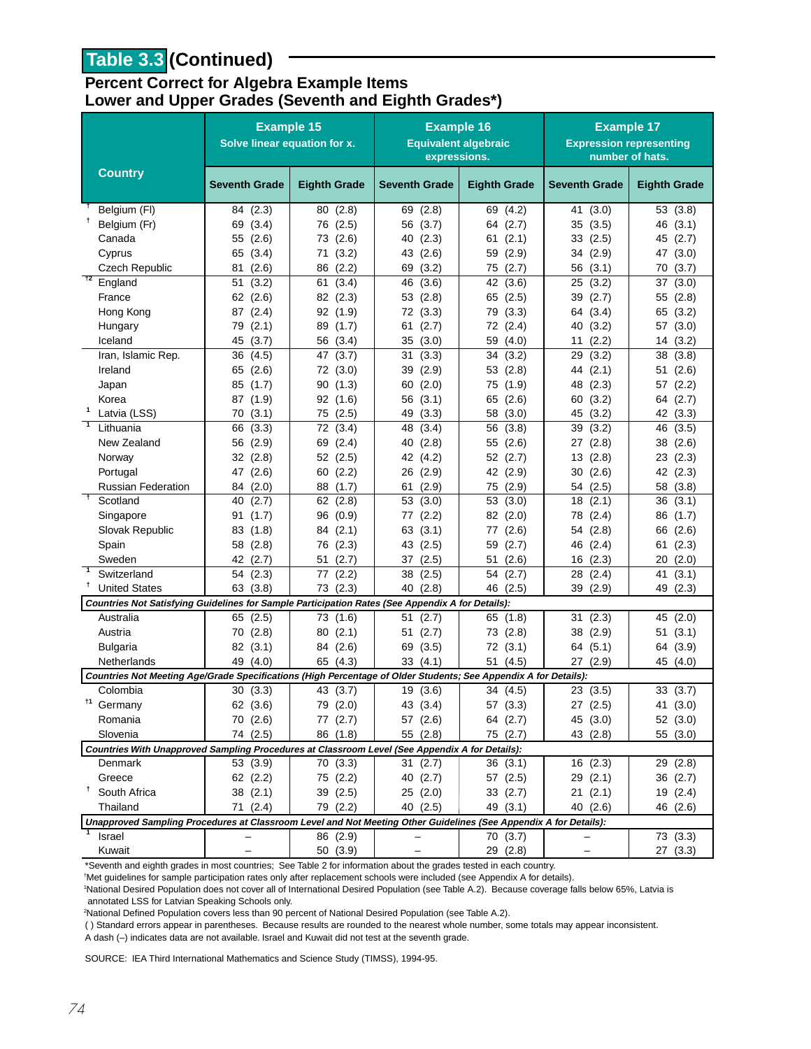## Table 3.3 (Continued)

### Percent Correct for Algebra Example Items
### Lower and Upper Grades (Seventh and Eighth Grades*)

| Country | Example 15 Solve linear equation for x. | | Example 16 Equivalent algebraic expressions. | | Example 17 Expression representing number of hats. | |
|---|---|---|---|---|---|---|
| | Seventh Grade | Eighth Grade | Seventh Grade | Eighth Grade | Seventh Grade | Eighth Grade |
| † Belgium (Fl) | 84 (2.3) | 80 (2.8) | 69 (2.8) | 69 (4.2) | 41 (3.0) | 53 (3.8) |
| † Belgium (Fr) | 69 (3.4) | 76 (2.5) | 56 (3.7) | 64 (2.7) | 35 (3.5) | 46 (3.1) |
| Canada | 55 (2.6) | 73 (2.6) | 40 (2.3) | 61 (2.1) | 33 (2.5) | 45 (2.7) |
| Cyprus | 65 (3.4) | 71 (3.2) | 43 (2.6) | 59 (2.9) | 34 (2.9) | 47 (3.0) |
| Czech Republic | 81 (2.6) | 86 (2.2) | 69 (3.2) | 75 (2.7) | 56 (3.1) | 70 (3.7) |
| †2 England | 51 (3.2) | 61 (3.4) | 46 (3.6) | 42 (3.6) | 25 (3.2) | 37 (3.0) |
| France | 62 (2.6) | 82 (2.3) | 53 (2.8) | 65 (2.5) | 39 (2.7) | 55 (2.8) |
| Hong Kong | 87 (2.4) | 92 (1.9) | 72 (3.3) | 79 (3.3) | 64 (3.4) | 65 (3.2) |
| Hungary | 79 (2.1) | 89 (1.7) | 61 (2.7) | 72 (2.4) | 40 (3.2) | 57 (3.0) |
| Iceland | 45 (3.7) | 56 (3.4) | 35 (3.0) | 59 (4.0) | 11 (2.2) | 14 (3.2) |
| Iran, Islamic Rep. | 36 (4.5) | 47 (3.7) | 31 (3.3) | 34 (3.2) | 29 (3.2) | 38 (3.8) |
| Ireland | 65 (2.6) | 72 (3.0) | 39 (2.9) | 53 (2.8) | 44 (2.1) | 51 (2.6) |
| Japan | 85 (1.7) | 90 (1.3) | 60 (2.0) | 75 (1.9) | 48 (2.3) | 57 (2.2) |
| Korea | 87 (1.9) | 92 (1.6) | 56 (3.1) | 65 (2.6) | 60 (3.2) | 64 (2.7) |
| 1 Latvia (LSS) | 70 (3.1) | 75 (2.5) | 49 (3.3) | 58 (3.0) | 45 (3.2) | 42 (3.3) |
| 1 Lithuania | 66 (3.3) | 72 (3.4) | 48 (3.4) | 56 (3.8) | 39 (3.2) | 46 (3.5) |
| New Zealand | 56 (2.9) | 69 (2.4) | 40 (2.8) | 55 (2.6) | 27 (2.8) | 38 (2.6) |
| Norway | 32 (2.8) | 52 (2.5) | 42 (4.2) | 52 (2.7) | 13 (2.8) | 23 (2.3) |
| Portugal | 47 (2.6) | 60 (2.2) | 26 (2.9) | 42 (2.9) | 30 (2.6) | 42 (2.3) |
| Russian Federation | 84 (2.0) | 88 (1.7) | 61 (2.9) | 75 (2.9) | 54 (2.5) | 58 (3.8) |
| † Scotland | 40 (2.7) | 62 (2.8) | 53 (3.0) | 53 (3.0) | 18 (2.1) | 36 (3.1) |
| Singapore | 91 (1.7) | 96 (0.9) | 77 (2.2) | 82 (2.0) | 78 (2.4) | 86 (1.7) |
| Slovak Republic | 83 (1.8) | 84 (2.1) | 63 (3.1) | 77 (2.6) | 54 (2.8) | 66 (2.6) |
| Spain | 58 (2.8) | 76 (2.3) | 43 (2.5) | 59 (2.7) | 46 (2.4) | 61 (2.3) |
| Sweden | 42 (2.7) | 51 (2.7) | 37 (2.5) | 51 (2.6) | 16 (2.3) | 20 (2.0) |
| 1 Switzerland | 54 (2.3) | 77 (2.2) | 38 (2.5) | 54 (2.7) | 28 (2.4) | 41 (3.1) |
| † United States | 63 (3.8) | 73 (2.3) | 40 (2.8) | 46 (2.5) | 39 (2.9) | 49 (2.3) |
| ***Countries Not Satisfying Guidelines for Sample Participation Rates (See Appendix A for Details):*** | | | | | | |
| Australia | 65 (2.5) | 73 (1.6) | 51 (2.7) | 65 (1.8) | 31 (2.3) | 45 (2.0) |
| Austria | 70 (2.8) | 80 (2.1) | 51 (2.7) | 73 (2.8) | 38 (2.9) | 51 (3.1) |
| Bulgaria | 82 (3.1) | 84 (2.6) | 69 (3.5) | 72 (3.1) | 64 (5.1) | 64 (3.9) |
| Netherlands | 49 (4.0) | 65 (4.3) | 33 (4.1) | 51 (4.5) | 27 (2.9) | 45 (4.0) |
| ***Countries Not Meeting Age/Grade Specifications (High Percentage of Older Students; See Appendix A for Details):*** | | | | | | |
| Colombia | 30 (3.3) | 43 (3.7) | 19 (3.6) | 34 (4.5) | 23 (3.5) | 33 (3.7) |
| †1 Germany | 62 (3.6) | 79 (2.0) | 43 (3.4) | 57 (3.3) | 27 (2.5) | 41 (3.0) |
| Romania | 70 (2.6) | 77 (2.7) | 57 (2.6) | 64 (2.7) | 45 (3.0) | 52 (3.0) |
| Slovenia | 74 (2.5) | 86 (1.8) | 55 (2.8) | 75 (2.7) | 43 (2.8) | 55 (3.0) |
| ***Countries With Unapproved Sampling Procedures at Classroom Level (See Appendix A for Details):*** | | | | | | |
| Denmark | 53 (3.9) | 70 (3.3) | 31 (2.7) | 36 (3.1) | 16 (2.3) | 29 (2.8) |
| Greece | 62 (2.2) | 75 (2.2) | 40 (2.7) | 57 (2.5) | 29 (2.1) | 36 (2.7) |
| † South Africa | 38 (2.1) | 39 (2.5) | 25 (2.0) | 33 (2.7) | 21 (2.1) | 19 (2.4) |
| Thailand | 71 (2.4) | 79 (2.2) | 40 (2.5) | 49 (3.1) | 40 (2.6) | 46 (2.6) |
| ***Unapproved Sampling Procedures at Classroom Level and Not Meeting Other Guidelines (See Appendix A for Details):*** | | | | | | |
| 1 Israel | – | 86 (2.9) | – | 70 (3.7) | – | 73 (3.3) |
| Kuwait | – | 50 (3.9) | – | 29 (2.8) | – | 27 (3.3) |

*Seventh and eighth grades in most countries; See Table 2 for information about the grades tested in each country.
†Met guidelines for sample participation rates only after replacement schools were included (see Appendix A for details).
[1]National Desired Population does not cover all of International Desired Population (see Table A.2). Because coverage falls below 65%, Latvia is annotated LSS for Latvian Speaking Schools only.
[2]National Defined Population covers less than 90 percent of National Desired Population (see Table A.2).
( ) Standard errors appear in parentheses. Because results are rounded to the nearest whole number, some totals may appear inconsistent.
A dash (–) indicates data are not available. Israel and Kuwait did not test at the seventh grade.

SOURCE: IEA Third International Mathematics and Science Study (TIMSS), 1994-95.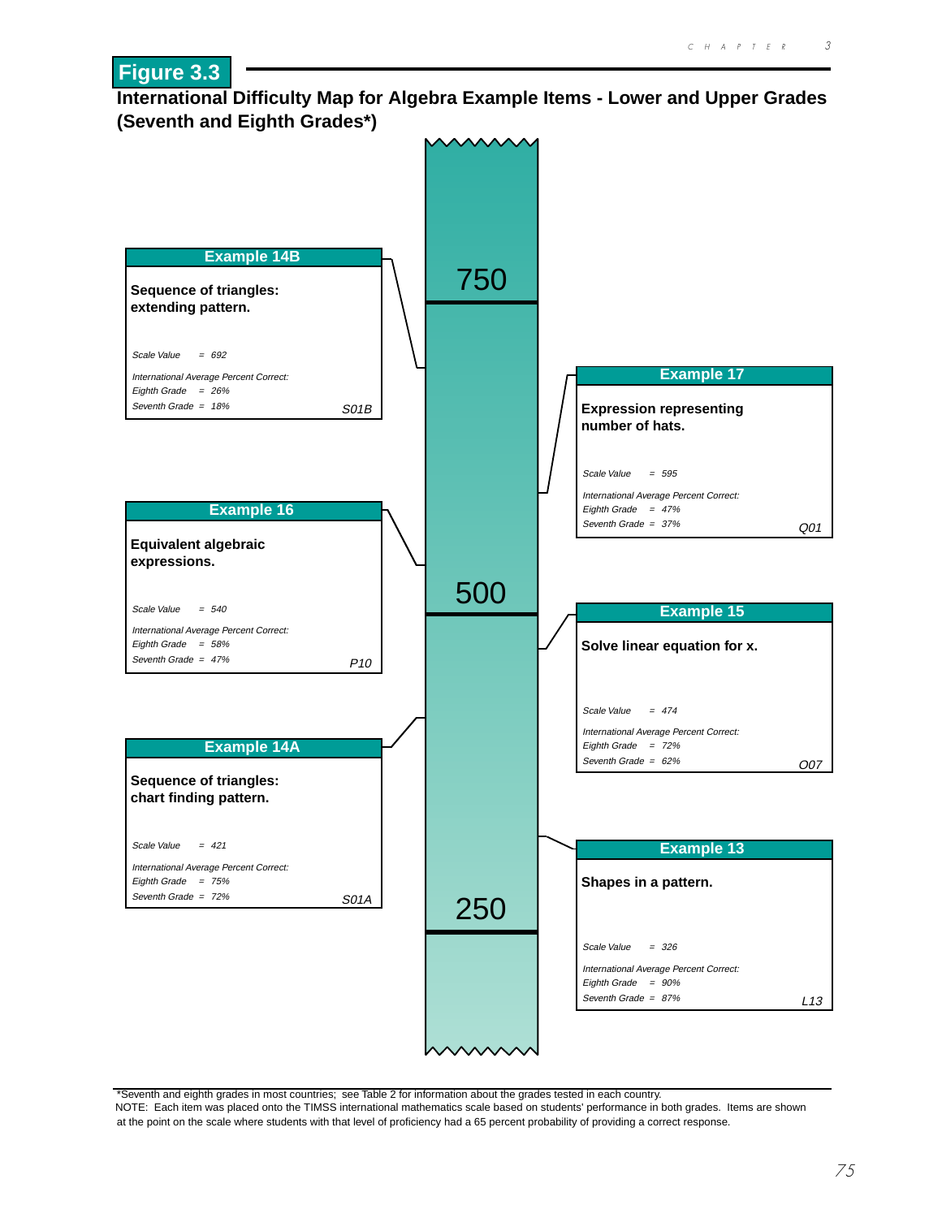# Figure 3.3

## International Difficulty Map for Algebra Example Items - Lower and Upper Grades (Seventh and Eighth Grades*)

750

### Example 14B

**Sequence of triangles: extending pattern.**

*Scale Value = 692*

*International Average Percent Correct:*
*Eighth Grade = 26%*
*Seventh Grade = 18%*

*S01B*

### Example 17

**Expression representing number of hats.**

*Scale Value = 595*

*International Average Percent Correct:*
*Eighth Grade = 47%*
*Seventh Grade = 37%*

*Q01*

### Example 16

**Equivalent algebraic expressions.**

*Scale Value = 540*

*International Average Percent Correct:*
*Eighth Grade = 58%*
*Seventh Grade = 47%*

*P10*

500

### Example 15

**Solve linear equation for x.**

*Scale Value = 474*

*International Average Percent Correct:*
*Eighth Grade = 72%*
*Seventh Grade = 62%*

*O07*

### Example 14A

**Sequence of triangles: chart finding pattern.**

*Scale Value = 421*

*International Average Percent Correct:*
*Eighth Grade = 75%*
*Seventh Grade = 72%*

*S01A*

### Example 13

**Shapes in a pattern.**

*Scale Value = 326*

*International Average Percent Correct:*
*Eighth Grade = 90%*
*Seventh Grade = 87%*

*L13*

250

*Seventh and eighth grades in most countries; see Table 2 for information about the grades tested in each country.
NOTE: Each item was placed onto the TIMSS international mathematics scale based on students' performance in both grades. Items are shown at the point on the scale where students with that level of proficiency had a 65 percent probability of providing a correct response.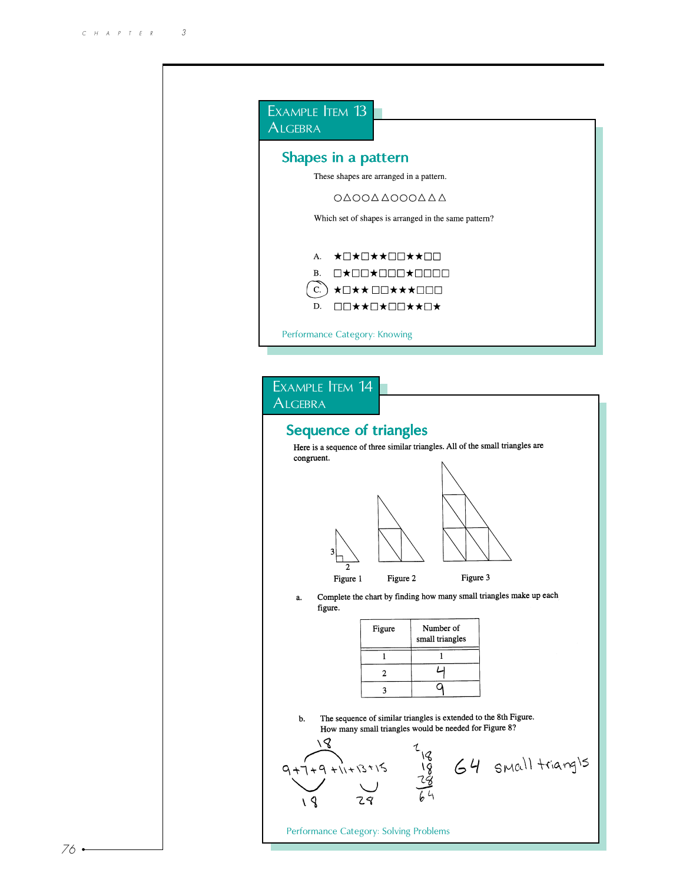## Example Item 13
## Algebra

### Shapes in a pattern

These shapes are arranged in a pattern.

○△○○△△○○○△△△

Which set of shapes is arranged in the same pattern?

A. ★□★□★★□□★★□□

B. □★□□★□□□★□□□□

C. ★□★★ □□★★★□□□ (circled)

D. □□★★□★□□★★□★

Performance Category: Knowing

## Example Item 14
## Algebra

### Sequence of triangles

Here is a sequence of three similar triangles. All of the small triangles are congruent.

Figure 1 (legs labeled 3 and 2) Figure 2 Figure 3

a. Complete the chart by finding how many small triangles make up each figure.

| Figure | Number of small triangles |
|---|---|
| 1 | 1 |
| 2 | 4 |
| 3 | 9 |

b. The sequence of similar triangles is extended to the 8th Figure. How many small triangles would be needed for Figure 8?

9+7+9+11+13+15 (18, 18, 28)

18 + 18 + 28 = 64

64 small triangls

Performance Category: Solving Problems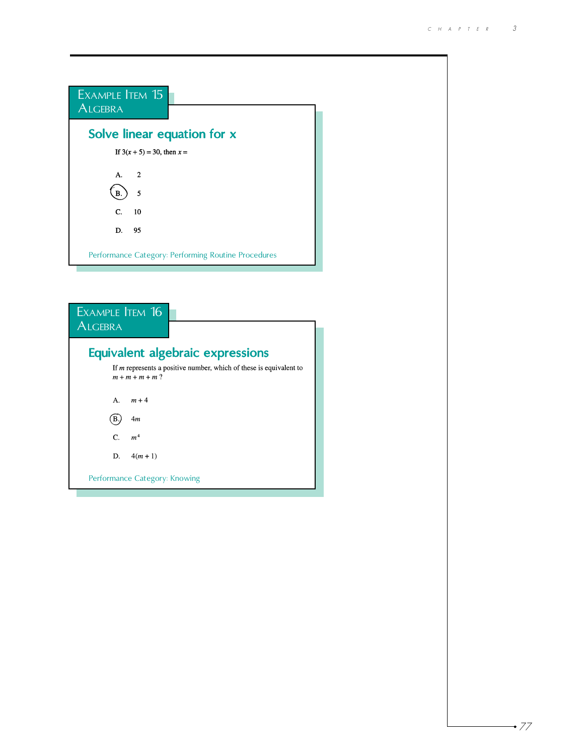## Example Item 15
## Algebra

### Solve linear equation for x

If $3(x + 5) = 30$, then $x =$

A. 2

(B.) 5

C. 10

D. 95

Performance Category: Performing Routine Procedures

## Example Item 16
## Algebra

### Equivalent algebraic expressions

If $m$ represents a positive number, which of these is equivalent to $m + m + m + m$ ?

A. $m + 4$

(B.) $4m$

C. $m^4$

D. $4(m + 1)$

Performance Category: Knowing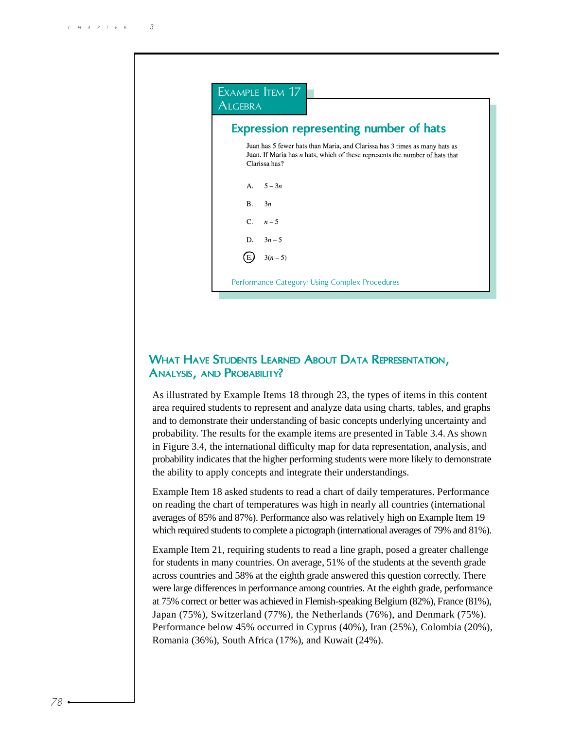## Example Item 17
## Algebra

### Expression representing number of hats

Juan has 5 fewer hats than Maria, and Clarissa has 3 times as many hats as Juan. If Maria has $n$ hats, which of these represents the number of hats that Clarissa has?

A. $5 - 3n$

B. $3n$

C. $n - 5$

D. $3n - 5$

(E.) $3(n - 5)$

Performance Category: Using Complex Procedures

## What Have Students Learned About Data Representation, Analysis, and Probability?

As illustrated by Example Items 18 through 23, the types of items in this content area required students to represent and analyze data using charts, tables, and graphs and to demonstrate their understanding of basic concepts underlying uncertainty and probability. The results for the example items are presented in Table 3.4. As shown in Figure 3.4, the international difficulty map for data representation, analysis, and probability indicates that the higher performing students were more likely to demonstrate the ability to apply concepts and integrate their understandings.

Example Item 18 asked students to read a chart of daily temperatures. Performance on reading the chart of temperatures was high in nearly all countries (international averages of 85% and 87%). Performance also was relatively high on Example Item 19 which required students to complete a pictograph (international averages of 79% and 81%).

Example Item 21, requiring students to read a line graph, posed a greater challenge for students in many countries. On average, 51% of the students at the seventh grade across countries and 58% at the eighth grade answered this question correctly. There were large differences in performance among countries. At the eighth grade, performance at 75% correct or better was achieved in Flemish-speaking Belgium (82%), France (81%), Japan (75%), Switzerland (77%), the Netherlands (76%), and Denmark (75%). Performance below 45% occurred in Cyprus (40%), Iran (25%), Colombia (20%), Romania (36%), South Africa (17%), and Kuwait (24%).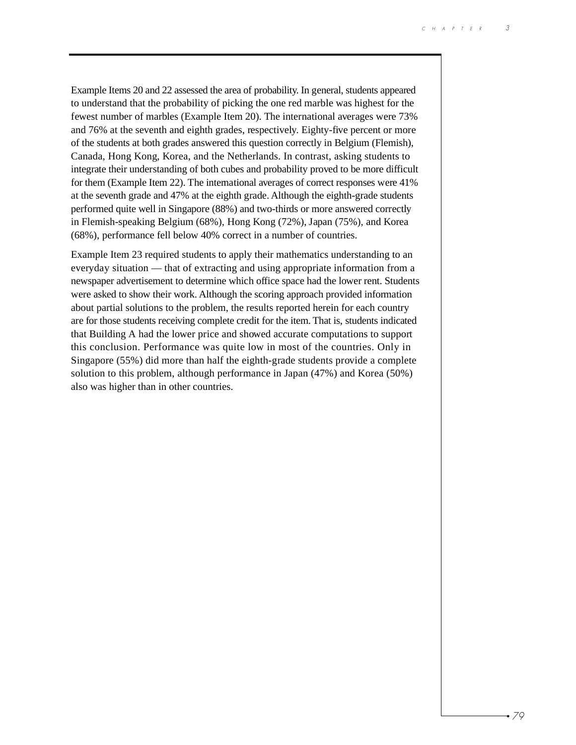Example Items 20 and 22 assessed the area of probability. In general, students appeared to understand that the probability of picking the one red marble was highest for the fewest number of marbles (Example Item 20). The international averages were 73% and 76% at the seventh and eighth grades, respectively. Eighty-five percent or more of the students at both grades answered this question correctly in Belgium (Flemish), Canada, Hong Kong, Korea, and the Netherlands. In contrast, asking students to integrate their understanding of both cubes and probability proved to be more difficult for them (Example Item 22). The international averages of correct responses were 41% at the seventh grade and 47% at the eighth grade. Although the eighth-grade students performed quite well in Singapore (88%) and two-thirds or more answered correctly in Flemish-speaking Belgium (68%), Hong Kong (72%), Japan (75%), and Korea (68%), performance fell below 40% correct in a number of countries.

Example Item 23 required students to apply their mathematics understanding to an everyday situation — that of extracting and using appropriate information from a newspaper advertisement to determine which office space had the lower rent. Students were asked to show their work. Although the scoring approach provided information about partial solutions to the problem, the results reported herein for each country are for those students receiving complete credit for the item. That is, students indicated that Building A had the lower price and showed accurate computations to support this conclusion. Performance was quite low in most of the countries. Only in Singapore (55%) did more than half the eighth-grade students provide a complete solution to this problem, although performance in Japan (47%) and Korea (50%) also was higher than in other countries.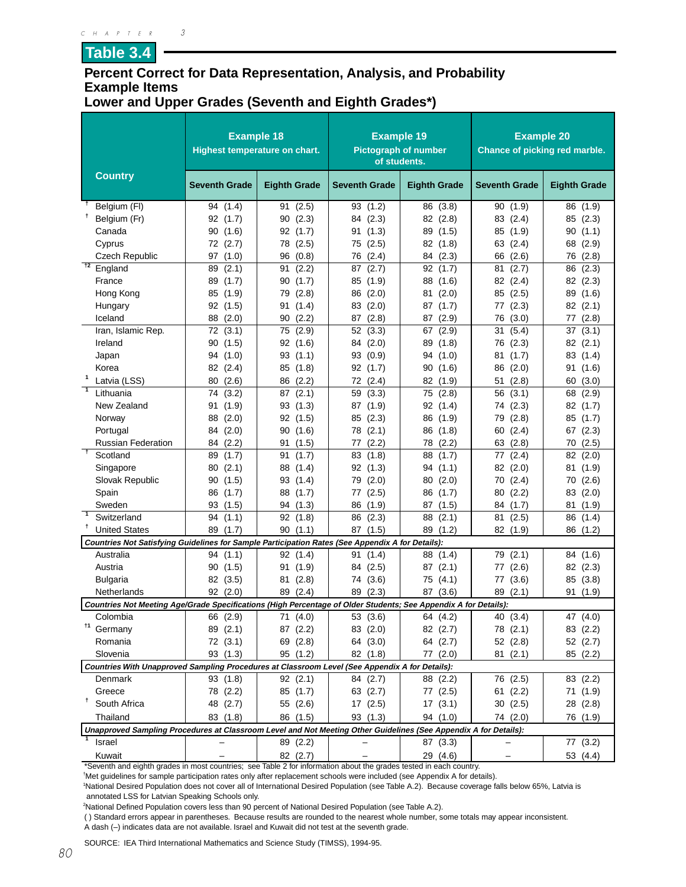## Table 3.4

### Percent Correct for Data Representation, Analysis, and Probability Example Items
### Lower and Upper Grades (Seventh and Eighth Grades*)

| Country | Example 18 Highest temperature on chart. | | Example 19 Pictograph of number of students. | | Example 20 Chance of picking red marble. | |
|---|---|---|---|---|---|---|
| | Seventh Grade | Eighth Grade | Seventh Grade | Eighth Grade | Seventh Grade | Eighth Grade |
| † Belgium (Fl) | 94 (1.4) | 91 (2.5) | 93 (1.2) | 86 (3.8) | 90 (1.9) | 86 (1.9) |
| † Belgium (Fr) | 92 (1.7) | 90 (2.3) | 84 (2.3) | 82 (2.8) | 83 (2.4) | 85 (2.3) |
| Canada | 90 (1.6) | 92 (1.7) | 91 (1.3) | 89 (1.5) | 85 (1.9) | 90 (1.1) |
| Cyprus | 72 (2.7) | 78 (2.5) | 75 (2.5) | 82 (1.8) | 63 (2.4) | 68 (2.9) |
| Czech Republic | 97 (1.0) | 96 (0.8) | 76 (2.4) | 84 (2.3) | 66 (2.6) | 76 (2.8) |
| †2 England | 89 (2.1) | 91 (2.2) | 87 (2.7) | 92 (1.7) | 81 (2.7) | 86 (2.3) |
| France | 89 (1.7) | 90 (1.7) | 85 (1.9) | 88 (1.6) | 82 (2.4) | 82 (2.3) |
| Hong Kong | 85 (1.9) | 79 (2.8) | 86 (2.0) | 81 (2.0) | 85 (2.5) | 89 (1.6) |
| Hungary | 92 (1.5) | 91 (1.4) | 83 (2.0) | 87 (1.7) | 77 (2.3) | 82 (2.1) |
| Iceland | 88 (2.0) | 90 (2.2) | 87 (2.8) | 87 (2.9) | 76 (3.0) | 77 (2.8) |
| Iran, Islamic Rep. | 72 (3.1) | 75 (2.9) | 52 (3.3) | 67 (2.9) | 31 (5.4) | 37 (3.1) |
| Ireland | 90 (1.5) | 92 (1.6) | 84 (2.0) | 89 (1.8) | 76 (2.3) | 82 (2.1) |
| Japan | 94 (1.0) | 93 (1.1) | 93 (0.9) | 94 (1.0) | 81 (1.7) | 83 (1.4) |
| Korea | 82 (2.4) | 85 (1.8) | 92 (1.7) | 90 (1.6) | 86 (2.0) | 91 (1.6) |
| 1 Latvia (LSS) | 80 (2.6) | 86 (2.2) | 72 (2.4) | 82 (1.9) | 51 (2.8) | 60 (3.0) |
| 1 Lithuania | 74 (3.2) | 87 (2.1) | 59 (3.3) | 75 (2.8) | 56 (3.1) | 68 (2.9) |
| New Zealand | 91 (1.9) | 93 (1.3) | 87 (1.9) | 92 (1.4) | 74 (2.3) | 82 (1.7) |
| Norway | 88 (2.0) | 92 (1.5) | 85 (2.3) | 86 (1.9) | 79 (2.8) | 85 (1.7) |
| Portugal | 84 (2.0) | 90 (1.6) | 78 (2.1) | 86 (1.8) | 60 (2.4) | 67 (2.3) |
| Russian Federation | 84 (2.2) | 91 (1.5) | 77 (2.2) | 78 (2.2) | 63 (2.8) | 70 (2.5) |
| † Scotland | 89 (1.7) | 91 (1.7) | 83 (1.8) | 88 (1.7) | 77 (2.4) | 82 (2.0) |
| Singapore | 80 (2.1) | 88 (1.4) | 92 (1.3) | 94 (1.1) | 82 (2.0) | 81 (1.9) |
| Slovak Republic | 90 (1.5) | 93 (1.4) | 79 (2.0) | 80 (2.0) | 70 (2.4) | 70 (2.6) |
| Spain | 86 (1.7) | 88 (1.7) | 77 (2.5) | 86 (1.7) | 80 (2.2) | 83 (2.0) |
| Sweden | 93 (1.5) | 94 (1.3) | 86 (1.9) | 87 (1.5) | 84 (1.7) | 81 (1.9) |
| 1 Switzerland | 94 (1.1) | 92 (1.8) | 86 (2.3) | 88 (2.1) | 81 (2.5) | 86 (1.4) |
| † United States | 89 (1.7) | 90 (1.1) | 87 (1.5) | 89 (1.2) | 82 (1.9) | 86 (1.2) |
| ***Countries Not Satisfying Guidelines for Sample Participation Rates (See Appendix A for Details):*** | | | | | | |
| Australia | 94 (1.1) | 92 (1.4) | 91 (1.4) | 88 (1.4) | 79 (2.1) | 84 (1.6) |
| Austria | 90 (1.5) | 91 (1.9) | 84 (2.5) | 87 (2.1) | 77 (2.6) | 82 (2.3) |
| Bulgaria | 82 (3.5) | 81 (2.8) | 74 (3.6) | 75 (4.1) | 77 (3.6) | 85 (3.8) |
| Netherlands | 92 (2.0) | 89 (2.4) | 89 (2.3) | 87 (3.6) | 89 (2.1) | 91 (1.9) |
| ***Countries Not Meeting Age/Grade Specifications (High Percentage of Older Students; See Appendix A for Details):*** | | | | | | |
| Colombia | 66 (2.9) | 71 (4.0) | 53 (3.6) | 64 (4.2) | 40 (3.4) | 47 (4.0) |
| †1 Germany | 89 (2.1) | 87 (2.2) | 83 (2.0) | 82 (2.7) | 78 (2.1) | 83 (2.2) |
| Romania | 72 (3.1) | 69 (2.8) | 64 (3.0) | 64 (2.7) | 52 (2.8) | 52 (2.7) |
| Slovenia | 93 (1.3) | 95 (1.2) | 82 (1.8) | 77 (2.0) | 81 (2.1) | 85 (2.2) |
| ***Countries With Unapproved Sampling Procedures at Classroom Level (See Appendix A for Details):*** | | | | | | |
| Denmark | 93 (1.8) | 92 (2.1) | 84 (2.7) | 88 (2.2) | 76 (2.5) | 83 (2.2) |
| Greece | 78 (2.2) | 85 (1.7) | 63 (2.7) | 77 (2.5) | 61 (2.2) | 71 (1.9) |
| † South Africa | 48 (2.7) | 55 (2.6) | 17 (2.5) | 17 (3.1) | 30 (2.5) | 28 (2.8) |
| Thailand | 83 (1.8) | 86 (1.5) | 93 (1.3) | 94 (1.0) | 74 (2.0) | 76 (1.9) |
| ***Unapproved Sampling Procedures at Classroom Level and Not Meeting Other Guidelines (See Appendix A for Details):*** | | | | | | |
| 1 Israel | – | 89 (2.2) | – | 87 (3.3) | – | 77 (3.2) |
| Kuwait | – | 82 (2.7) | – | 29 (4.6) | – | 53 (4.4) |

*Seventh and eighth grades in most countries; see Table 2 for information about the grades tested in each country.

†Met guidelines for sample participation rates only after replacement schools were included (see Appendix A for details).

1National Desired Population does not cover all of International Desired Population (see Table A.2). Because coverage falls below 65%, Latvia is annotated LSS for Latvian Speaking Schools only.

2National Defined Population covers less than 90 percent of National Desired Population (see Table A.2).

( ) Standard errors appear in parentheses. Because results are rounded to the nearest whole number, some totals may appear inconsistent.

A dash (–) indicates data are not available. Israel and Kuwait did not test at the seventh grade.

SOURCE: IEA Third International Mathematics and Science Study (TIMSS), 1994-95.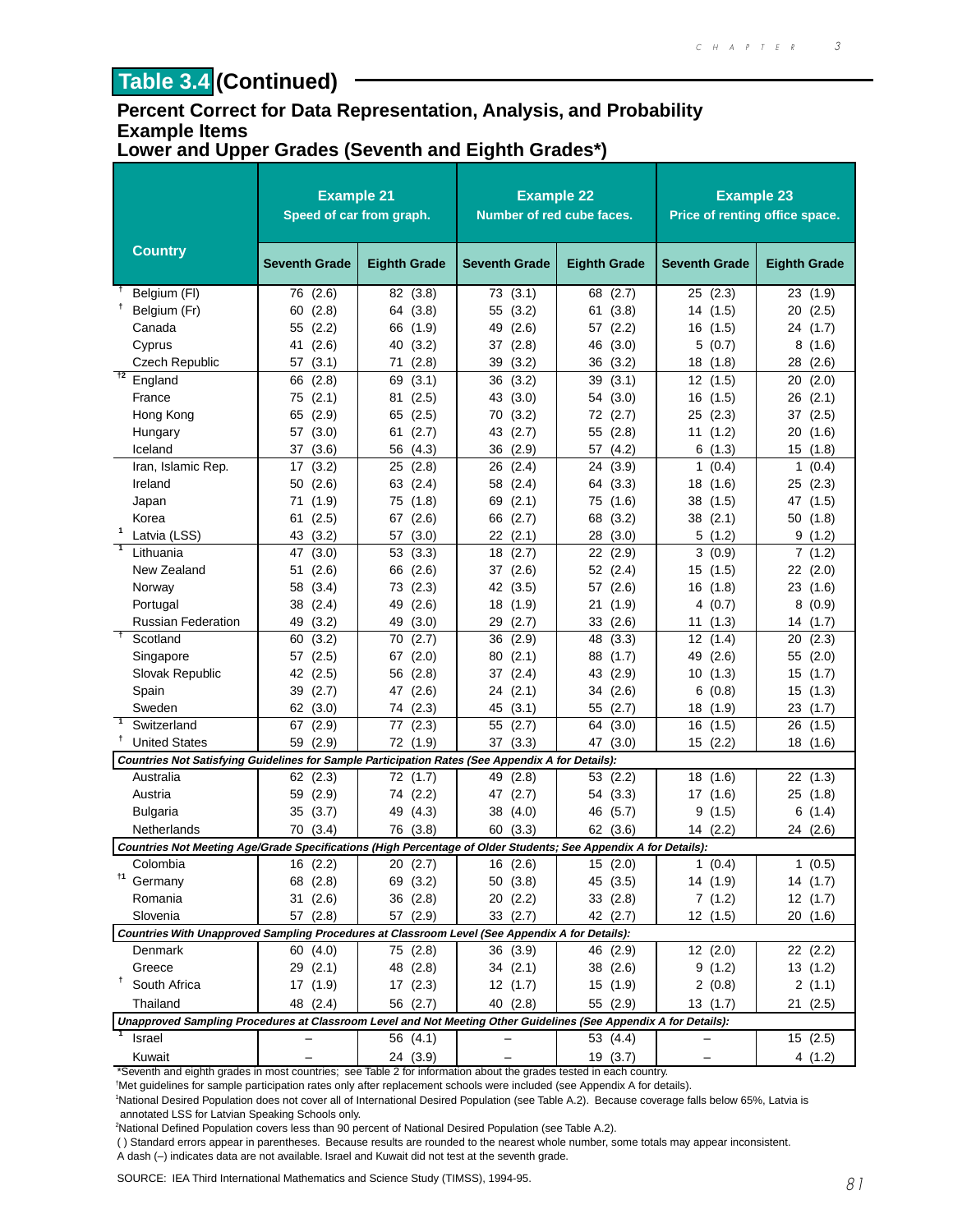## Table 3.4 (Continued)

### Percent Correct for Data Representation, Analysis, and Probability Example Items
### Lower and Upper Grades (Seventh and Eighth Grades*)

| Country | Example 21 Speed of car from graph. | | Example 22 Number of red cube faces. | | Example 23 Price of renting office space. | |
|---|---|---|---|---|---|---|
| | Seventh Grade | Eighth Grade | Seventh Grade | Eighth Grade | Seventh Grade | Eighth Grade |
| † Belgium (Fl) | 76 (2.6) | 82 (3.8) | 73 (3.1) | 68 (2.7) | 25 (2.3) | 23 (1.9) |
| † Belgium (Fr) | 60 (2.8) | 64 (3.8) | 55 (3.2) | 61 (3.8) | 14 (1.5) | 20 (2.5) |
| Canada | 55 (2.2) | 66 (1.9) | 49 (2.6) | 57 (2.2) | 16 (1.5) | 24 (1.7) |
| Cyprus | 41 (2.6) | 40 (3.2) | 37 (2.8) | 46 (3.0) | 5 (0.7) | 8 (1.6) |
| Czech Republic | 57 (3.1) | 71 (2.8) | 39 (3.2) | 36 (3.2) | 18 (1.8) | 28 (2.6) |
| †2 England | 66 (2.8) | 69 (3.1) | 36 (3.2) | 39 (3.1) | 12 (1.5) | 20 (2.0) |
| France | 75 (2.1) | 81 (2.5) | 43 (3.0) | 54 (3.0) | 16 (1.5) | 26 (2.1) |
| Hong Kong | 65 (2.9) | 65 (2.5) | 70 (3.2) | 72 (2.7) | 25 (2.3) | 37 (2.5) |
| Hungary | 57 (3.0) | 61 (2.7) | 43 (2.7) | 55 (2.8) | 11 (1.2) | 20 (1.6) |
| Iceland | 37 (3.6) | 56 (4.3) | 36 (2.9) | 57 (4.2) | 6 (1.3) | 15 (1.8) |
| Iran, Islamic Rep. | 17 (3.2) | 25 (2.8) | 26 (2.4) | 24 (3.9) | 1 (0.4) | 1 (0.4) |
| Ireland | 50 (2.6) | 63 (2.4) | 58 (2.4) | 64 (3.3) | 18 (1.6) | 25 (2.3) |
| Japan | 71 (1.9) | 75 (1.8) | 69 (2.1) | 75 (1.6) | 38 (1.5) | 47 (1.5) |
| Korea | 61 (2.5) | 67 (2.6) | 66 (2.7) | 68 (3.2) | 38 (2.1) | 50 (1.8) |
| 1 Latvia (LSS) | 43 (3.2) | 57 (3.0) | 22 (2.1) | 28 (3.0) | 5 (1.2) | 9 (1.2) |
| 1 Lithuania | 47 (3.0) | 53 (3.3) | 18 (2.7) | 22 (2.9) | 3 (0.9) | 7 (1.2) |
| New Zealand | 51 (2.6) | 66 (2.6) | 37 (2.6) | 52 (2.4) | 15 (1.5) | 22 (2.0) |
| Norway | 58 (3.4) | 73 (2.3) | 42 (3.5) | 57 (2.6) | 16 (1.8) | 23 (1.6) |
| Portugal | 38 (2.4) | 49 (2.6) | 18 (1.9) | 21 (1.9) | 4 (0.7) | 8 (0.9) |
| Russian Federation | 49 (3.2) | 49 (3.0) | 29 (2.7) | 33 (2.6) | 11 (1.3) | 14 (1.7) |
| † Scotland | 60 (3.2) | 70 (2.7) | 36 (2.9) | 48 (3.3) | 12 (1.4) | 20 (2.3) |
| Singapore | 57 (2.5) | 67 (2.0) | 80 (2.1) | 88 (1.7) | 49 (2.6) | 55 (2.0) |
| Slovak Republic | 42 (2.5) | 56 (2.8) | 37 (2.4) | 43 (2.9) | 10 (1.3) | 15 (1.7) |
| Spain | 39 (2.7) | 47 (2.6) | 24 (2.1) | 34 (2.6) | 6 (0.8) | 15 (1.3) |
| Sweden | 62 (3.0) | 74 (2.3) | 45 (3.1) | 55 (2.7) | 18 (1.9) | 23 (1.7) |
| 1 Switzerland | 67 (2.9) | 77 (2.3) | 55 (2.7) | 64 (3.0) | 16 (1.5) | 26 (1.5) |
| † United States | 59 (2.9) | 72 (1.9) | 37 (3.3) | 47 (3.0) | 15 (2.2) | 18 (1.6) |
| *Countries Not Satisfying Guidelines for Sample Participation Rates (See Appendix A for Details):* | | | | | | |
| Australia | 62 (2.3) | 72 (1.7) | 49 (2.8) | 53 (2.2) | 18 (1.6) | 22 (1.3) |
| Austria | 59 (2.9) | 74 (2.2) | 47 (2.7) | 54 (3.3) | 17 (1.6) | 25 (1.8) |
| Bulgaria | 35 (3.7) | 49 (4.3) | 38 (4.0) | 46 (5.7) | 9 (1.5) | 6 (1.4) |
| Netherlands | 70 (3.4) | 76 (3.8) | 60 (3.3) | 62 (3.6) | 14 (2.2) | 24 (2.6) |
| *Countries Not Meeting Age/Grade Specifications (High Percentage of Older Students; See Appendix A for Details):* | | | | | | |
| Colombia | 16 (2.2) | 20 (2.7) | 16 (2.6) | 15 (2.0) | 1 (0.4) | 1 (0.5) |
| †1 Germany | 68 (2.8) | 69 (3.2) | 50 (3.8) | 45 (3.5) | 14 (1.9) | 14 (1.7) |
| Romania | 31 (2.6) | 36 (2.8) | 20 (2.2) | 33 (2.8) | 7 (1.2) | 12 (1.7) |
| Slovenia | 57 (2.8) | 57 (2.9) | 33 (2.7) | 42 (2.7) | 12 (1.5) | 20 (1.6) |
| *Countries With Unapproved Sampling Procedures at Classroom Level (See Appendix A for Details):* | | | | | | |
| Denmark | 60 (4.0) | 75 (2.8) | 36 (3.9) | 46 (2.9) | 12 (2.0) | 22 (2.2) |
| Greece | 29 (2.1) | 48 (2.8) | 34 (2.1) | 38 (2.6) | 9 (1.2) | 13 (1.2) |
| † South Africa | 17 (1.9) | 17 (2.3) | 12 (1.7) | 15 (1.9) | 2 (0.8) | 2 (1.1) |
| Thailand | 48 (2.4) | 56 (2.7) | 40 (2.8) | 55 (2.9) | 13 (1.7) | 21 (2.5) |
| *Unapproved Sampling Procedures at Classroom Level and Not Meeting Other Guidelines (See Appendix A for Details):* | | | | | | |
| 1 Israel | – | 56 (4.1) | – | 53 (4.4) | – | 15 (2.5) |
| Kuwait | – | 24 (3.9) | – | 19 (3.7) | – | 4 (1.2) |

*Seventh and eighth grades in most countries; see Table 2 for information about the grades tested in each country.

†Met guidelines for sample participation rates only after replacement schools were included (see Appendix A for details).

[1]National Desired Population does not cover all of International Desired Population (see Table A.2). Because coverage falls below 65%, Latvia is annotated LSS for Latvian Speaking Schools only.

[2]National Defined Population covers less than 90 percent of National Desired Population (see Table A.2).

( ) Standard errors appear in parentheses. Because results are rounded to the nearest whole number, some totals may appear inconsistent.

A dash (–) indicates data are not available. Israel and Kuwait did not test at the seventh grade.

SOURCE: IEA Third International Mathematics and Science Study (TIMSS), 1994-95.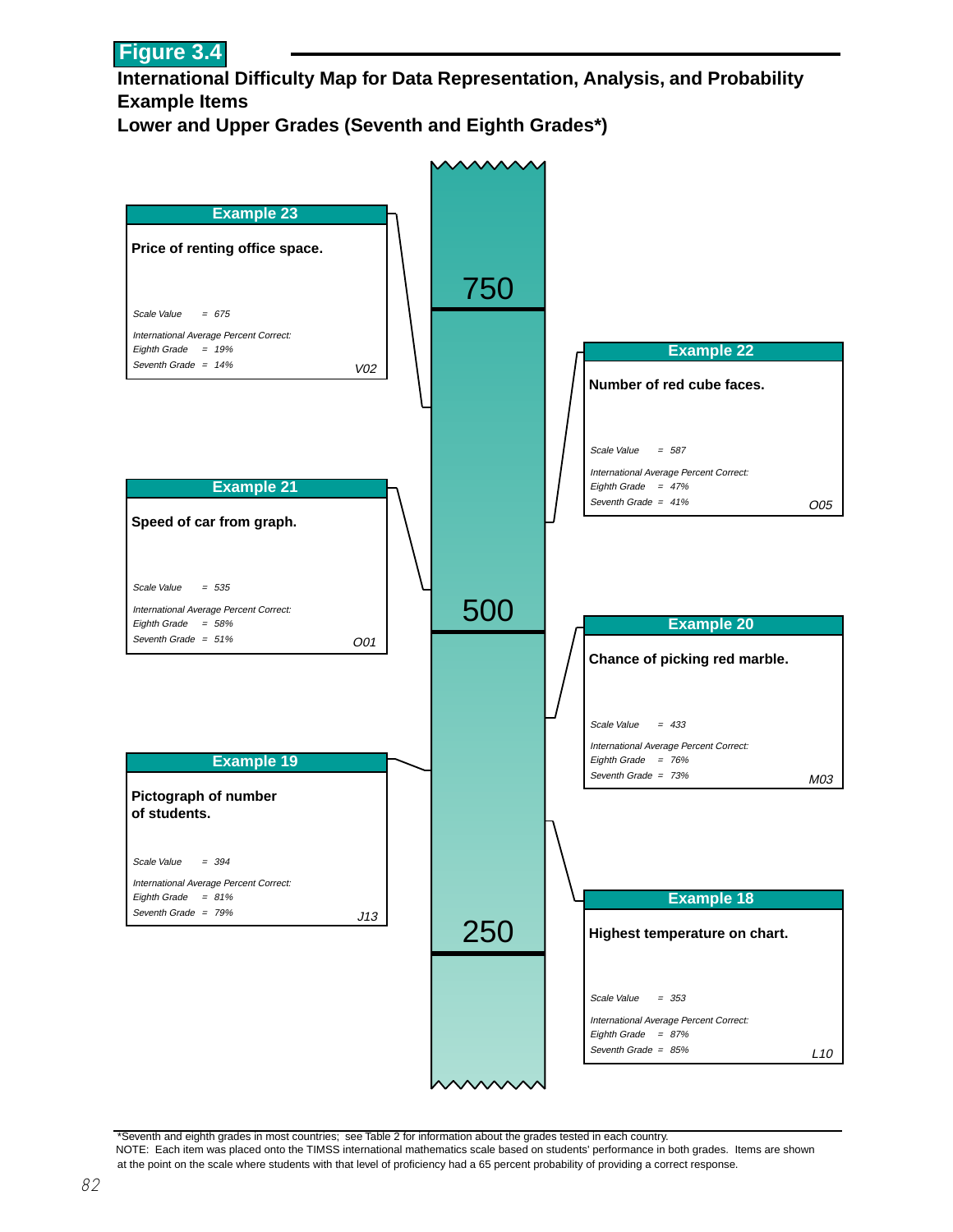# Figure 3.4

## International Difficulty Map for Data Representation, Analysis, and Probability Example Items
## Lower and Upper Grades (Seventh and Eighth Grades*)

Scale: 750 — 500 — 250

### Example 23

**Price of renting office space.**

*Scale Value = 675*

*International Average Percent Correct:*
*Eighth Grade = 19%*
*Seventh Grade = 14%*

*V02*

### Example 22

**Number of red cube faces.**

*Scale Value = 587*

*International Average Percent Correct:*
*Eighth Grade = 47%*
*Seventh Grade = 41%*

*O05*

### Example 21

**Speed of car from graph.**

*Scale Value = 535*

*International Average Percent Correct:*
*Eighth Grade = 58%*
*Seventh Grade = 51%*

*O01*

### Example 20

**Chance of picking red marble.**

*Scale Value = 433*

*International Average Percent Correct:*
*Eighth Grade = 76%*
*Seventh Grade = 73%*

*M03*

### Example 19

**Pictograph of number of students.**

*Scale Value = 394*

*International Average Percent Correct:*
*Eighth Grade = 81%*
*Seventh Grade = 79%*

*J13*

### Example 18

**Highest temperature on chart.**

*Scale Value = 353*

*International Average Percent Correct:*
*Eighth Grade = 87%*
*Seventh Grade = 85%*

*L10*

---

*Seventh and eighth grades in most countries; see Table 2 for information about the grades tested in each country.

NOTE: Each item was placed onto the TIMSS international mathematics scale based on students' performance in both grades. Items are shown at the point on the scale where students with that level of proficiency had a 65 percent probability of providing a correct response.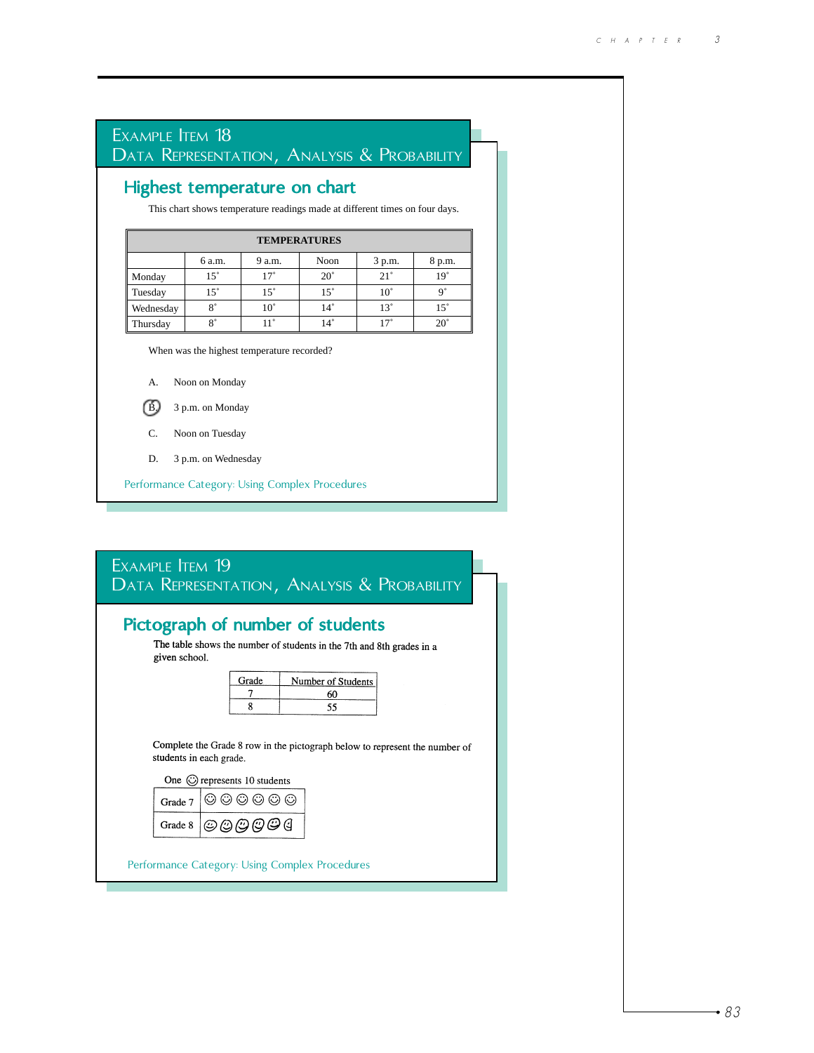## Example Item 18
## Data Representation, Analysis & Probability

### Highest temperature on chart

This chart shows temperature readings made at different times on four days.

| TEMPERATURES | | | | | |
|---|---|---|---|---|---|
| | 6 a.m. | 9 a.m. | Noon | 3 p.m. | 8 p.m. |
| Monday | 15˚ | 17˚ | 20˚ | 21˚ | 19˚ |
| Tuesday | 15˚ | 15˚ | 15˚ | 10˚ | 9˚ |
| Wednesday | 8˚ | 10˚ | 14˚ | 13˚ | 15˚ |
| Thursday | 8˚ | 11˚ | 14˚ | 17˚ | 20˚ |

When was the highest temperature recorded?

A. Noon on Monday

(B.) 3 p.m. on Monday

C. Noon on Tuesday

D. 3 p.m. on Wednesday

Performance Category: Using Complex Procedures

## Example Item 19
## Data Representation, Analysis & Probability

### Pictograph of number of students

The table shows the number of students in the 7th and 8th grades in a given school.

| Grade | Number of Students |
|---|---|
| 7 | 60 |
| 8 | 55 |

Complete the Grade 8 row in the pictograph below to represent the number of students in each grade.

One ☺ represents 10 students

| | |
|---|---|
| Grade 7 | ☺ ☺ ☺ ☺ ☺ ☺ |
| Grade 8 | ☺ ☺ ☺ ☺ ☺ ◖ |

Performance Category: Using Complex Procedures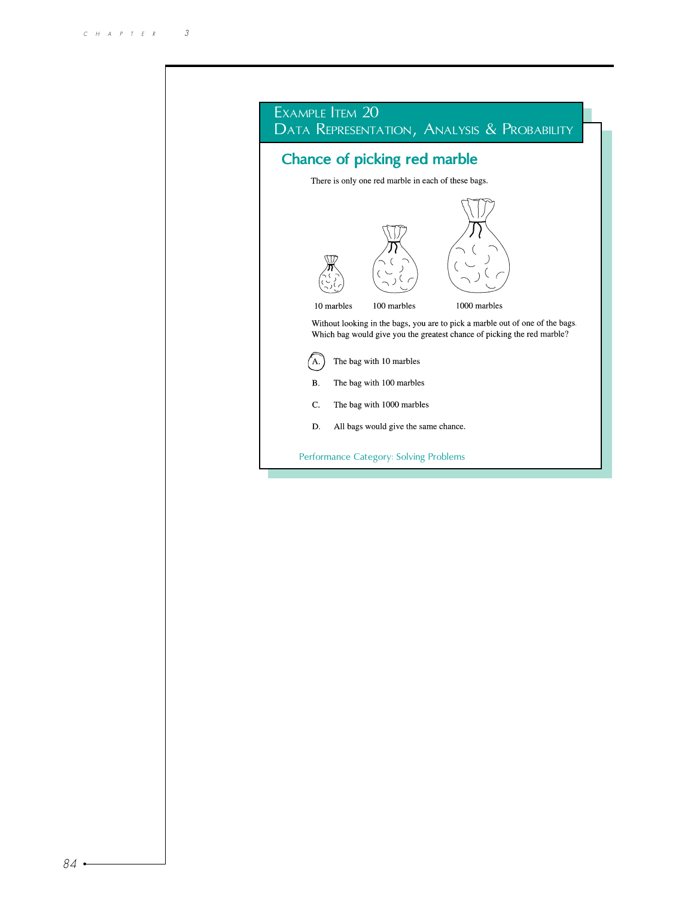## Example Item 20
## Data Representation, Analysis & Probability

### Chance of picking red marble

There is only one red marble in each of these bags.

10 marbles    100 marbles    1000 marbles

Without looking in the bags, you are to pick a marble out of one of the bags. Which bag would give you the greatest chance of picking the red marble?

(A.) The bag with 10 marbles

B. The bag with 100 marbles

C. The bag with 1000 marbles

D. All bags would give the same chance.

Performance Category: Solving Problems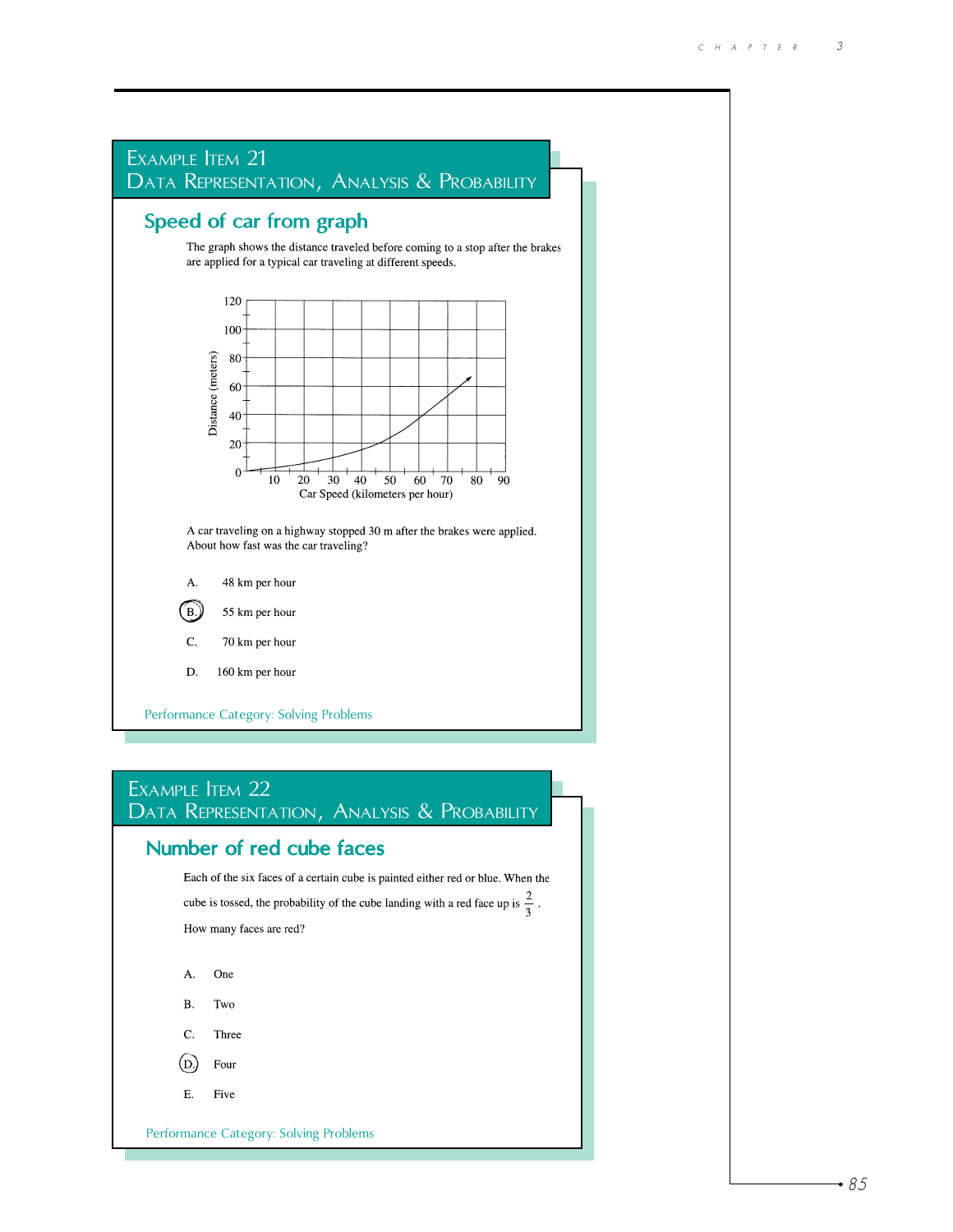## Example Item 21
## Data Representation, Analysis & Probability

### Speed of car from graph

The graph shows the distance traveled before coming to a stop after the brakes are applied for a typical car traveling at different speeds.

A car traveling on a highway stopped 30 m after the brakes were applied. About how fast was the car traveling?

A. 48 km per hour

(B.) 55 km per hour

C. 70 km per hour

D. 160 km per hour

Performance Category: Solving Problems

## Example Item 22
## Data Representation, Analysis & Probability

### Number of red cube faces

Each of the six faces of a certain cube is painted either red or blue. When the cube is tossed, the probability of the cube landing with a red face up is $\frac{2}{3}$.

How many faces are red?

A. One

B. Two

C. Three

(D.) Four

E. Five

Performance Category: Solving Problems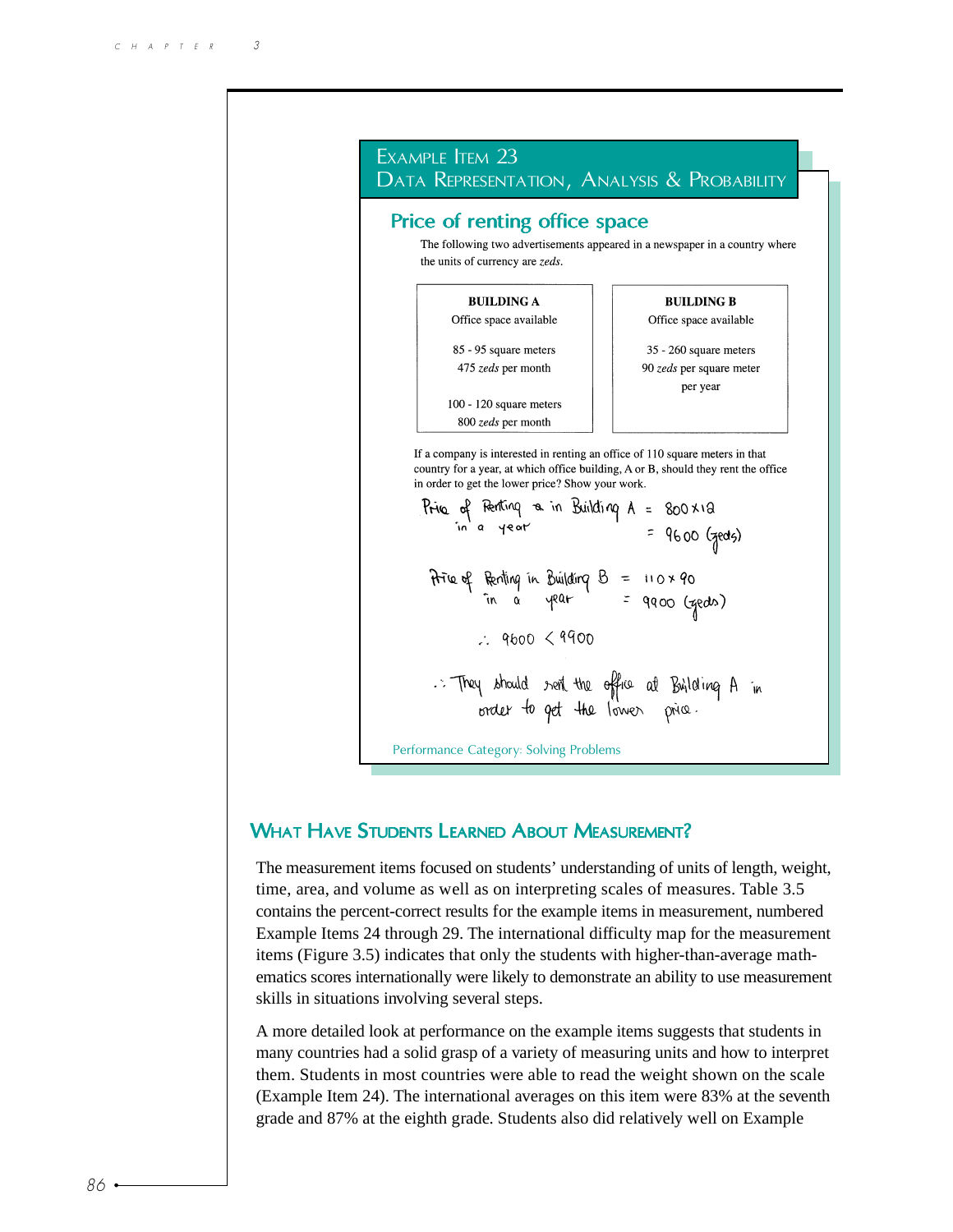## Example Item 23
## Data Representation, Analysis & Probability

### Price of renting office space

The following two advertisements appeared in a newspaper in a country where the units of currency are *zeds*.

| BUILDING A | BUILDING B |
|---|---|
| Office space available | Office space available |
| 85 - 95 square meters<br>475 *zeds* per month | 35 - 260 square meters<br>90 *zeds* per square meter<br>per year |
| 100 - 120 square meters<br>800 *zeds* per month | |

If a company is interested in renting an office of 110 square meters in that country for a year, at which office building, A or B, should they rent the office in order to get the lower price? Show your work.

Price of Renting in Building A in a year = 800 × 12
= 9600 (zeds)

Price of Renting in Building B in a year = 110 × 90
= 9900 (zeds)

∴ 9600 < 9900

∴ They should rent the office at Building A in order to get the lower price.

Performance Category: Solving Problems

## What Have Students Learned About Measurement?

The measurement items focused on students' understanding of units of length, weight, time, area, and volume as well as on interpreting scales of measures. Table 3.5 contains the percent-correct results for the example items in measurement, numbered Example Items 24 through 29. The international difficulty map for the measurement items (Figure 3.5) indicates that only the students with higher-than-average mathematics scores internationally were likely to demonstrate an ability to use measurement skills in situations involving several steps.

A more detailed look at performance on the example items suggests that students in many countries had a solid grasp of a variety of measuring units and how to interpret them. Students in most countries were able to read the weight shown on the scale (Example Item 24). The international averages on this item were 83% at the seventh grade and 87% at the eighth grade. Students also did relatively well on Example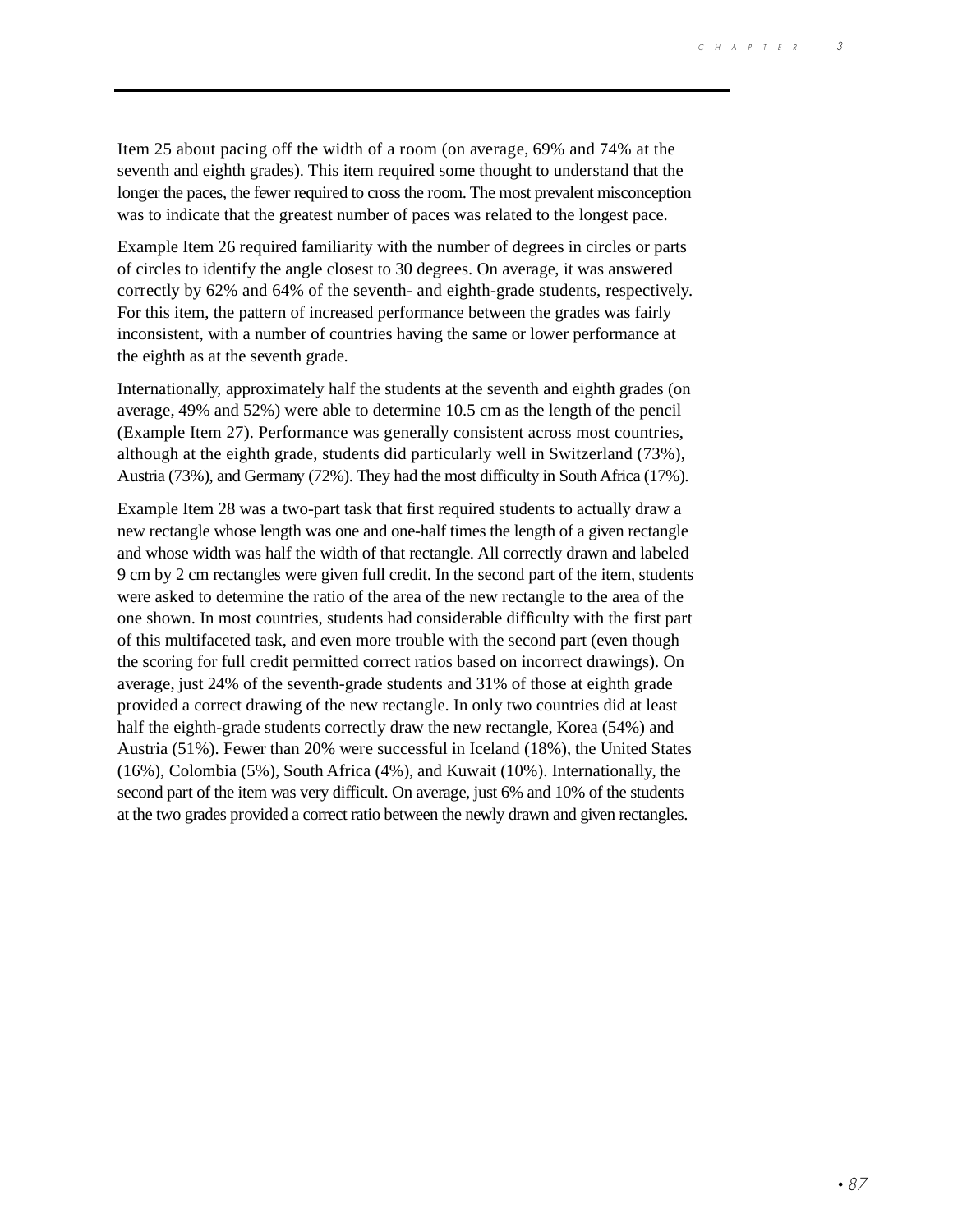Item 25 about pacing off the width of a room (on average, 69% and 74% at the seventh and eighth grades). This item required some thought to understand that the longer the paces, the fewer required to cross the room. The most prevalent misconception was to indicate that the greatest number of paces was related to the longest pace.

Example Item 26 required familiarity with the number of degrees in circles or parts of circles to identify the angle closest to 30 degrees. On average, it was answered correctly by 62% and 64% of the seventh- and eighth-grade students, respectively. For this item, the pattern of increased performance between the grades was fairly inconsistent, with a number of countries having the same or lower performance at the eighth as at the seventh grade.

Internationally, approximately half the students at the seventh and eighth grades (on average, 49% and 52%) were able to determine 10.5 cm as the length of the pencil (Example Item 27). Performance was generally consistent across most countries, although at the eighth grade, students did particularly well in Switzerland (73%), Austria (73%), and Germany (72%). They had the most difficulty in South Africa (17%).

Example Item 28 was a two-part task that first required students to actually draw a new rectangle whose length was one and one-half times the length of a given rectangle and whose width was half the width of that rectangle. All correctly drawn and labeled 9 cm by 2 cm rectangles were given full credit. In the second part of the item, students were asked to determine the ratio of the area of the new rectangle to the area of the one shown. In most countries, students had considerable difficulty with the first part of this multifaceted task, and even more trouble with the second part (even though the scoring for full credit permitted correct ratios based on incorrect drawings). On average, just 24% of the seventh-grade students and 31% of those at eighth grade provided a correct drawing of the new rectangle. In only two countries did at least half the eighth-grade students correctly draw the new rectangle, Korea (54%) and Austria (51%). Fewer than 20% were successful in Iceland (18%), the United States (16%), Colombia (5%), South Africa (4%), and Kuwait (10%). Internationally, the second part of the item was very difficult. On average, just 6% and 10% of the students at the two grades provided a correct ratio between the newly drawn and given rectangles.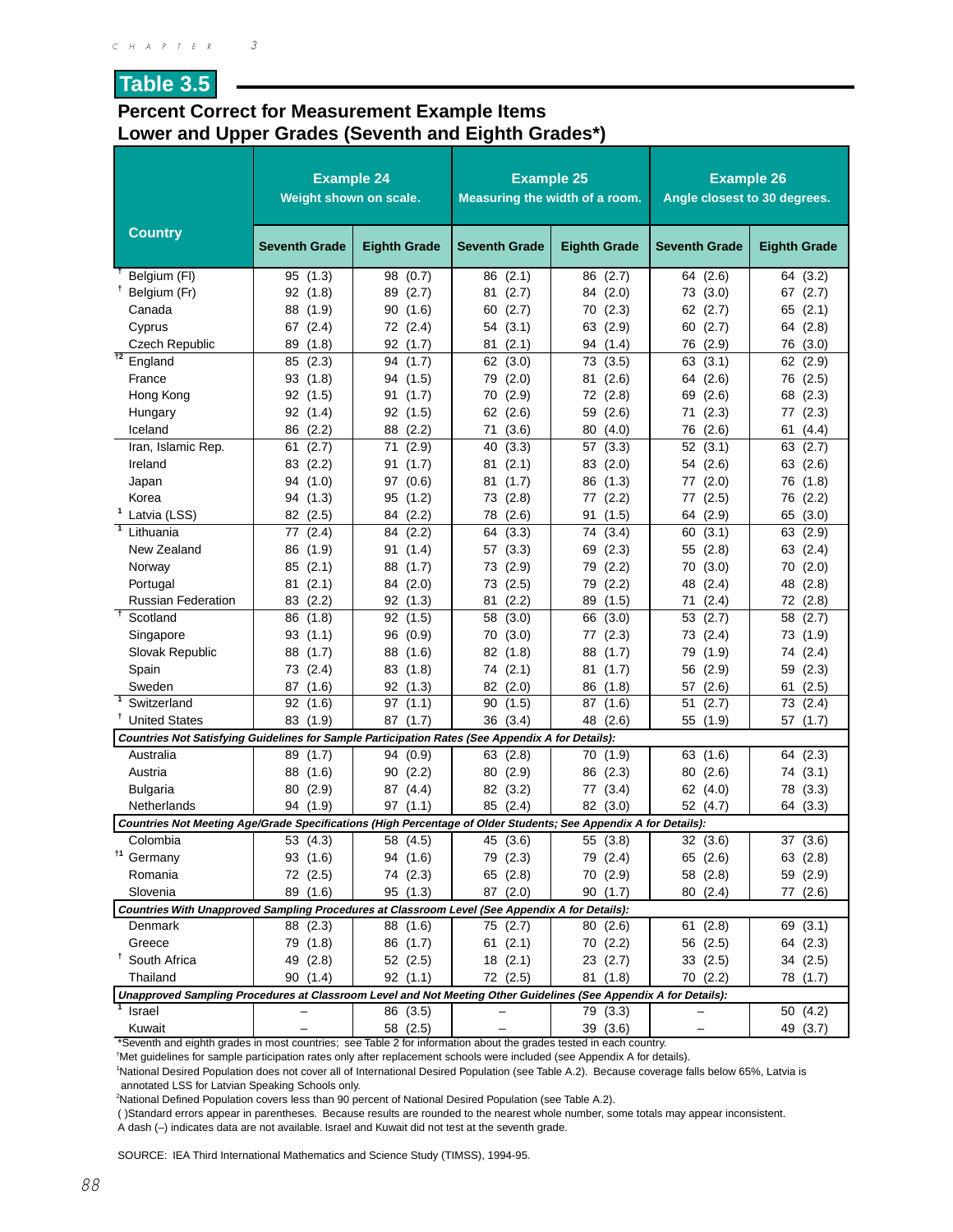## Table 3.5

### Percent Correct for Measurement Example Items
### Lower and Upper Grades (Seventh and Eighth Grades*)

| Country | Example 24 Weight shown on scale. | | Example 25 Measuring the width of a room. | | Example 26 Angle closest to 30 degrees. | |
|---|---|---|---|---|---|---|
| | Seventh Grade | Eighth Grade | Seventh Grade | Eighth Grade | Seventh Grade | Eighth Grade |
| † Belgium (Fl) | 95 (1.3) | 98 (0.7) | 86 (2.1) | 86 (2.7) | 64 (2.6) | 64 (3.2) |
| † Belgium (Fr) | 92 (1.8) | 89 (2.7) | 81 (2.7) | 84 (2.0) | 73 (3.0) | 67 (2.7) |
| Canada | 88 (1.9) | 90 (1.6) | 60 (2.7) | 70 (2.3) | 62 (2.7) | 65 (2.1) |
| Cyprus | 67 (2.4) | 72 (2.4) | 54 (3.1) | 63 (2.9) | 60 (2.7) | 64 (2.8) |
| Czech Republic | 89 (1.8) | 92 (1.7) | 81 (2.1) | 94 (1.4) | 76 (2.9) | 76 (3.0) |
| †2 England | 85 (2.3) | 94 (1.7) | 62 (3.0) | 73 (3.5) | 63 (3.1) | 62 (2.9) |
| France | 93 (1.8) | 94 (1.5) | 79 (2.0) | 81 (2.6) | 64 (2.6) | 76 (2.5) |
| Hong Kong | 92 (1.5) | 91 (1.7) | 70 (2.9) | 72 (2.8) | 69 (2.6) | 68 (2.3) |
| Hungary | 92 (1.4) | 92 (1.5) | 62 (2.6) | 59 (2.6) | 71 (2.3) | 77 (2.3) |
| Iceland | 86 (2.2) | 88 (2.2) | 71 (3.6) | 80 (4.0) | 76 (2.6) | 61 (4.4) |
| Iran, Islamic Rep. | 61 (2.7) | 71 (2.9) | 40 (3.3) | 57 (3.3) | 52 (3.1) | 63 (2.7) |
| Ireland | 83 (2.2) | 91 (1.7) | 81 (2.1) | 83 (2.0) | 54 (2.6) | 63 (2.6) |
| Japan | 94 (1.0) | 97 (0.6) | 81 (1.7) | 86 (1.3) | 77 (2.0) | 76 (1.8) |
| Korea | 94 (1.3) | 95 (1.2) | 73 (2.8) | 77 (2.2) | 77 (2.5) | 76 (2.2) |
| 1 Latvia (LSS) | 82 (2.5) | 84 (2.2) | 78 (2.6) | 91 (1.5) | 64 (2.9) | 65 (3.0) |
| 1 Lithuania | 77 (2.4) | 84 (2.2) | 64 (3.3) | 74 (3.4) | 60 (3.1) | 63 (2.9) |
| New Zealand | 86 (1.9) | 91 (1.4) | 57 (3.3) | 69 (2.3) | 55 (2.8) | 63 (2.4) |
| Norway | 85 (2.1) | 88 (1.7) | 73 (2.9) | 79 (2.2) | 70 (3.0) | 70 (2.0) |
| Portugal | 81 (2.1) | 84 (2.0) | 73 (2.5) | 79 (2.2) | 48 (2.4) | 48 (2.8) |
| Russian Federation | 83 (2.2) | 92 (1.3) | 81 (2.2) | 89 (1.5) | 71 (2.4) | 72 (2.8) |
| † Scotland | 86 (1.8) | 92 (1.5) | 58 (3.0) | 66 (3.0) | 53 (2.7) | 58 (2.7) |
| Singapore | 93 (1.1) | 96 (0.9) | 70 (3.0) | 77 (2.3) | 73 (2.4) | 73 (1.9) |
| Slovak Republic | 88 (1.7) | 88 (1.6) | 82 (1.8) | 88 (1.7) | 79 (1.9) | 74 (2.4) |
| Spain | 73 (2.4) | 83 (1.8) | 74 (2.1) | 81 (1.7) | 56 (2.9) | 59 (2.3) |
| Sweden | 87 (1.6) | 92 (1.3) | 82 (2.0) | 86 (1.8) | 57 (2.6) | 61 (2.5) |
| 1 Switzerland | 92 (1.6) | 97 (1.1) | 90 (1.5) | 87 (1.6) | 51 (2.7) | 73 (2.4) |
| † United States | 83 (1.9) | 87 (1.7) | 36 (3.4) | 48 (2.6) | 55 (1.9) | 57 (1.7) |
| ***Countries Not Satisfying Guidelines for Sample Participation Rates (See Appendix A for Details):*** | | | | | | |
| Australia | 89 (1.7) | 94 (0.9) | 63 (2.8) | 70 (1.9) | 63 (1.6) | 64 (2.3) |
| Austria | 88 (1.6) | 90 (2.2) | 80 (2.9) | 86 (2.3) | 80 (2.6) | 74 (3.1) |
| Bulgaria | 80 (2.9) | 87 (4.4) | 82 (3.2) | 77 (3.4) | 62 (4.0) | 78 (3.3) |
| Netherlands | 94 (1.9) | 97 (1.1) | 85 (2.4) | 82 (3.0) | 52 (4.7) | 64 (3.3) |
| ***Countries Not Meeting Age/Grade Specifications (High Percentage of Older Students; See Appendix A for Details):*** | | | | | | |
| Colombia | 53 (4.3) | 58 (4.5) | 45 (3.6) | 55 (3.8) | 32 (3.6) | 37 (3.6) |
| †1 Germany | 93 (1.6) | 94 (1.6) | 79 (2.3) | 79 (2.4) | 65 (2.6) | 63 (2.8) |
| Romania | 72 (2.5) | 74 (2.3) | 65 (2.8) | 70 (2.9) | 58 (2.8) | 59 (2.9) |
| Slovenia | 89 (1.6) | 95 (1.3) | 87 (2.0) | 90 (1.7) | 80 (2.4) | 77 (2.6) |
| ***Countries With Unapproved Sampling Procedures at Classroom Level (See Appendix A for Details):*** | | | | | | |
| Denmark | 88 (2.3) | 88 (1.6) | 75 (2.7) | 80 (2.6) | 61 (2.8) | 69 (3.1) |
| Greece | 79 (1.8) | 86 (1.7) | 61 (2.1) | 70 (2.2) | 56 (2.5) | 64 (2.3) |
| † South Africa | 49 (2.8) | 52 (2.5) | 18 (2.1) | 23 (2.7) | 33 (2.5) | 34 (2.5) |
| Thailand | 90 (1.4) | 92 (1.1) | 72 (2.5) | 81 (1.8) | 70 (2.2) | 78 (1.7) |
| ***Unapproved Sampling Procedures at Classroom Level and Not Meeting Other Guidelines (See Appendix A for Details):*** | | | | | | |
| 1 Israel | – | 86 (3.5) | – | 79 (3.3) | – | 50 (4.2) |
| Kuwait | – | 58 (2.5) | – | 39 (3.6) | – | 49 (3.7) |

*Seventh and eighth grades in most countries; see Table 2 for information about the grades tested in each country.

†Met guidelines for sample participation rates only after replacement schools were included (see Appendix A for details).

¹National Desired Population does not cover all of International Desired Population (see Table A.2). Because coverage falls below 65%, Latvia is annotated LSS for Latvian Speaking Schools only.

²National Defined Population covers less than 90 percent of National Desired Population (see Table A.2).

( )Standard errors appear in parentheses. Because results are rounded to the nearest whole number, some totals may appear inconsistent.

A dash (–) indicates data are not available. Israel and Kuwait did not test at the seventh grade.

SOURCE: IEA Third International Mathematics and Science Study (TIMSS), 1994-95.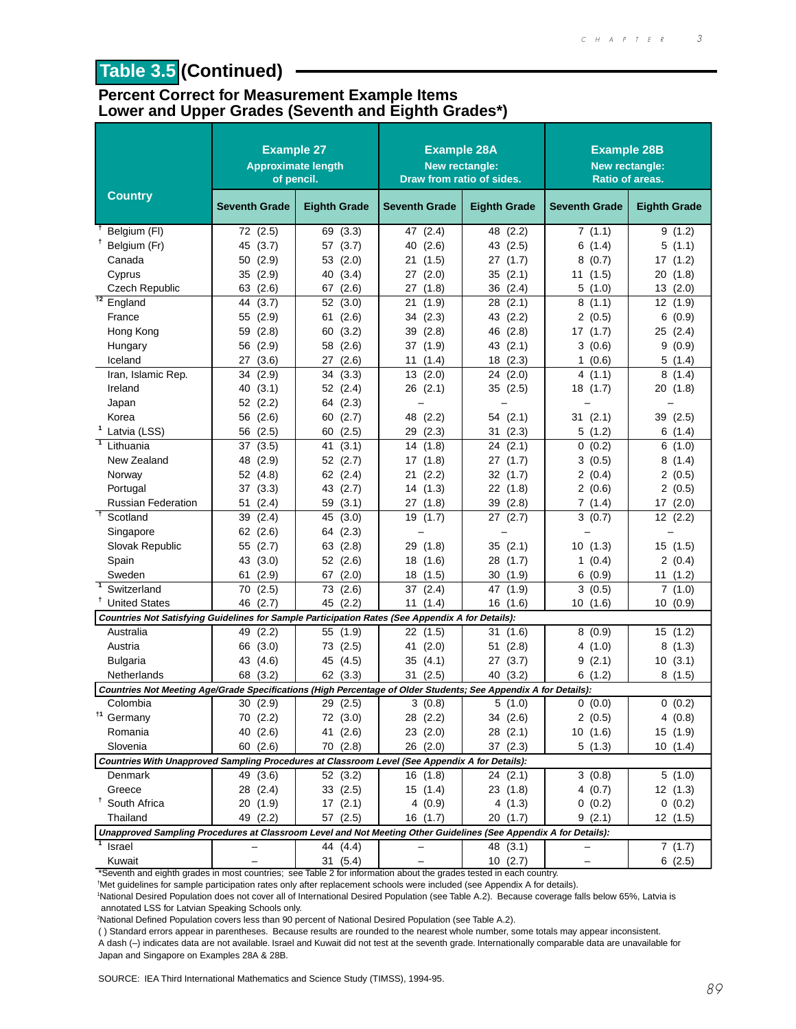# Table 3.5 (Continued)

## Percent Correct for Measurement Example Items
## Lower and Upper Grades (Seventh and Eighth Grades*)

| Country | Example 27 Approximate length of pencil. | | Example 28A New rectangle: Draw from ratio of sides. | | Example 28B New rectangle: Ratio of areas. | |
|---|---|---|---|---|---|---|
| | Seventh Grade | Eighth Grade | Seventh Grade | Eighth Grade | Seventh Grade | Eighth Grade |
| † Belgium (Fl) | 72 (2.5) | 69 (3.3) | 47 (2.4) | 48 (2.2) | 7 (1.1) | 9 (1.2) |
| † Belgium (Fr) | 45 (3.7) | 57 (3.7) | 40 (2.6) | 43 (2.5) | 6 (1.4) | 5 (1.1) |
| Canada | 50 (2.9) | 53 (2.0) | 21 (1.5) | 27 (1.7) | 8 (0.7) | 17 (1.2) |
| Cyprus | 35 (2.9) | 40 (3.4) | 27 (2.0) | 35 (2.1) | 11 (1.5) | 20 (1.8) |
| Czech Republic | 63 (2.6) | 67 (2.6) | 27 (1.8) | 36 (2.4) | 5 (1.0) | 13 (2.0) |
| †2 England | 44 (3.7) | 52 (3.0) | 21 (1.9) | 28 (2.1) | 8 (1.1) | 12 (1.9) |
| France | 55 (2.9) | 61 (2.6) | 34 (2.3) | 43 (2.2) | 2 (0.5) | 6 (0.9) |
| Hong Kong | 59 (2.8) | 60 (3.2) | 39 (2.8) | 46 (2.8) | 17 (1.7) | 25 (2.4) |
| Hungary | 56 (2.9) | 58 (2.6) | 37 (1.9) | 43 (2.1) | 3 (0.6) | 9 (0.9) |
| Iceland | 27 (3.6) | 27 (2.6) | 11 (1.4) | 18 (2.3) | 1 (0.6) | 5 (1.4) |
| Iran, Islamic Rep. | 34 (2.9) | 34 (3.3) | 13 (2.0) | 24 (2.0) | 4 (1.1) | 8 (1.4) |
| Ireland | 40 (3.1) | 52 (2.4) | 26 (2.1) | 35 (2.5) | 18 (1.7) | 20 (1.8) |
| Japan | 52 (2.2) | 64 (2.3) | – | – | – | – |
| Korea | 56 (2.6) | 60 (2.7) | 48 (2.2) | 54 (2.1) | 31 (2.1) | 39 (2.5) |
| 1 Latvia (LSS) | 56 (2.5) | 60 (2.5) | 29 (2.3) | 31 (2.3) | 5 (1.2) | 6 (1.4) |
| 1 Lithuania | 37 (3.5) | 41 (3.1) | 14 (1.8) | 24 (2.1) | 0 (0.2) | 6 (1.0) |
| New Zealand | 48 (2.9) | 52 (2.7) | 17 (1.8) | 27 (1.7) | 3 (0.5) | 8 (1.4) |
| Norway | 52 (4.8) | 62 (2.4) | 21 (2.2) | 32 (1.7) | 2 (0.4) | 2 (0.5) |
| Portugal | 37 (3.3) | 43 (2.7) | 14 (1.3) | 22 (1.8) | 2 (0.6) | 2 (0.5) |
| Russian Federation | 51 (2.4) | 59 (3.1) | 27 (1.8) | 39 (2.8) | 7 (1.4) | 17 (2.0) |
| † Scotland | 39 (2.4) | 45 (3.0) | 19 (1.7) | 27 (2.7) | 3 (0.7) | 12 (2.2) |
| Singapore | 62 (2.6) | 64 (2.3) | – | – | – | – |
| Slovak Republic | 55 (2.7) | 63 (2.8) | 29 (1.8) | 35 (2.1) | 10 (1.3) | 15 (1.5) |
| Spain | 43 (3.0) | 52 (2.6) | 18 (1.6) | 28 (1.7) | 1 (0.4) | 2 (0.4) |
| Sweden | 61 (2.9) | 67 (2.0) | 18 (1.5) | 30 (1.9) | 6 (0.9) | 11 (1.2) |
| 1 Switzerland | 70 (2.5) | 73 (2.6) | 37 (2.4) | 47 (1.9) | 3 (0.5) | 7 (1.0) |
| † United States | 46 (2.7) | 45 (2.2) | 11 (1.4) | 16 (1.6) | 10 (1.6) | 10 (0.9) |
| ***Countries Not Satisfying Guidelines for Sample Participation Rates (See Appendix A for Details):*** | | | | | | |
| Australia | 49 (2.2) | 55 (1.9) | 22 (1.5) | 31 (1.6) | 8 (0.9) | 15 (1.2) |
| Austria | 66 (3.0) | 73 (2.5) | 41 (2.0) | 51 (2.8) | 4 (1.0) | 8 (1.3) |
| Bulgaria | 43 (4.6) | 45 (4.5) | 35 (4.1) | 27 (3.7) | 9 (2.1) | 10 (3.1) |
| Netherlands | 68 (3.2) | 62 (3.3) | 31 (2.5) | 40 (3.2) | 6 (1.2) | 8 (1.5) |
| ***Countries Not Meeting Age/Grade Specifications (High Percentage of Older Students; See Appendix A for Details):*** | | | | | | |
| Colombia | 30 (2.9) | 29 (2.5) | 3 (0.8) | 5 (1.0) | 0 (0.0) | 0 (0.2) |
| †1 Germany | 70 (2.2) | 72 (3.0) | 28 (2.2) | 34 (2.6) | 2 (0.5) | 4 (0.8) |
| Romania | 40 (2.6) | 41 (2.6) | 23 (2.0) | 28 (2.1) | 10 (1.6) | 15 (1.9) |
| Slovenia | 60 (2.6) | 70 (2.8) | 26 (2.0) | 37 (2.3) | 5 (1.3) | 10 (1.4) |
| ***Countries With Unapproved Sampling Procedures at Classroom Level (See Appendix A for Details):*** | | | | | | |
| Denmark | 49 (3.6) | 52 (3.2) | 16 (1.8) | 24 (2.1) | 3 (0.8) | 5 (1.0) |
| Greece | 28 (2.4) | 33 (2.5) | 15 (1.4) | 23 (1.8) | 4 (0.7) | 12 (1.3) |
| † South Africa | 20 (1.9) | 17 (2.1) | 4 (0.9) | 4 (1.3) | 0 (0.2) | 0 (0.2) |
| Thailand | 49 (2.2) | 57 (2.5) | 16 (1.7) | 20 (1.7) | 9 (2.1) | 12 (1.5) |
| ***Unapproved Sampling Procedures at Classroom Level and Not Meeting Other Guidelines (See Appendix A for Details):*** | | | | | | |
| 1 Israel | – | 44 (4.4) | – | 48 (3.1) | – | 7 (1.7) |
| Kuwait | – | 31 (5.4) | – | 10 (2.7) | – | 6 (2.5) |

*Seventh and eighth grades in most countries; see Table 2 for information about the grades tested in each country.

†Met guidelines for sample participation rates only after replacement schools were included (see Appendix A for details).

1National Desired Population does not cover all of International Desired Population (see Table A.2). Because coverage falls below 65%, Latvia is annotated LSS for Latvian Speaking Schools only.

2National Defined Population covers less than 90 percent of National Desired Population (see Table A.2).

( ) Standard errors appear in parentheses. Because results are rounded to the nearest whole number, some totals may appear inconsistent.

A dash (–) indicates data are not available. Israel and Kuwait did not test at the seventh grade. Internationally comparable data are unavailable for Japan and Singapore on Examples 28A & 28B.

SOURCE: IEA Third International Mathematics and Science Study (TIMSS), 1994-95.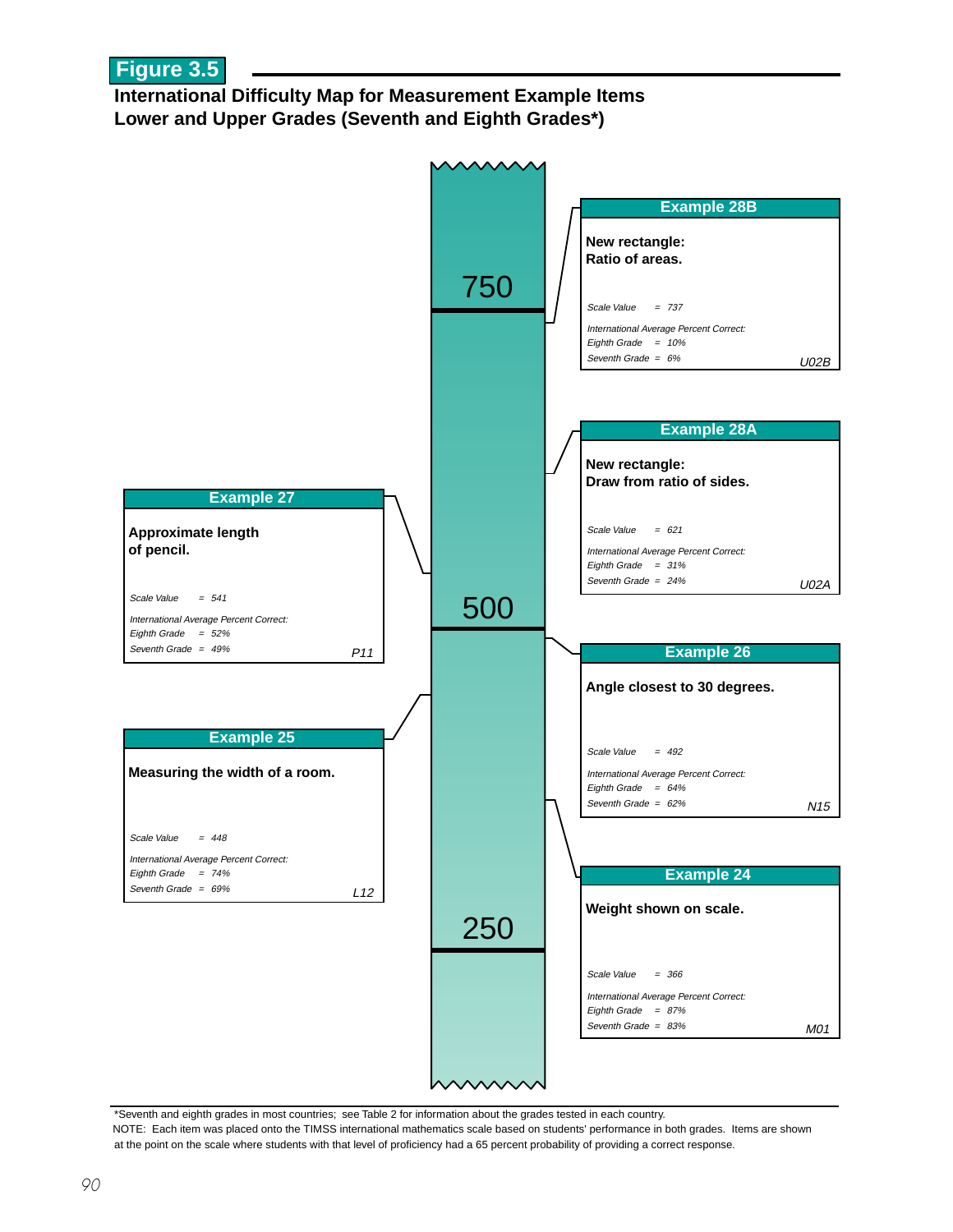## Figure 3.5

**International Difficulty Map for Measurement Example Items**
**Lower and Upper Grades (Seventh and Eighth Grades*)**

Scale markers: 750, 500, 250

### Example 28B
**New rectangle: Ratio of areas.**

*Scale Value = 737*

*International Average Percent Correct:*
*Eighth Grade = 10%*
*Seventh Grade = 6%*

*U02B*

### Example 28A
**New rectangle: Draw from ratio of sides.**

*Scale Value = 621*

*International Average Percent Correct:*
*Eighth Grade = 31%*
*Seventh Grade = 24%*

*U02A*

### Example 27
**Approximate length of pencil.**

*Scale Value = 541*

*International Average Percent Correct:*
*Eighth Grade = 52%*
*Seventh Grade = 49%*

*P11*

### Example 26
**Angle closest to 30 degrees.**

*Scale Value = 492*

*International Average Percent Correct:*
*Eighth Grade = 64%*
*Seventh Grade = 62%*

*N15*

### Example 25
**Measuring the width of a room.**

*Scale Value = 448*

*International Average Percent Correct:*
*Eighth Grade = 74%*
*Seventh Grade = 69%*

*L12*

### Example 24
**Weight shown on scale.**

*Scale Value = 366*

*International Average Percent Correct:*
*Eighth Grade = 87%*
*Seventh Grade = 83%*

*M01*

---

*Seventh and eighth grades in most countries; see Table 2 for information about the grades tested in each country.

NOTE: Each item was placed onto the TIMSS international mathematics scale based on students' performance in both grades. Items are shown at the point on the scale where students with that level of proficiency had a 65 percent probability of providing a correct response.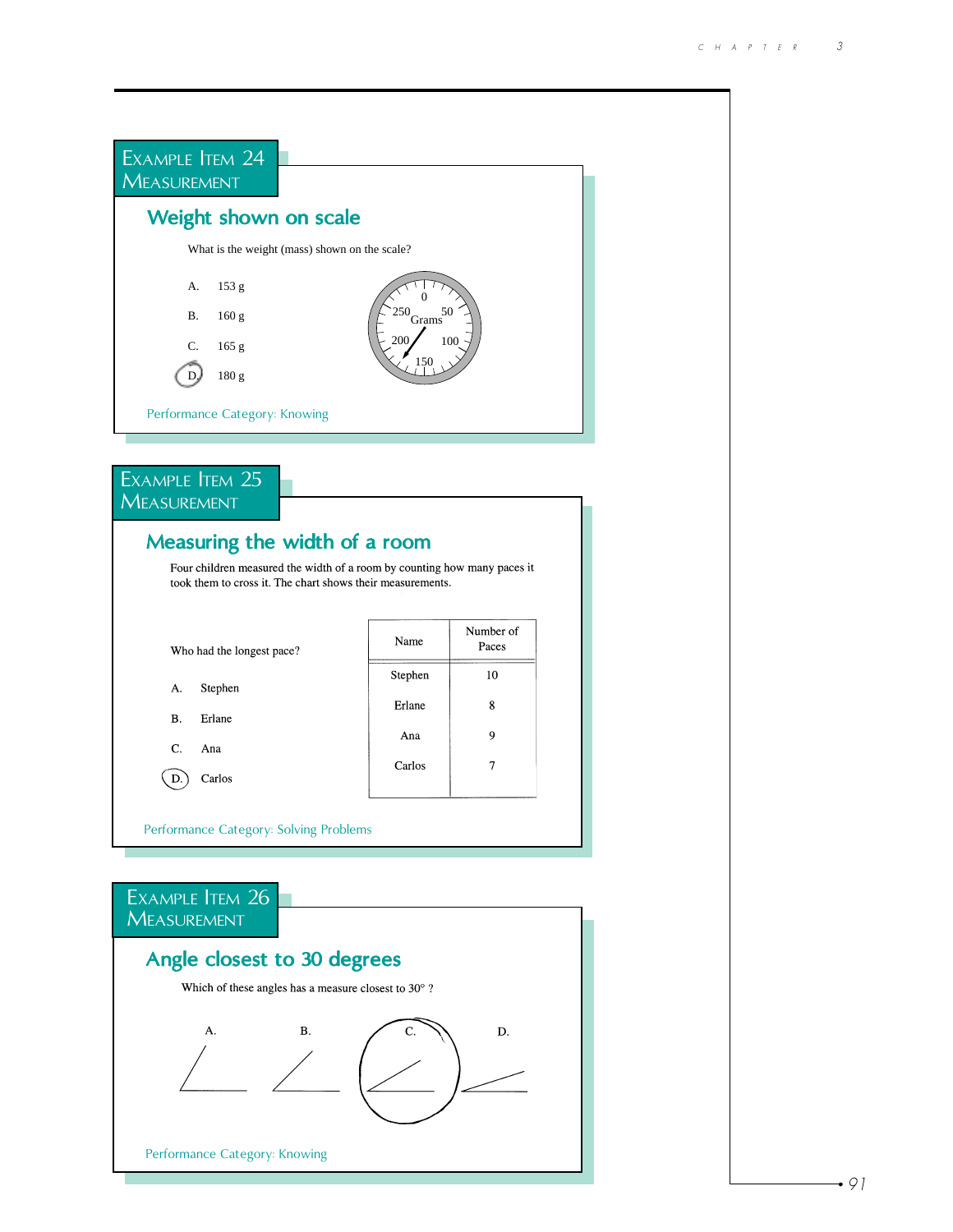## Example Item 24
## Measurement

### Weight shown on scale

What is the weight (mass) shown on the scale?

A. 153 g

B. 160 g

C. 165 g

D. 180 g

Performance Category: Knowing

## Example Item 25
## Measurement

### Measuring the width of a room

Four children measured the width of a room by counting how many paces it took them to cross it. The chart shows their measurements.

| Name | Number of Paces |
|---|---|
| Stephen | 10 |
| Erlane | 8 |
| Ana | 9 |
| Carlos | 7 |

Who had the longest pace?

A. Stephen

B. Erlane

C. Ana

D. Carlos

Performance Category: Solving Problems

## Example Item 26
## Measurement

### Angle closest to 30 degrees

Which of these angles has a measure closest to 30° ?

A. B. C. D.

Performance Category: Knowing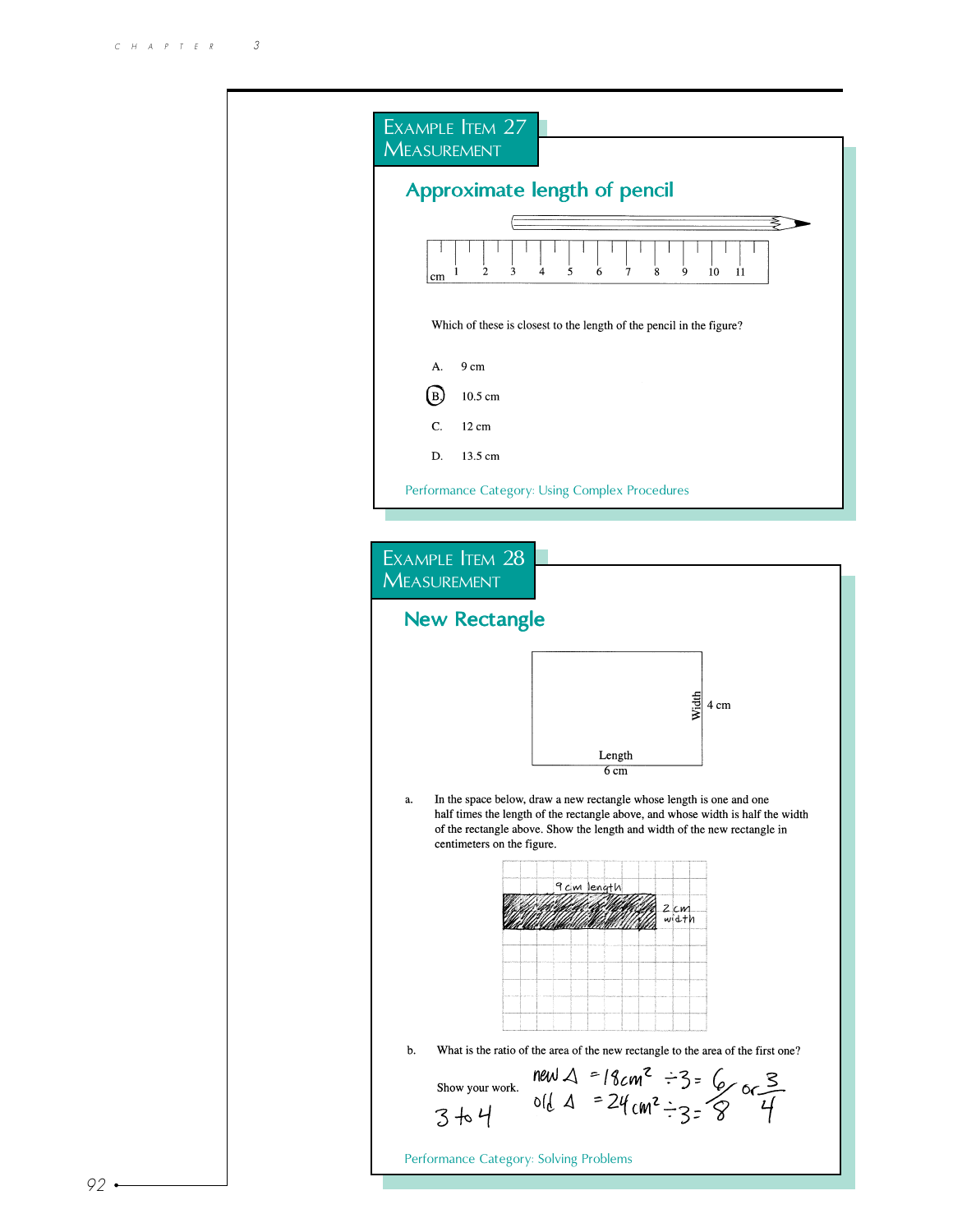## Example Item 27
## Measurement

### Approximate length of pencil

cm 1 2 3 4 5 6 7 8 9 10 11

Which of these is closest to the length of the pencil in the figure?

A. 9 cm

(B.) 10.5 cm

C. 12 cm

D. 13.5 cm

Performance Category: Using Complex Procedures

## Example Item 28
## Measurement

### New Rectangle

Width 4 cm

Length 6 cm

a. In the space below, draw a new rectangle whose length is one and one half times the length of the rectangle above, and whose width is half the width of the rectangle above. Show the length and width of the new rectangle in centimeters on the figure.

9 cm length

2 cm width

b. What is the ratio of the area of the new rectangle to the area of the first one?

Show your work.

new Δ = 18 cm² ÷ 3 = 6 or 3
old Δ = 24 cm² ÷ 3 = 8 or 4

3 to 4

Performance Category: Solving Problems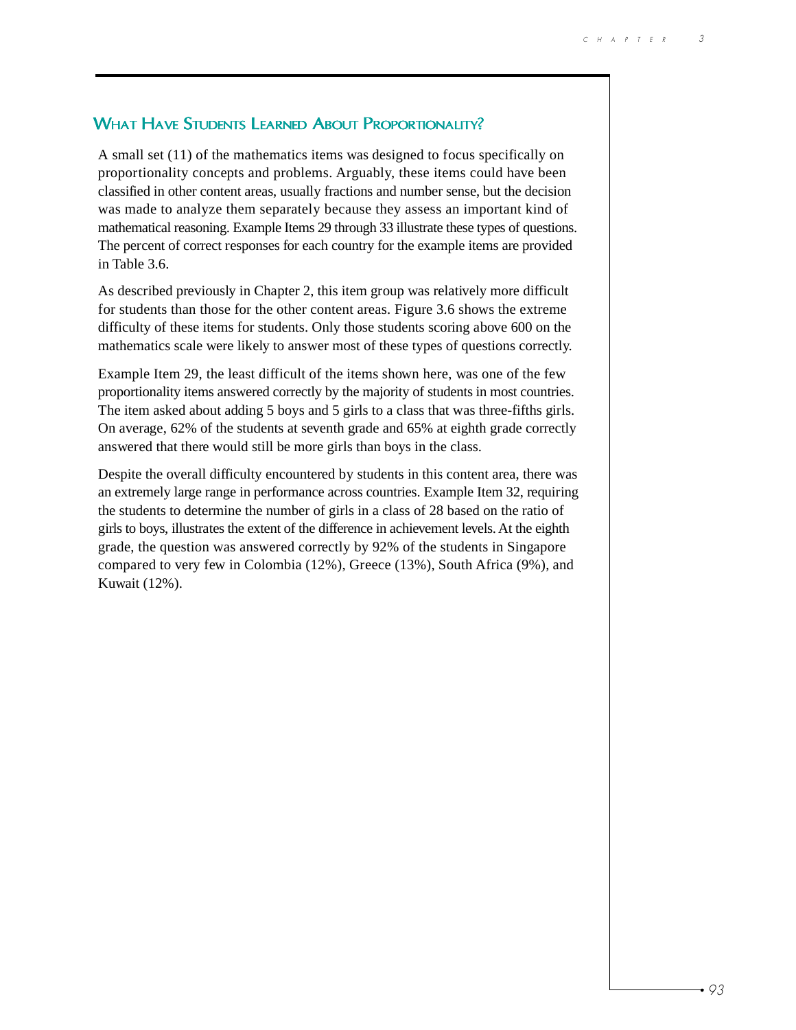## What Have Students Learned About Proportionality?

A small set (11) of the mathematics items was designed to focus specifically on proportionality concepts and problems. Arguably, these items could have been classified in other content areas, usually fractions and number sense, but the decision was made to analyze them separately because they assess an important kind of mathematical reasoning. Example Items 29 through 33 illustrate these types of questions. The percent of correct responses for each country for the example items are provided in Table 3.6.

As described previously in Chapter 2, this item group was relatively more difficult for students than those for the other content areas. Figure 3.6 shows the extreme difficulty of these items for students. Only those students scoring above 600 on the mathematics scale were likely to answer most of these types of questions correctly.

Example Item 29, the least difficult of the items shown here, was one of the few proportionality items answered correctly by the majority of students in most countries. The item asked about adding 5 boys and 5 girls to a class that was three-fifths girls. On average, 62% of the students at seventh grade and 65% at eighth grade correctly answered that there would still be more girls than boys in the class.

Despite the overall difficulty encountered by students in this content area, there was an extremely large range in performance across countries. Example Item 32, requiring the students to determine the number of girls in a class of 28 based on the ratio of girls to boys, illustrates the extent of the difference in achievement levels. At the eighth grade, the question was answered correctly by 92% of the students in Singapore compared to very few in Colombia (12%), Greece (13%), South Africa (9%), and Kuwait (12%).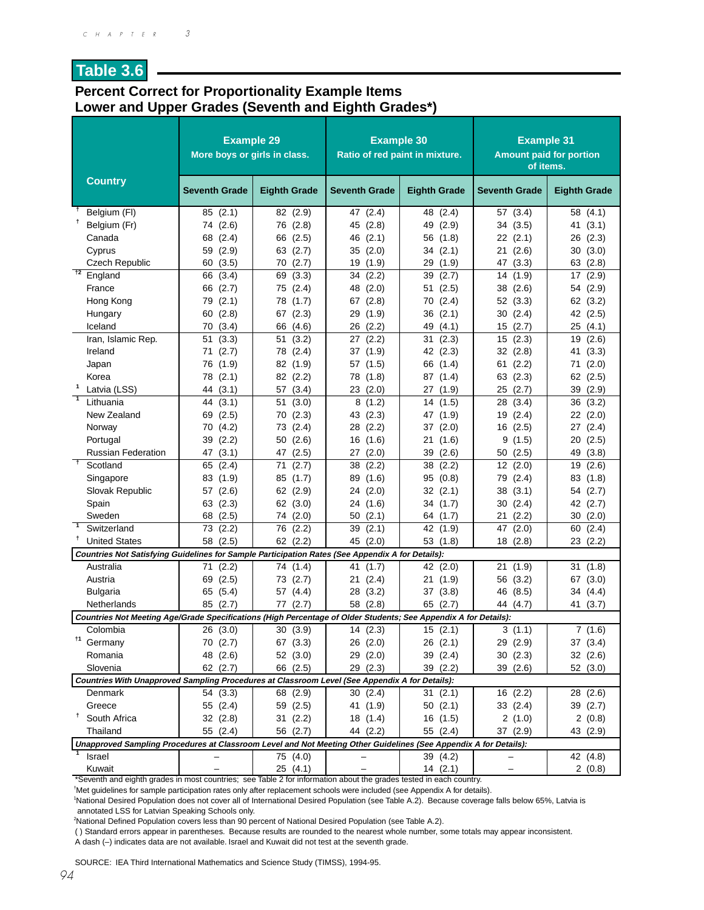## Table 3.6

### Percent Correct for Proportionality Example Items
### Lower and Upper Grades (Seventh and Eighth Grades*)

| Country | Example 29 More boys or girls in class. | | Example 30 Ratio of red paint in mixture. | | Example 31 Amount paid for portion of items. | |
|---|---|---|---|---|---|---|
| | Seventh Grade | Eighth Grade | Seventh Grade | Eighth Grade | Seventh Grade | Eighth Grade |
| † Belgium (Fl) | 85 (2.1) | 82 (2.9) | 47 (2.4) | 48 (2.4) | 57 (3.4) | 58 (4.1) |
| † Belgium (Fr) | 74 (2.6) | 76 (2.8) | 45 (2.8) | 49 (2.9) | 34 (3.5) | 41 (3.1) |
| Canada | 68 (2.4) | 66 (2.5) | 46 (2.1) | 56 (1.8) | 22 (2.1) | 26 (2.3) |
| Cyprus | 59 (2.9) | 63 (2.7) | 35 (2.0) | 34 (2.1) | 21 (2.6) | 30 (3.0) |
| Czech Republic | 60 (3.5) | 70 (2.7) | 19 (1.9) | 29 (1.9) | 47 (3.3) | 63 (2.8) |
| †2 England | 66 (3.4) | 69 (3.3) | 34 (2.2) | 39 (2.7) | 14 (1.9) | 17 (2.9) |
| France | 66 (2.7) | 75 (2.4) | 48 (2.0) | 51 (2.5) | 38 (2.6) | 54 (2.9) |
| Hong Kong | 79 (2.1) | 78 (1.7) | 67 (2.8) | 70 (2.4) | 52 (3.3) | 62 (3.2) |
| Hungary | 60 (2.8) | 67 (2.3) | 29 (1.9) | 36 (2.1) | 30 (2.4) | 42 (2.5) |
| Iceland | 70 (3.4) | 66 (4.6) | 26 (2.2) | 49 (4.1) | 15 (2.7) | 25 (4.1) |
| Iran, Islamic Rep. | 51 (3.3) | 51 (3.2) | 27 (2.2) | 31 (2.3) | 15 (2.3) | 19 (2.6) |
| Ireland | 71 (2.7) | 78 (2.4) | 37 (1.9) | 42 (2.3) | 32 (2.8) | 41 (3.3) |
| Japan | 76 (1.9) | 82 (1.9) | 57 (1.5) | 66 (1.4) | 61 (2.2) | 71 (2.0) |
| Korea | 78 (2.1) | 82 (2.2) | 78 (1.8) | 87 (1.4) | 63 (2.3) | 62 (2.5) |
| 1 Latvia (LSS) | 44 (3.1) | 57 (3.4) | 23 (2.0) | 27 (1.9) | 25 (2.7) | 39 (2.9) |
| 1 Lithuania | 44 (3.1) | 51 (3.0) | 8 (1.2) | 14 (1.5) | 28 (3.4) | 36 (3.2) |
| New Zealand | 69 (2.5) | 70 (2.3) | 43 (2.3) | 47 (1.9) | 19 (2.4) | 22 (2.0) |
| Norway | 70 (4.2) | 73 (2.4) | 28 (2.2) | 37 (2.0) | 16 (2.5) | 27 (2.4) |
| Portugal | 39 (2.2) | 50 (2.6) | 16 (1.6) | 21 (1.6) | 9 (1.5) | 20 (2.5) |
| Russian Federation | 47 (3.1) | 47 (2.5) | 27 (2.0) | 39 (2.6) | 50 (2.5) | 49 (3.8) |
| † Scotland | 65 (2.4) | 71 (2.7) | 38 (2.2) | 38 (2.2) | 12 (2.0) | 19 (2.6) |
| Singapore | 83 (1.9) | 85 (1.7) | 89 (1.6) | 95 (0.8) | 79 (2.4) | 83 (1.8) |
| Slovak Republic | 57 (2.6) | 62 (2.9) | 24 (2.0) | 32 (2.1) | 38 (3.1) | 54 (2.7) |
| Spain | 63 (2.3) | 62 (3.0) | 24 (1.6) | 34 (1.7) | 30 (2.4) | 42 (2.7) |
| Sweden | 68 (2.5) | 74 (2.0) | 50 (2.1) | 64 (1.7) | 21 (2.2) | 30 (2.0) |
| 1 Switzerland | 73 (2.2) | 76 (2.2) | 39 (2.1) | 42 (1.9) | 47 (2.0) | 60 (2.4) |
| † United States | 58 (2.5) | 62 (2.2) | 45 (2.0) | 53 (1.8) | 18 (2.8) | 23 (2.2) |
| ***Countries Not Satisfying Guidelines for Sample Participation Rates (See Appendix A for Details):*** | | | | | | |
| Australia | 71 (2.2) | 74 (1.4) | 41 (1.7) | 42 (2.0) | 21 (1.9) | 31 (1.8) |
| Austria | 69 (2.5) | 73 (2.7) | 21 (2.4) | 21 (1.9) | 56 (3.2) | 67 (3.0) |
| Bulgaria | 65 (5.4) | 57 (4.4) | 28 (3.2) | 37 (3.8) | 46 (8.5) | 34 (4.4) |
| Netherlands | 85 (2.7) | 77 (2.7) | 58 (2.8) | 65 (2.7) | 44 (4.7) | 41 (3.7) |
| ***Countries Not Meeting Age/Grade Specifications (High Percentage of Older Students; See Appendix A for Details):*** | | | | | | |
| Colombia | 26 (3.0) | 30 (3.9) | 14 (2.3) | 15 (2.1) | 3 (1.1) | 7 (1.6) |
| †1 Germany | 70 (2.7) | 67 (3.3) | 26 (2.0) | 26 (2.1) | 29 (2.9) | 37 (3.4) |
| Romania | 48 (2.6) | 52 (3.0) | 29 (2.0) | 39 (2.4) | 30 (2.3) | 32 (2.6) |
| Slovenia | 62 (2.7) | 66 (2.5) | 29 (2.3) | 39 (2.2) | 39 (2.6) | 52 (3.0) |
| ***Countries With Unapproved Sampling Procedures at Classroom Level (See Appendix A for Details):*** | | | | | | |
| Denmark | 54 (3.3) | 68 (2.9) | 30 (2.4) | 31 (2.1) | 16 (2.2) | 28 (2.6) |
| Greece | 55 (2.4) | 59 (2.5) | 41 (1.9) | 50 (2.1) | 33 (2.4) | 39 (2.7) |
| † South Africa | 32 (2.8) | 31 (2.2) | 18 (1.4) | 16 (1.5) | 2 (1.0) | 2 (0.8) |
| Thailand | 55 (2.4) | 56 (2.7) | 44 (2.2) | 55 (2.4) | 37 (2.9) | 43 (2.9) |
| ***Unapproved Sampling Procedures at Classroom Level and Not Meeting Other Guidelines (See Appendix A for Details):*** | | | | | | |
| 1 Israel | – | 75 (4.0) | – | 39 (4.2) | – | 42 (4.8) |
| Kuwait | – | 25 (4.1) | – | 14 (2.1) | – | 2 (0.8) |

*Seventh and eighth grades in most countries; see Table 2 for information about the grades tested in each country.

†Met guidelines for sample participation rates only after replacement schools were included (see Appendix A for details).

[1]National Desired Population does not cover all of International Desired Population (see Table A.2). Because coverage falls below 65%, Latvia is annotated LSS for Latvian Speaking Schools only.

[2]National Defined Population covers less than 90 percent of National Desired Population (see Table A.2).

( ) Standard errors appear in parentheses. Because results are rounded to the nearest whole number, some totals may appear inconsistent.

A dash (–) indicates data are not available. Israel and Kuwait did not test at the seventh grade.

SOURCE: IEA Third International Mathematics and Science Study (TIMSS), 1994-95.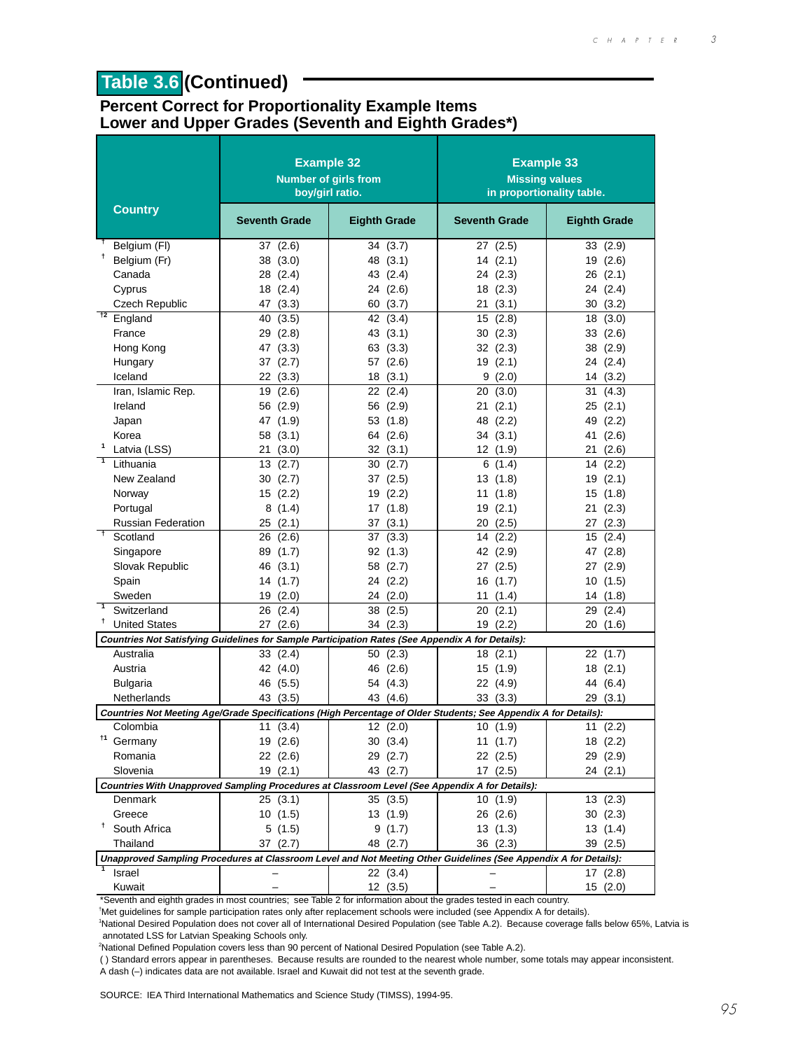## Table 3.6 (Continued)

### Percent Correct for Proportionality Example Items
### Lower and Upper Grades (Seventh and Eighth Grades*)

| Country | Example 32 Number of girls from boy/girl ratio. | | Example 33 Missing values in proportionality table. | |
|---|---|---|---|---|
| | Seventh Grade | Eighth Grade | Seventh Grade | Eighth Grade |
| † Belgium (Fl) | 37 (2.6) | 34 (3.7) | 27 (2.5) | 33 (2.9) |
| † Belgium (Fr) | 38 (3.0) | 48 (3.1) | 14 (2.1) | 19 (2.6) |
| Canada | 28 (2.4) | 43 (2.4) | 24 (2.3) | 26 (2.1) |
| Cyprus | 18 (2.4) | 24 (2.6) | 18 (2.3) | 24 (2.4) |
| Czech Republic | 47 (3.3) | 60 (3.7) | 21 (3.1) | 30 (3.2) |
| †2 England | 40 (3.5) | 42 (3.4) | 15 (2.8) | 18 (3.0) |
| France | 29 (2.8) | 43 (3.1) | 30 (2.3) | 33 (2.6) |
| Hong Kong | 47 (3.3) | 63 (3.3) | 32 (2.3) | 38 (2.9) |
| Hungary | 37 (2.7) | 57 (2.6) | 19 (2.1) | 24 (2.4) |
| Iceland | 22 (3.3) | 18 (3.1) | 9 (2.0) | 14 (3.2) |
| Iran, Islamic Rep. | 19 (2.6) | 22 (2.4) | 20 (3.0) | 31 (4.3) |
| Ireland | 56 (2.9) | 56 (2.9) | 21 (2.1) | 25 (2.1) |
| Japan | 47 (1.9) | 53 (1.8) | 48 (2.2) | 49 (2.2) |
| Korea | 58 (3.1) | 64 (2.6) | 34 (3.1) | 41 (2.6) |
| 1 Latvia (LSS) | 21 (3.0) | 32 (3.1) | 12 (1.9) | 21 (2.6) |
| 1 Lithuania | 13 (2.7) | 30 (2.7) | 6 (1.4) | 14 (2.2) |
| New Zealand | 30 (2.7) | 37 (2.5) | 13 (1.8) | 19 (2.1) |
| Norway | 15 (2.2) | 19 (2.2) | 11 (1.8) | 15 (1.8) |
| Portugal | 8 (1.4) | 17 (1.8) | 19 (2.1) | 21 (2.3) |
| Russian Federation | 25 (2.1) | 37 (3.1) | 20 (2.5) | 27 (2.3) |
| † Scotland | 26 (2.6) | 37 (3.3) | 14 (2.2) | 15 (2.4) |
| Singapore | 89 (1.7) | 92 (1.3) | 42 (2.9) | 47 (2.8) |
| Slovak Republic | 46 (3.1) | 58 (2.7) | 27 (2.5) | 27 (2.9) |
| Spain | 14 (1.7) | 24 (2.2) | 16 (1.7) | 10 (1.5) |
| Sweden | 19 (2.0) | 24 (2.0) | 11 (1.4) | 14 (1.8) |
| 1 Switzerland | 26 (2.4) | 38 (2.5) | 20 (2.1) | 29 (2.4) |
| † United States | 27 (2.6) | 34 (2.3) | 19 (2.2) | 20 (1.6) |
| ***Countries Not Satisfying Guidelines for Sample Participation Rates (See Appendix A for Details):*** | | | | |
| Australia | 33 (2.4) | 50 (2.3) | 18 (2.1) | 22 (1.7) |
| Austria | 42 (4.0) | 46 (2.6) | 15 (1.9) | 18 (2.1) |
| Bulgaria | 46 (5.5) | 54 (4.3) | 22 (4.9) | 44 (6.4) |
| Netherlands | 43 (3.5) | 43 (4.6) | 33 (3.3) | 29 (3.1) |
| ***Countries Not Meeting Age/Grade Specifications (High Percentage of Older Students; See Appendix A for Details):*** | | | | |
| Colombia | 11 (3.4) | 12 (2.0) | 10 (1.9) | 11 (2.2) |
| †1 Germany | 19 (2.6) | 30 (3.4) | 11 (1.7) | 18 (2.2) |
| Romania | 22 (2.6) | 29 (2.7) | 22 (2.5) | 29 (2.9) |
| Slovenia | 19 (2.1) | 43 (2.7) | 17 (2.5) | 24 (2.1) |
| ***Countries With Unapproved Sampling Procedures at Classroom Level (See Appendix A for Details):*** | | | | |
| Denmark | 25 (3.1) | 35 (3.5) | 10 (1.9) | 13 (2.3) |
| Greece | 10 (1.5) | 13 (1.9) | 26 (2.6) | 30 (2.3) |
| † South Africa | 5 (1.5) | 9 (1.7) | 13 (1.3) | 13 (1.4) |
| Thailand | 37 (2.7) | 48 (2.7) | 36 (2.3) | 39 (2.5) |
| ***Unapproved Sampling Procedures at Classroom Level and Not Meeting Other Guidelines (See Appendix A for Details):*** | | | | |
| 1 Israel | – | 22 (3.4) | – | 17 (2.8) |
| Kuwait | – | 12 (3.5) | – | 15 (2.0) |

*Seventh and eighth grades in most countries; see Table 2 for information about the grades tested in each country.
†Met guidelines for sample participation rates only after replacement schools were included (see Appendix A for details).
[1]National Desired Population does not cover all of International Desired Population (see Table A.2). Because coverage falls below 65%, Latvia is annotated LSS for Latvian Speaking Schools only.
[2]National Defined Population covers less than 90 percent of National Desired Population (see Table A.2).
( ) Standard errors appear in parentheses. Because results are rounded to the nearest whole number, some totals may appear inconsistent.
A dash (–) indicates data are not available. Israel and Kuwait did not test at the seventh grade.

SOURCE: IEA Third International Mathematics and Science Study (TIMSS), 1994-95.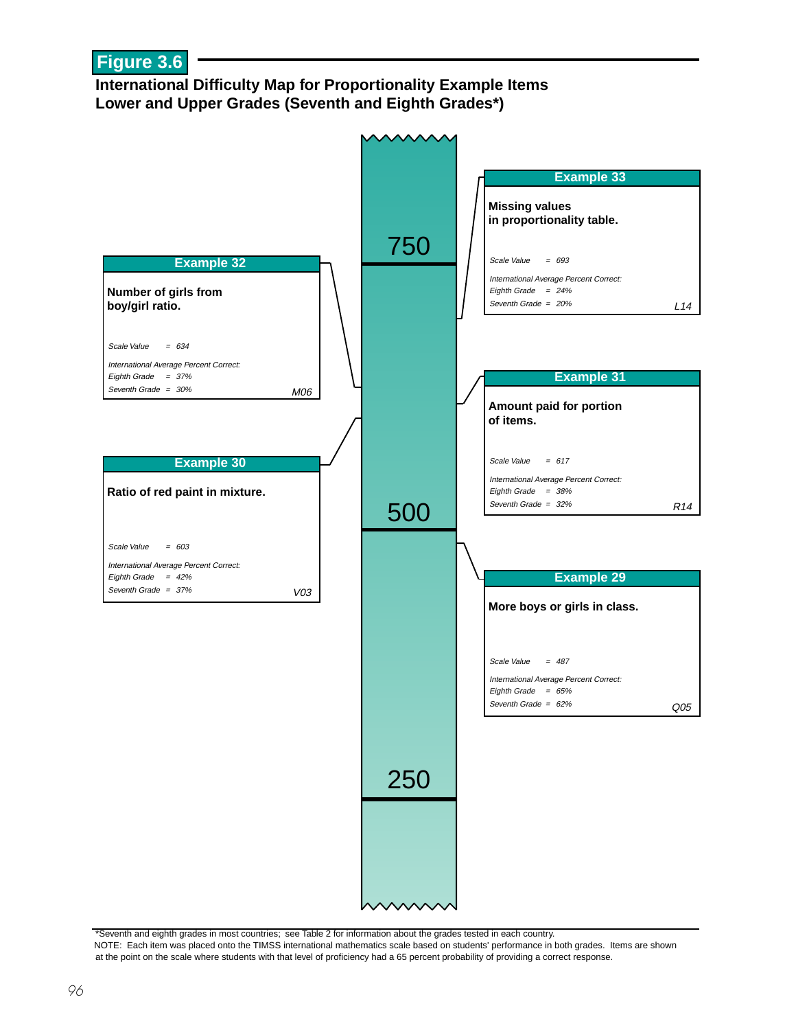# Figure 3.6

## International Difficulty Map for Proportionality Example Items Lower and Upper Grades (Seventh and Eighth Grades*)

Scale: 750 — 500 — 250

**Example 33**

**Missing values in proportionality table.**

*Scale Value = 693*

*International Average Percent Correct:*
*Eighth Grade = 24%*
*Seventh Grade = 20%*

*L14*

**Example 32**

**Number of girls from boy/girl ratio.**

*Scale Value = 634*

*International Average Percent Correct:*
*Eighth Grade = 37%*
*Seventh Grade = 30%*

*M06*

**Example 31**

**Amount paid for portion of items.**

*Scale Value = 617*

*International Average Percent Correct:*
*Eighth Grade = 38%*
*Seventh Grade = 32%*

*R14*

**Example 30**

**Ratio of red paint in mixture.**

*Scale Value = 603*

*International Average Percent Correct:*
*Eighth Grade = 42%*
*Seventh Grade = 37%*

*V03*

**Example 29**

**More boys or girls in class.**

*Scale Value = 487*

*International Average Percent Correct:*
*Eighth Grade = 65%*
*Seventh Grade = 62%*

*Q05*

*Seventh and eighth grades in most countries; see Table 2 for information about the grades tested in each country.

NOTE: Each item was placed onto the TIMSS international mathematics scale based on students' performance in both grades. Items are shown at the point on the scale where students with that level of proficiency had a 65 percent probability of providing a correct response.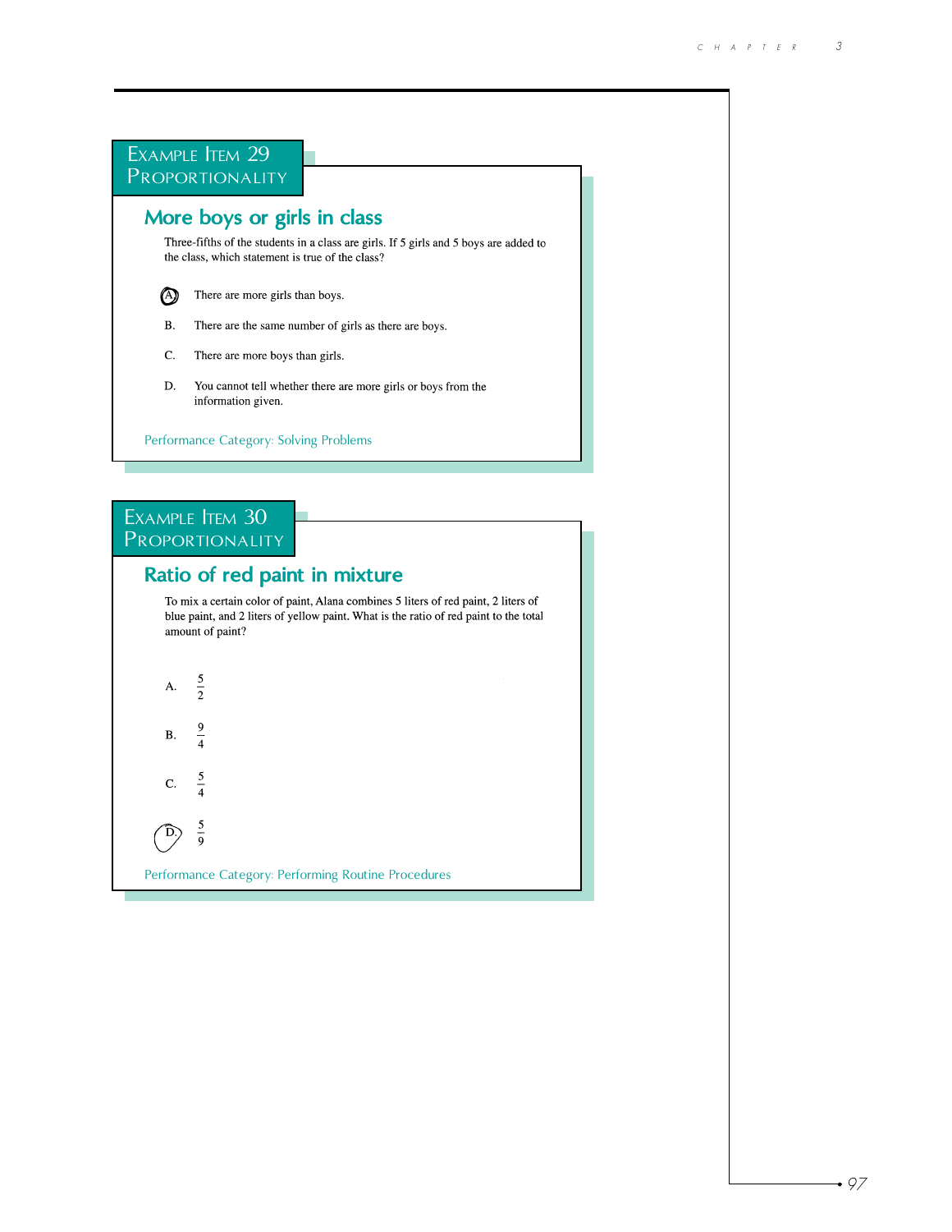## Example Item 29
## Proportionality

### More boys or girls in class

Three-fifths of the students in a class are girls. If 5 girls and 5 boys are added to the class, which statement is true of the class?

(A) There are more girls than boys.

B. There are the same number of girls as there are boys.

C. There are more boys than girls.

D. You cannot tell whether there are more girls or boys from the information given.

Performance Category: Solving Problems

## Example Item 30
## Proportionality

### Ratio of red paint in mixture

To mix a certain color of paint, Alana combines 5 liters of red paint, 2 liters of blue paint, and 2 liters of yellow paint. What is the ratio of red paint to the total amount of paint?

A. $\frac{5}{2}$

B. $\frac{9}{4}$

C. $\frac{5}{4}$

(D) $\frac{5}{9}$

Performance Category: Performing Routine Procedures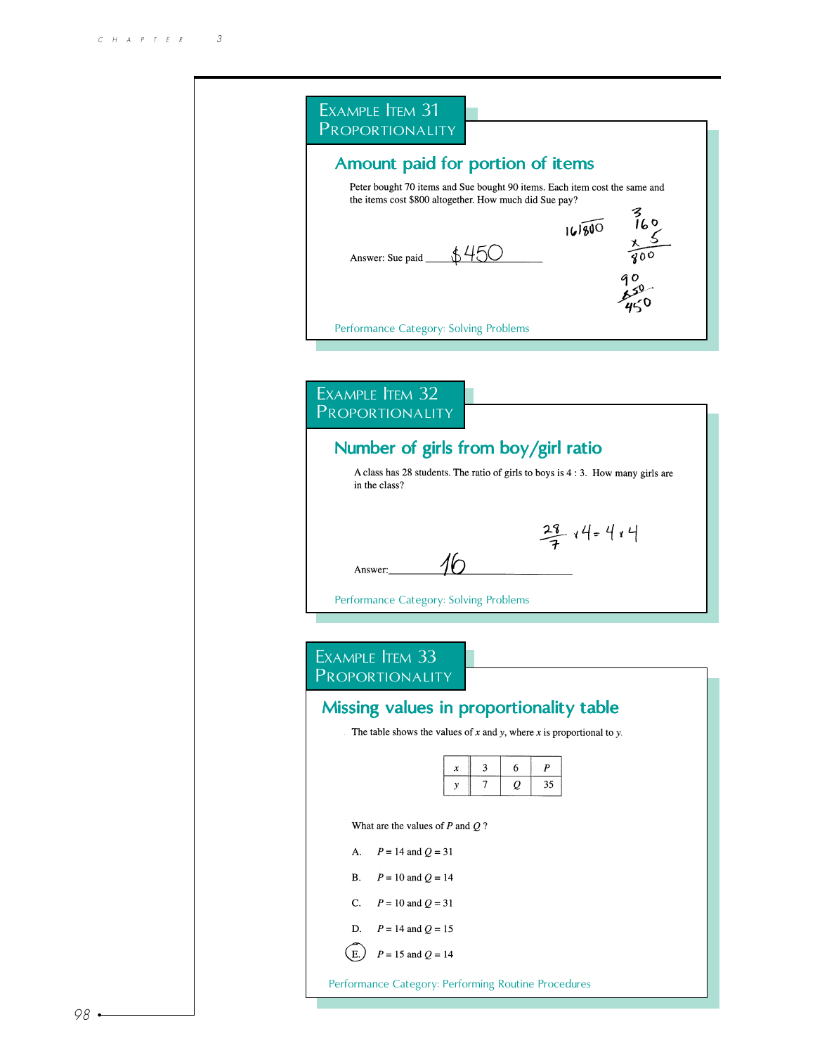## Example Item 31
## Proportionality

### Amount paid for portion of items

Peter bought 70 items and Sue bought 90 items. Each item cost the same and the items cost $800 altogether. How much did Sue pay?

Answer: Sue paid $450

Performance Category: Solving Problems

## Example Item 32
## Proportionality

### Number of girls from boy/girl ratio

A class has 28 students. The ratio of girls to boys is 4 : 3. How many girls are in the class?

$\frac{28}{7} \times 4 = 4 \times 4$

Answer: 16

Performance Category: Solving Problems

## Example Item 33
## Proportionality

### Missing values in proportionality table

The table shows the values of $x$ and $y$, where $x$ is proportional to $y$.

| | | | |
|---|---|---|---|
| $x$ | 3 | 6 | $P$ |
| $y$ | 7 | $Q$ | 35 |

What are the values of $P$ and $Q$ ?

A. $P = 14$ and $Q = 31$

B. $P = 10$ and $Q = 14$

C. $P = 10$ and $Q = 31$

D. $P = 14$ and $Q = 15$

(E.) $P = 15$ and $Q = 14$

Performance Category: Performing Routine Procedures